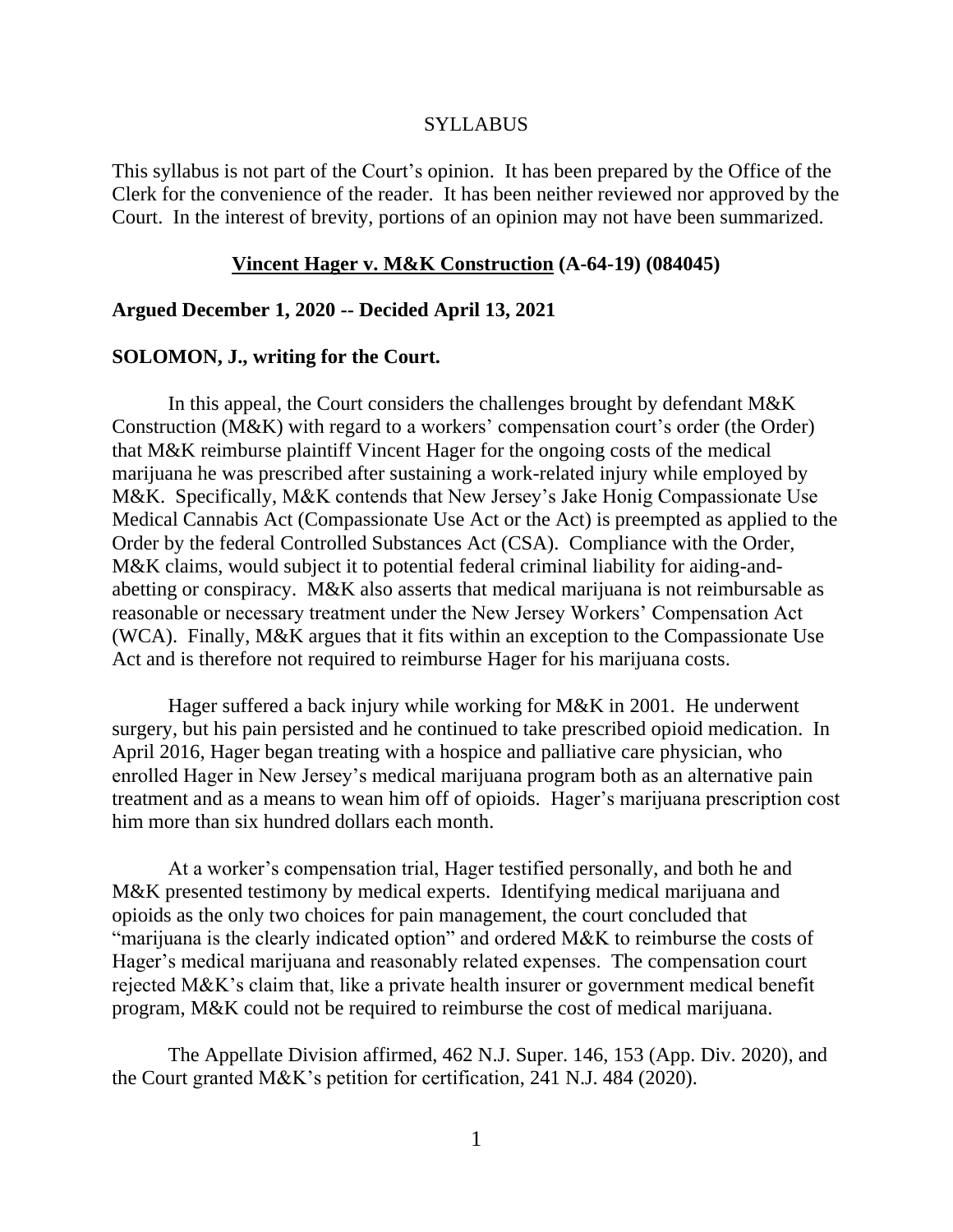SYLLABUS

This syllabus is not part of the Court's opinion. It has been prepared by the Office of the Clerk for the convenience of the reader. It has been neither reviewed nor approved by the Court. In the interest of brevity, portions of an opinion may not have been summarized.

**Vincent Hager v. M&K Construction (A-64-19) (084045)**

**Argued December 1, 2020 -- Decided April 13, 2021**

**SOLOMON, J., writing for the Court.**

In this appeal, the Court considers the challenges brought by defendant M&K Construction (M&K) with regard to a workers' compensation court's order (the Order) that M&K reimburse plaintiff Vincent Hager for the ongoing costs of the medical marijuana he was prescribed after sustaining a work-related injury while employed by M&K. Specifically, M&K contends that New Jersey's Jake Honig Compassionate Use Medical Cannabis Act (Compassionate Use Act or the Act) is preempted as applied to the Order by the federal Controlled Substances Act (CSA). Compliance with the Order, M&K claims, would subject it to potential federal criminal liability for aiding-and-abetting or conspiracy. M&K also asserts that medical marijuana is not reimbursable as reasonable or necessary treatment under the New Jersey Workers' Compensation Act (WCA). Finally, M&K argues that it fits within an exception to the Compassionate Use Act and is therefore not required to reimburse Hager for his marijuana costs.

Hager suffered a back injury while working for M&K in 2001. He underwent surgery, but his pain persisted and he continued to take prescribed opioid medication. In April 2016, Hager began treating with a hospice and palliative care physician, who enrolled Hager in New Jersey's medical marijuana program both as an alternative pain treatment and as a means to wean him off of opioids. Hager's marijuana prescription cost him more than six hundred dollars each month.

At a worker's compensation trial, Hager testified personally, and both he and M&K presented testimony by medical experts. Identifying medical marijuana and opioids as the only two choices for pain management, the court concluded that "marijuana is the clearly indicated option" and ordered M&K to reimburse the costs of Hager's medical marijuana and reasonably related expenses. The compensation court rejected M&K's claim that, like a private health insurer or government medical benefit program, M&K could not be required to reimburse the cost of medical marijuana.

The Appellate Division affirmed, 462 N.J. Super. 146, 153 (App. Div. 2020), and the Court granted M&K's petition for certification, 241 N.J. 484 (2020).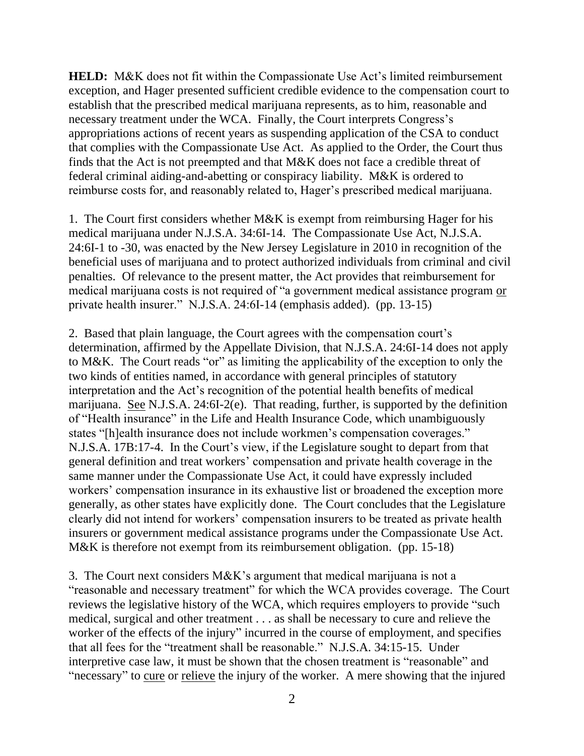**HELD:** M&K does not fit within the Compassionate Use Act's limited reimbursement exception, and Hager presented sufficient credible evidence to the compensation court to establish that the prescribed medical marijuana represents, as to him, reasonable and necessary treatment under the WCA. Finally, the Court interprets Congress's appropriations actions of recent years as suspending application of the CSA to conduct that complies with the Compassionate Use Act. As applied to the Order, the Court thus finds that the Act is not preempted and that M&K does not face a credible threat of federal criminal aiding-and-abetting or conspiracy liability. M&K is ordered to reimburse costs for, and reasonably related to, Hager's prescribed medical marijuana.

1. The Court first considers whether M&K is exempt from reimbursing Hager for his medical marijuana under N.J.S.A. 34:6I-14. The Compassionate Use Act, N.J.S.A. 24:6I-1 to -30, was enacted by the New Jersey Legislature in 2010 in recognition of the beneficial uses of marijuana and to protect authorized individuals from criminal and civil penalties. Of relevance to the present matter, the Act provides that reimbursement for medical marijuana costs is not required of "a government medical assistance program <u>or</u> private health insurer." N.J.S.A. 24:6I-14 (emphasis added). (pp. 13-15)

2. Based that plain language, the Court agrees with the compensation court's determination, affirmed by the Appellate Division, that N.J.S.A. 24:6I-14 does not apply to M&K. The Court reads "or" as limiting the applicability of the exception to only the two kinds of entities named, in accordance with general principles of statutory interpretation and the Act's recognition of the potential health benefits of medical marijuana. <u>See</u> N.J.S.A. 24:6I-2(e). That reading, further, is supported by the definition of "Health insurance" in the Life and Health Insurance Code, which unambiguously states "[h]ealth insurance does not include workmen's compensation coverages." N.J.S.A. 17B:17-4. In the Court's view, if the Legislature sought to depart from that general definition and treat workers' compensation and private health coverage in the same manner under the Compassionate Use Act, it could have expressly included workers' compensation insurance in its exhaustive list or broadened the exception more generally, as other states have explicitly done. The Court concludes that the Legislature clearly did not intend for workers' compensation insurers to be treated as private health insurers or government medical assistance programs under the Compassionate Use Act. M&K is therefore not exempt from its reimbursement obligation. (pp. 15-18)

3. The Court next considers M&K's argument that medical marijuana is not a "reasonable and necessary treatment" for which the WCA provides coverage. The Court reviews the legislative history of the WCA, which requires employers to provide "such medical, surgical and other treatment . . . as shall be necessary to cure and relieve the worker of the effects of the injury" incurred in the course of employment, and specifies that all fees for the "treatment shall be reasonable." N.J.S.A. 34:15-15. Under interpretive case law, it must be shown that the chosen treatment is "reasonable" and "necessary" to <u>cure</u> or <u>relieve</u> the injury of the worker. A mere showing that the injured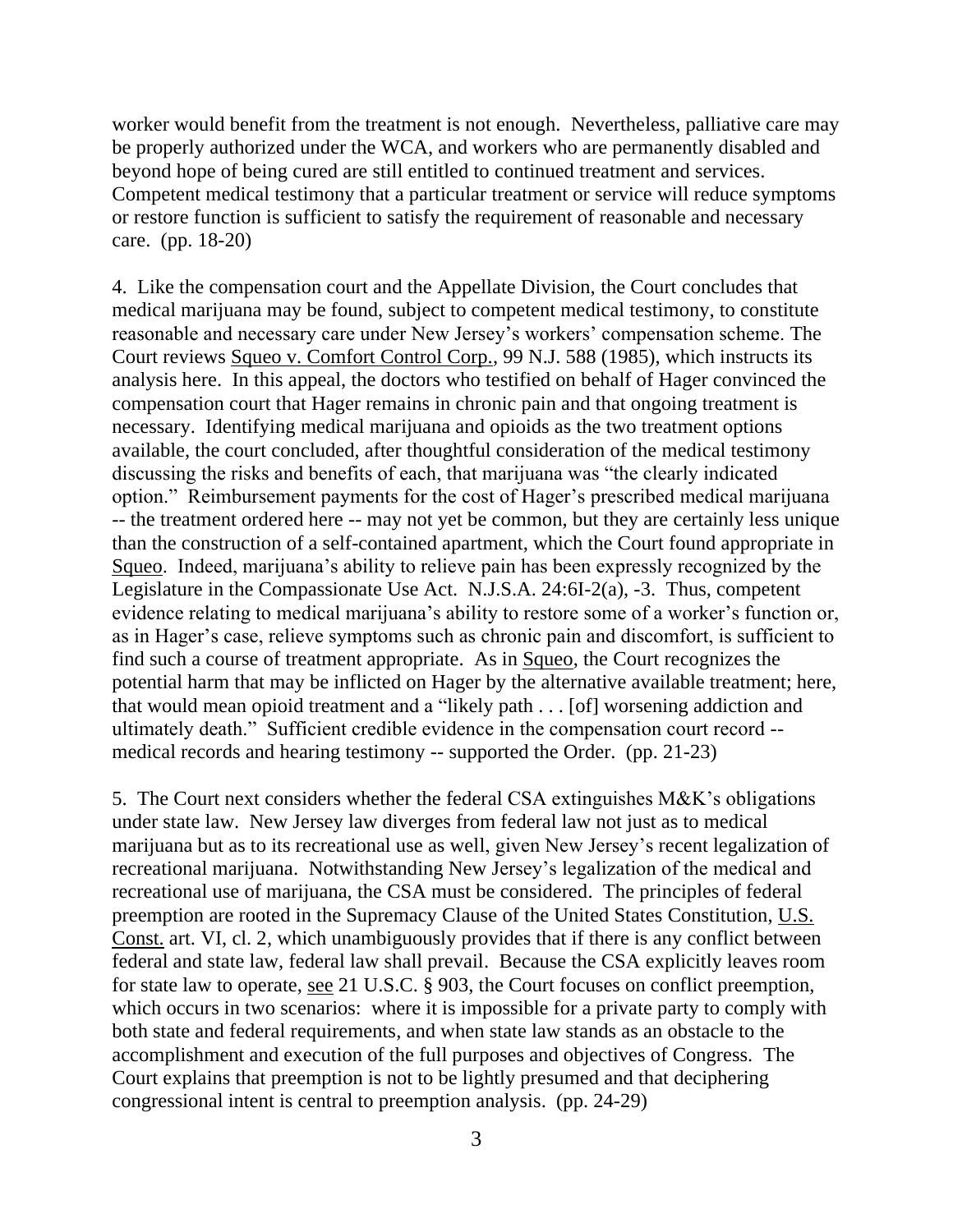worker would benefit from the treatment is not enough. Nevertheless, palliative care may be properly authorized under the WCA, and workers who are permanently disabled and beyond hope of being cured are still entitled to continued treatment and services. Competent medical testimony that a particular treatment or service will reduce symptoms or restore function is sufficient to satisfy the requirement of reasonable and necessary care. (pp. 18-20)

4. Like the compensation court and the Appellate Division, the Court concludes that medical marijuana may be found, subject to competent medical testimony, to constitute reasonable and necessary care under New Jersey's workers' compensation scheme. The Court reviews Squeo v. Comfort Control Corp., 99 N.J. 588 (1985), which instructs its analysis here. In this appeal, the doctors who testified on behalf of Hager convinced the compensation court that Hager remains in chronic pain and that ongoing treatment is necessary. Identifying medical marijuana and opioids as the two treatment options available, the court concluded, after thoughtful consideration of the medical testimony discussing the risks and benefits of each, that marijuana was "the clearly indicated option." Reimbursement payments for the cost of Hager's prescribed medical marijuana -- the treatment ordered here -- may not yet be common, but they are certainly less unique than the construction of a self-contained apartment, which the Court found appropriate in Squeo. Indeed, marijuana's ability to relieve pain has been expressly recognized by the Legislature in the Compassionate Use Act. N.J.S.A. 24:6I-2(a), -3. Thus, competent evidence relating to medical marijuana's ability to restore some of a worker's function or, as in Hager's case, relieve symptoms such as chronic pain and discomfort, is sufficient to find such a course of treatment appropriate. As in Squeo, the Court recognizes the potential harm that may be inflicted on Hager by the alternative available treatment; here, that would mean opioid treatment and a "likely path . . . [of] worsening addiction and ultimately death." Sufficient credible evidence in the compensation court record -- medical records and hearing testimony -- supported the Order. (pp. 21-23)

5. The Court next considers whether the federal CSA extinguishes M&K's obligations under state law. New Jersey law diverges from federal law not just as to medical marijuana but as to its recreational use as well, given New Jersey's recent legalization of recreational marijuana. Notwithstanding New Jersey's legalization of the medical and recreational use of marijuana, the CSA must be considered. The principles of federal preemption are rooted in the Supremacy Clause of the United States Constitution, U.S. Const. art. VI, cl. 2, which unambiguously provides that if there is any conflict between federal and state law, federal law shall prevail. Because the CSA explicitly leaves room for state law to operate, see 21 U.S.C. § 903, the Court focuses on conflict preemption, which occurs in two scenarios: where it is impossible for a private party to comply with both state and federal requirements, and when state law stands as an obstacle to the accomplishment and execution of the full purposes and objectives of Congress. The Court explains that preemption is not to be lightly presumed and that deciphering congressional intent is central to preemption analysis. (pp. 24-29)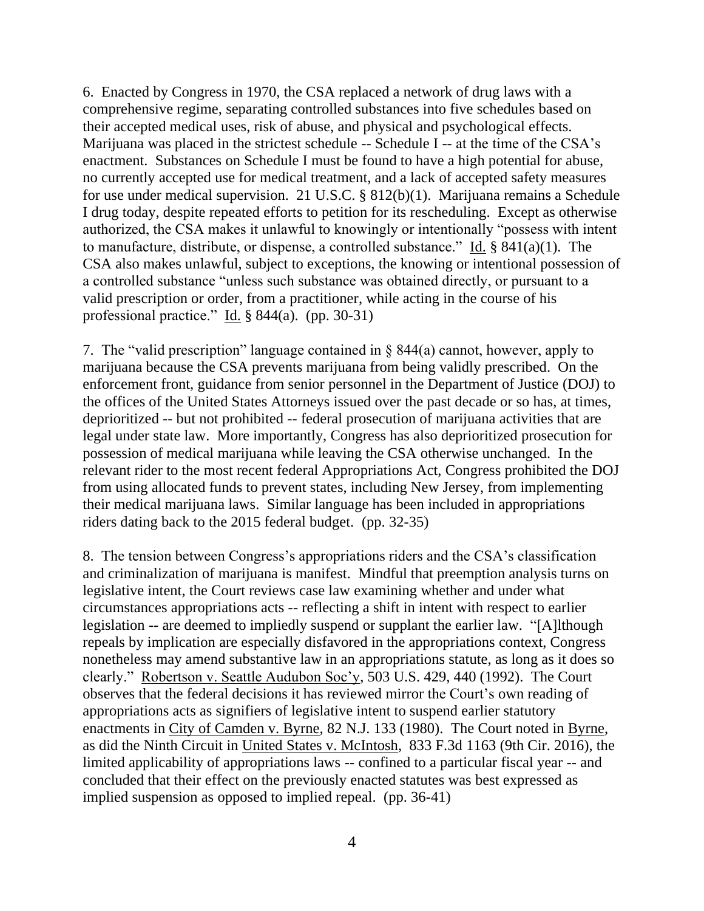6. Enacted by Congress in 1970, the CSA replaced a network of drug laws with a comprehensive regime, separating controlled substances into five schedules based on their accepted medical uses, risk of abuse, and physical and psychological effects. Marijuana was placed in the strictest schedule -- Schedule I -- at the time of the CSA's enactment. Substances on Schedule I must be found to have a high potential for abuse, no currently accepted use for medical treatment, and a lack of accepted safety measures for use under medical supervision. 21 U.S.C. § 812(b)(1). Marijuana remains a Schedule I drug today, despite repeated efforts to petition for its rescheduling. Except as otherwise authorized, the CSA makes it unlawful to knowingly or intentionally "possess with intent to manufacture, distribute, or dispense, a controlled substance." Id. § 841(a)(1). The CSA also makes unlawful, subject to exceptions, the knowing or intentional possession of a controlled substance "unless such substance was obtained directly, or pursuant to a valid prescription or order, from a practitioner, while acting in the course of his professional practice." Id. § 844(a). (pp. 30-31)

7. The "valid prescription" language contained in § 844(a) cannot, however, apply to marijuana because the CSA prevents marijuana from being validly prescribed. On the enforcement front, guidance from senior personnel in the Department of Justice (DOJ) to the offices of the United States Attorneys issued over the past decade or so has, at times, deprioritized -- but not prohibited -- federal prosecution of marijuana activities that are legal under state law. More importantly, Congress has also deprioritized prosecution for possession of medical marijuana while leaving the CSA otherwise unchanged. In the relevant rider to the most recent federal Appropriations Act, Congress prohibited the DOJ from using allocated funds to prevent states, including New Jersey, from implementing their medical marijuana laws. Similar language has been included in appropriations riders dating back to the 2015 federal budget. (pp. 32-35)

8. The tension between Congress's appropriations riders and the CSA's classification and criminalization of marijuana is manifest. Mindful that preemption analysis turns on legislative intent, the Court reviews case law examining whether and under what circumstances appropriations acts -- reflecting a shift in intent with respect to earlier legislation -- are deemed to impliedly suspend or supplant the earlier law. "[A]lthough repeals by implication are especially disfavored in the appropriations context, Congress nonetheless may amend substantive law in an appropriations statute, as long as it does so clearly." Robertson v. Seattle Audubon Soc'y, 503 U.S. 429, 440 (1992). The Court observes that the federal decisions it has reviewed mirror the Court's own reading of appropriations acts as signifiers of legislative intent to suspend earlier statutory enactments in City of Camden v. Byrne, 82 N.J. 133 (1980). The Court noted in Byrne, as did the Ninth Circuit in United States v. McIntosh, 833 F.3d 1163 (9th Cir. 2016), the limited applicability of appropriations laws -- confined to a particular fiscal year -- and concluded that their effect on the previously enacted statutes was best expressed as implied suspension as opposed to implied repeal. (pp. 36-41)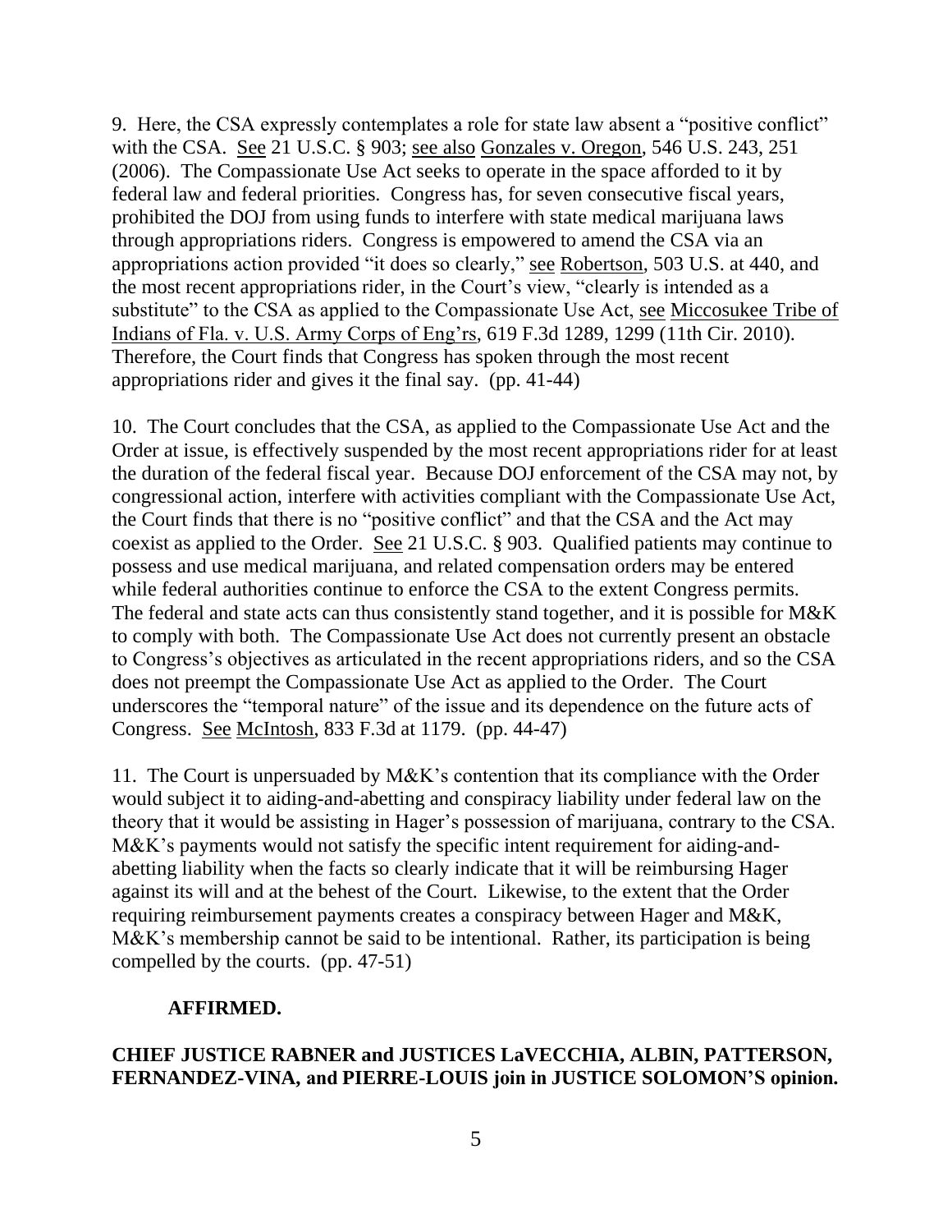9. Here, the CSA expressly contemplates a role for state law absent a "positive conflict" with the CSA. See 21 U.S.C. § 903; see also Gonzales v. Oregon, 546 U.S. 243, 251 (2006). The Compassionate Use Act seeks to operate in the space afforded to it by federal law and federal priorities. Congress has, for seven consecutive fiscal years, prohibited the DOJ from using funds to interfere with state medical marijuana laws through appropriations riders. Congress is empowered to amend the CSA via an appropriations action provided "it does so clearly," see Robertson, 503 U.S. at 440, and the most recent appropriations rider, in the Court's view, "clearly is intended as a substitute" to the CSA as applied to the Compassionate Use Act, see Miccosukee Tribe of Indians of Fla. v. U.S. Army Corps of Eng'rs, 619 F.3d 1289, 1299 (11th Cir. 2010). Therefore, the Court finds that Congress has spoken through the most recent appropriations rider and gives it the final say. (pp. 41-44)

10. The Court concludes that the CSA, as applied to the Compassionate Use Act and the Order at issue, is effectively suspended by the most recent appropriations rider for at least the duration of the federal fiscal year. Because DOJ enforcement of the CSA may not, by congressional action, interfere with activities compliant with the Compassionate Use Act, the Court finds that there is no "positive conflict" and that the CSA and the Act may coexist as applied to the Order. See 21 U.S.C. § 903. Qualified patients may continue to possess and use medical marijuana, and related compensation orders may be entered while federal authorities continue to enforce the CSA to the extent Congress permits. The federal and state acts can thus consistently stand together, and it is possible for M&K to comply with both. The Compassionate Use Act does not currently present an obstacle to Congress's objectives as articulated in the recent appropriations riders, and so the CSA does not preempt the Compassionate Use Act as applied to the Order. The Court underscores the "temporal nature" of the issue and its dependence on the future acts of Congress. See McIntosh, 833 F.3d at 1179. (pp. 44-47)

11. The Court is unpersuaded by M&K's contention that its compliance with the Order would subject it to aiding-and-abetting and conspiracy liability under federal law on the theory that it would be assisting in Hager's possession of marijuana, contrary to the CSA. M&K's payments would not satisfy the specific intent requirement for aiding-and-abetting liability when the facts so clearly indicate that it will be reimbursing Hager against its will and at the behest of the Court. Likewise, to the extent that the Order requiring reimbursement payments creates a conspiracy between Hager and M&K, M&K's membership cannot be said to be intentional. Rather, its participation is being compelled by the courts. (pp. 47-51)

**AFFIRMED.**

**CHIEF JUSTICE RABNER and JUSTICES LaVECCHIA, ALBIN, PATTERSON, FERNANDEZ-VINA, and PIERRE-LOUIS join in JUSTICE SOLOMON'S opinion.**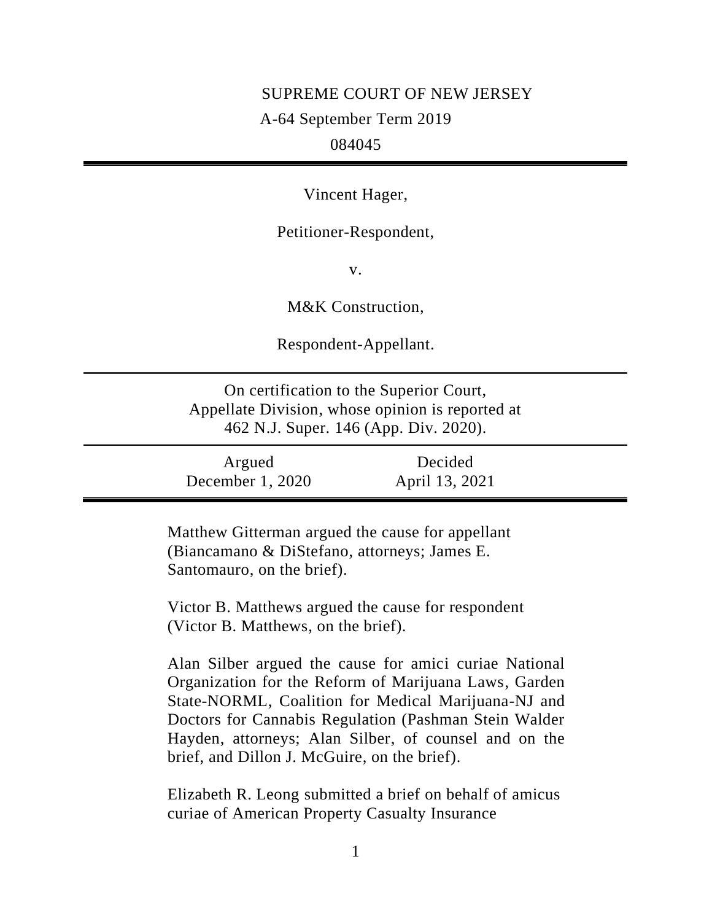SUPREME COURT OF NEW JERSEY

A-64 September Term 2019

084045

---

Vincent Hager,

Petitioner-Respondent,

v.

M&K Construction,

Respondent-Appellant.

---

On certification to the Superior Court, Appellate Division, whose opinion is reported at 462 N.J. Super. 146 (App. Div. 2020).

---

| Argued | Decided |
| --- | --- |
| December 1, 2020 | April 13, 2021 |

---

Matthew Gitterman argued the cause for appellant (Biancamano & DiStefano, attorneys; James E. Santomauro, on the brief).

Victor B. Matthews argued the cause for respondent (Victor B. Matthews, on the brief).

Alan Silber argued the cause for amici curiae National Organization for the Reform of Marijuana Laws, Garden State-NORML, Coalition for Medical Marijuana-NJ and Doctors for Cannabis Regulation (Pashman Stein Walder Hayden, attorneys; Alan Silber, of counsel and on the brief, and Dillon J. McGuire, on the brief).

Elizabeth R. Leong submitted a brief on behalf of amicus curiae of American Property Casualty Insurance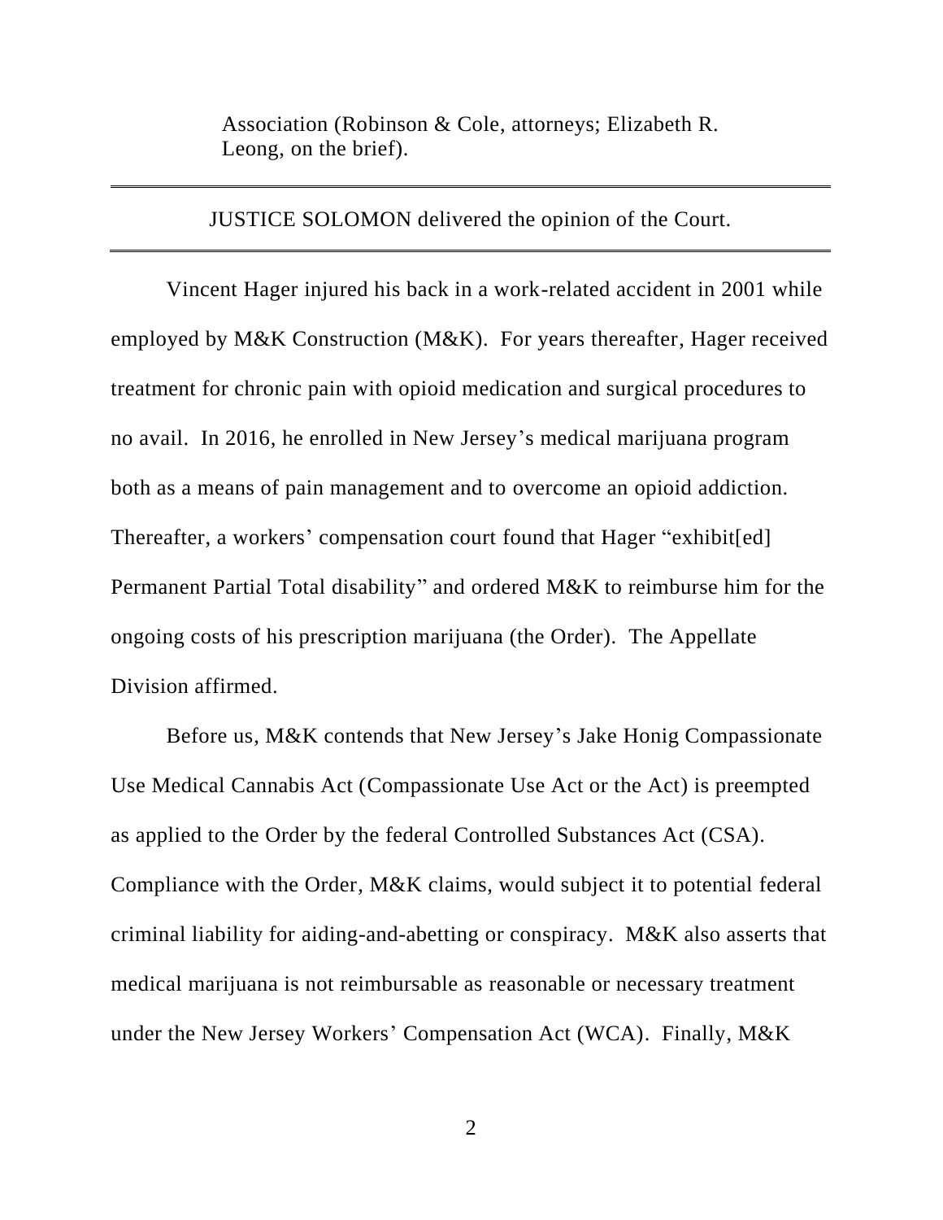Association (Robinson & Cole, attorneys; Elizabeth R. Leong, on the brief).

---

JUSTICE SOLOMON delivered the opinion of the Court.

---

Vincent Hager injured his back in a work-related accident in 2001 while employed by M&K Construction (M&K). For years thereafter, Hager received treatment for chronic pain with opioid medication and surgical procedures to no avail. In 2016, he enrolled in New Jersey's medical marijuana program both as a means of pain management and to overcome an opioid addiction. Thereafter, a workers' compensation court found that Hager "exhibit[ed] Permanent Partial Total disability" and ordered M&K to reimburse him for the ongoing costs of his prescription marijuana (the Order). The Appellate Division affirmed.

Before us, M&K contends that New Jersey's Jake Honig Compassionate Use Medical Cannabis Act (Compassionate Use Act or the Act) is preempted as applied to the Order by the federal Controlled Substances Act (CSA). Compliance with the Order, M&K claims, would subject it to potential federal criminal liability for aiding-and-abetting or conspiracy. M&K also asserts that medical marijuana is not reimbursable as reasonable or necessary treatment under the New Jersey Workers' Compensation Act (WCA). Finally, M&K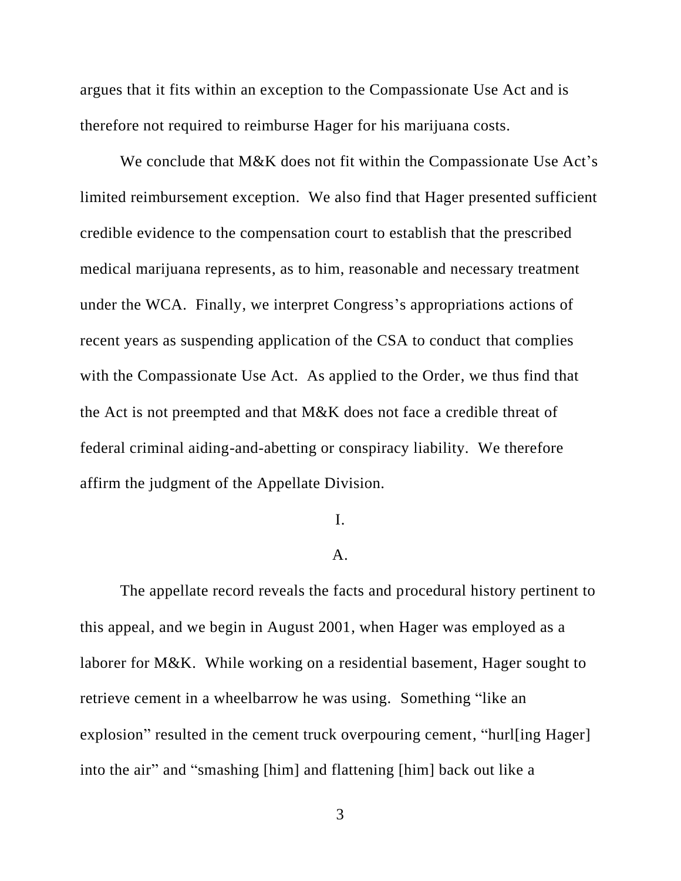argues that it fits within an exception to the Compassionate Use Act and is therefore not required to reimburse Hager for his marijuana costs.

We conclude that M&K does not fit within the Compassionate Use Act's limited reimbursement exception. We also find that Hager presented sufficient credible evidence to the compensation court to establish that the prescribed medical marijuana represents, as to him, reasonable and necessary treatment under the WCA. Finally, we interpret Congress's appropriations actions of recent years as suspending application of the CSA to conduct that complies with the Compassionate Use Act. As applied to the Order, we thus find that the Act is not preempted and that M&K does not face a credible threat of federal criminal aiding-and-abetting or conspiracy liability. We therefore affirm the judgment of the Appellate Division.

## I.

### A.

The appellate record reveals the facts and procedural history pertinent to this appeal, and we begin in August 2001, when Hager was employed as a laborer for M&K. While working on a residential basement, Hager sought to retrieve cement in a wheelbarrow he was using. Something "like an explosion" resulted in the cement truck overpouring cement, "hurl[ing Hager] into the air" and "smashing [him] and flattening [him] back out like a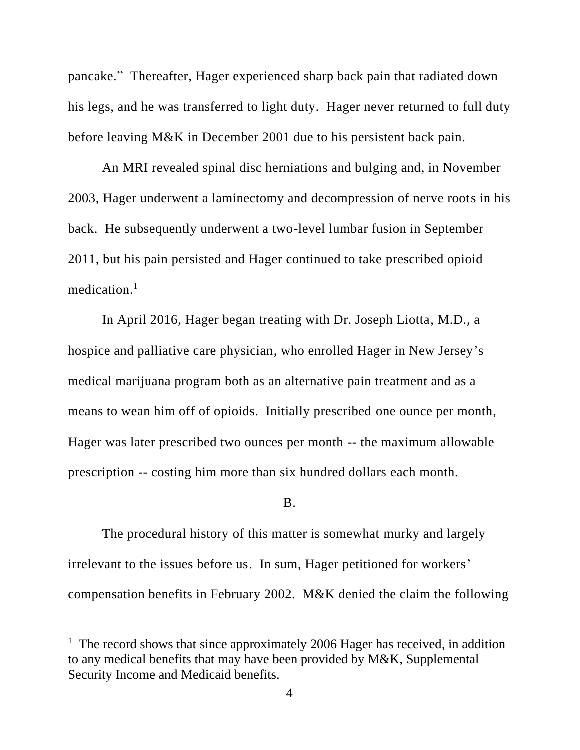pancake." Thereafter, Hager experienced sharp back pain that radiated down his legs, and he was transferred to light duty. Hager never returned to full duty before leaving M&K in December 2001 due to his persistent back pain.

An MRI revealed spinal disc herniations and bulging and, in November 2003, Hager underwent a laminectomy and decompression of nerve roots in his back. He subsequently underwent a two-level lumbar fusion in September 2011, but his pain persisted and Hager continued to take prescribed opioid medication.[1]

In April 2016, Hager began treating with Dr. Joseph Liotta, M.D., a hospice and palliative care physician, who enrolled Hager in New Jersey's medical marijuana program both as an alternative pain treatment and as a means to wean him off of opioids. Initially prescribed one ounce per month, Hager was later prescribed two ounces per month -- the maximum allowable prescription -- costing him more than six hundred dollars each month.

B.

The procedural history of this matter is somewhat murky and largely irrelevant to the issues before us. In sum, Hager petitioned for workers' compensation benefits in February 2002. M&K denied the claim the following

[1] The record shows that since approximately 2006 Hager has received, in addition to any medical benefits that may have been provided by M&K, Supplemental Security Income and Medicaid benefits.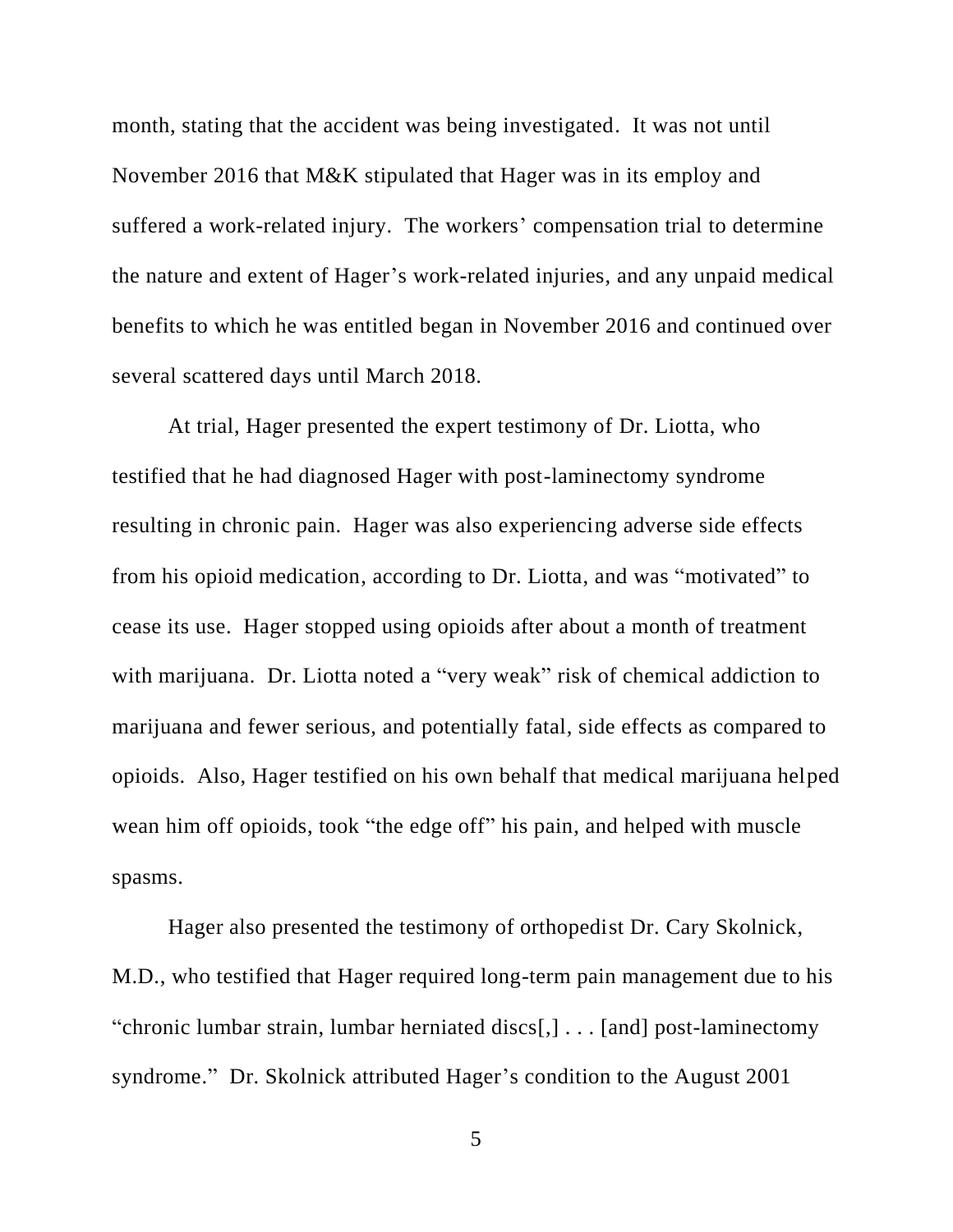month, stating that the accident was being investigated. It was not until November 2016 that M&K stipulated that Hager was in its employ and suffered a work-related injury. The workers' compensation trial to determine the nature and extent of Hager's work-related injuries, and any unpaid medical benefits to which he was entitled began in November 2016 and continued over several scattered days until March 2018.

At trial, Hager presented the expert testimony of Dr. Liotta, who testified that he had diagnosed Hager with post-laminectomy syndrome resulting in chronic pain. Hager was also experiencing adverse side effects from his opioid medication, according to Dr. Liotta, and was "motivated" to cease its use. Hager stopped using opioids after about a month of treatment with marijuana. Dr. Liotta noted a "very weak" risk of chemical addiction to marijuana and fewer serious, and potentially fatal, side effects as compared to opioids. Also, Hager testified on his own behalf that medical marijuana helped wean him off opioids, took "the edge off" his pain, and helped with muscle spasms.

Hager also presented the testimony of orthopedist Dr. Cary Skolnick, M.D., who testified that Hager required long-term pain management due to his "chronic lumbar strain, lumbar herniated discs[,] . . . [and] post-laminectomy syndrome." Dr. Skolnick attributed Hager's condition to the August 2001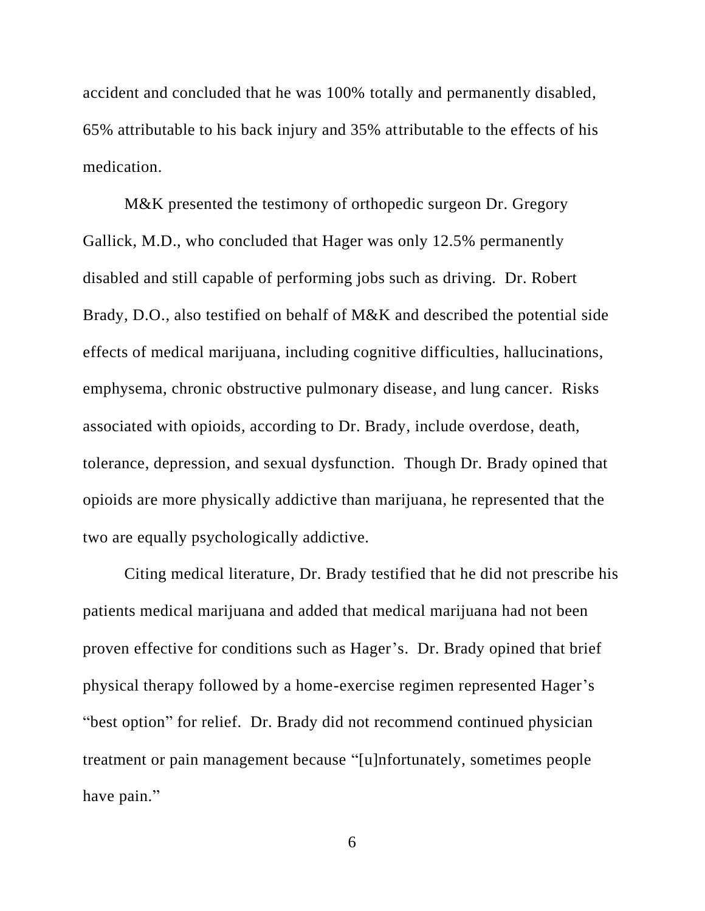accident and concluded that he was 100% totally and permanently disabled, 65% attributable to his back injury and 35% attributable to the effects of his medication.

M&K presented the testimony of orthopedic surgeon Dr. Gregory Gallick, M.D., who concluded that Hager was only 12.5% permanently disabled and still capable of performing jobs such as driving. Dr. Robert Brady, D.O., also testified on behalf of M&K and described the potential side effects of medical marijuana, including cognitive difficulties, hallucinations, emphysema, chronic obstructive pulmonary disease, and lung cancer. Risks associated with opioids, according to Dr. Brady, include overdose, death, tolerance, depression, and sexual dysfunction. Though Dr. Brady opined that opioids are more physically addictive than marijuana, he represented that the two are equally psychologically addictive.

Citing medical literature, Dr. Brady testified that he did not prescribe his patients medical marijuana and added that medical marijuana had not been proven effective for conditions such as Hager's. Dr. Brady opined that brief physical therapy followed by a home-exercise regimen represented Hager's "best option" for relief. Dr. Brady did not recommend continued physician treatment or pain management because "[u]nfortunately, sometimes people have pain."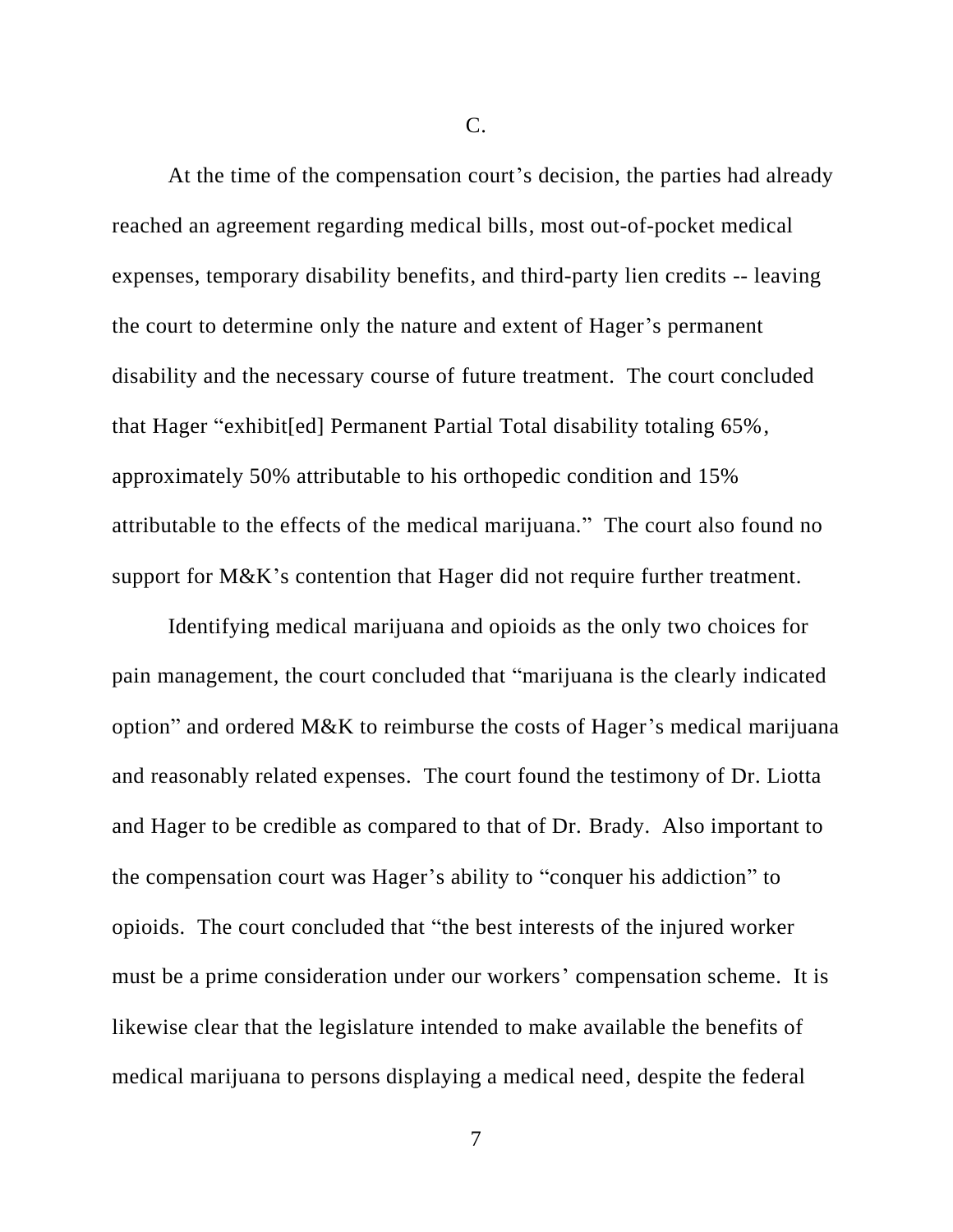C.

At the time of the compensation court's decision, the parties had already reached an agreement regarding medical bills, most out-of-pocket medical expenses, temporary disability benefits, and third-party lien credits -- leaving the court to determine only the nature and extent of Hager's permanent disability and the necessary course of future treatment. The court concluded that Hager "exhibit[ed] Permanent Partial Total disability totaling 65%, approximately 50% attributable to his orthopedic condition and 15% attributable to the effects of the medical marijuana." The court also found no support for M&K's contention that Hager did not require further treatment.

Identifying medical marijuana and opioids as the only two choices for pain management, the court concluded that "marijuana is the clearly indicated option" and ordered M&K to reimburse the costs of Hager's medical marijuana and reasonably related expenses. The court found the testimony of Dr. Liotta and Hager to be credible as compared to that of Dr. Brady. Also important to the compensation court was Hager's ability to "conquer his addiction" to opioids. The court concluded that "the best interests of the injured worker must be a prime consideration under our workers' compensation scheme. It is likewise clear that the legislature intended to make available the benefits of medical marijuana to persons displaying a medical need, despite the federal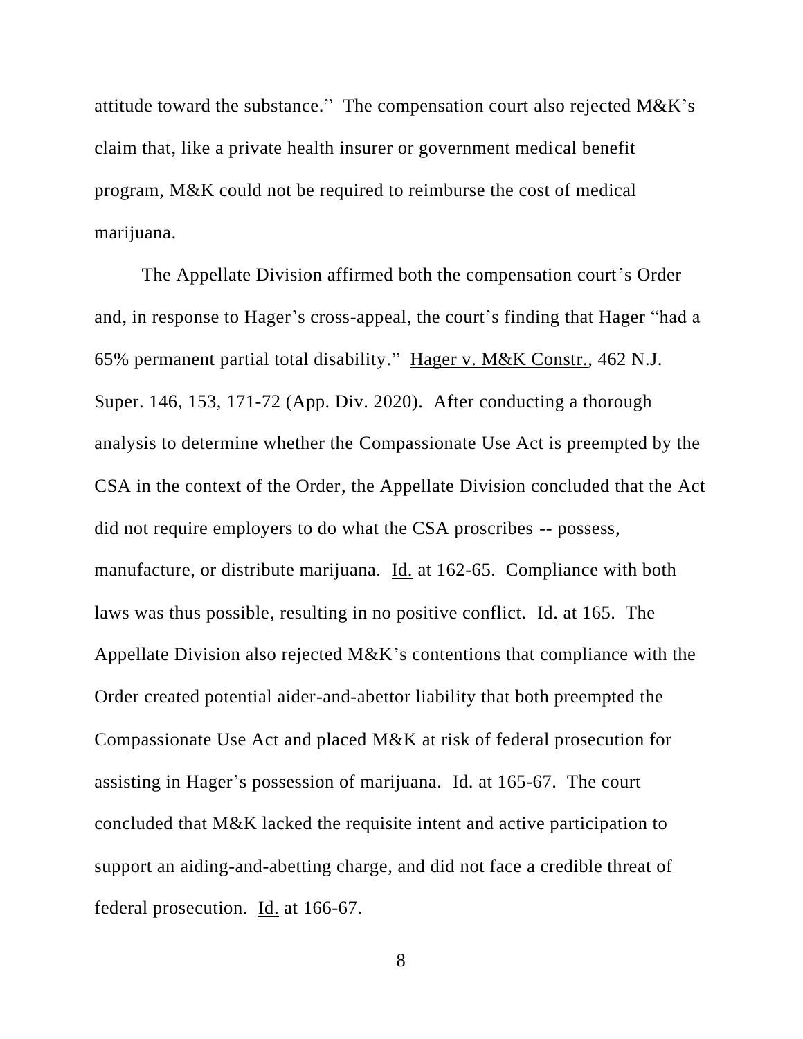attitude toward the substance." The compensation court also rejected M&K's claim that, like a private health insurer or government medical benefit program, M&K could not be required to reimburse the cost of medical marijuana.

The Appellate Division affirmed both the compensation court's Order and, in response to Hager's cross-appeal, the court's finding that Hager "had a 65% permanent partial total disability." Hager v. M&K Constr., 462 N.J. Super. 146, 153, 171-72 (App. Div. 2020). After conducting a thorough analysis to determine whether the Compassionate Use Act is preempted by the CSA in the context of the Order, the Appellate Division concluded that the Act did not require employers to do what the CSA proscribes -- possess, manufacture, or distribute marijuana. Id. at 162-65. Compliance with both laws was thus possible, resulting in no positive conflict. Id. at 165. The Appellate Division also rejected M&K's contentions that compliance with the Order created potential aider-and-abettor liability that both preempted the Compassionate Use Act and placed M&K at risk of federal prosecution for assisting in Hager's possession of marijuana. Id. at 165-67. The court concluded that M&K lacked the requisite intent and active participation to support an aiding-and-abetting charge, and did not face a credible threat of federal prosecution. Id. at 166-67.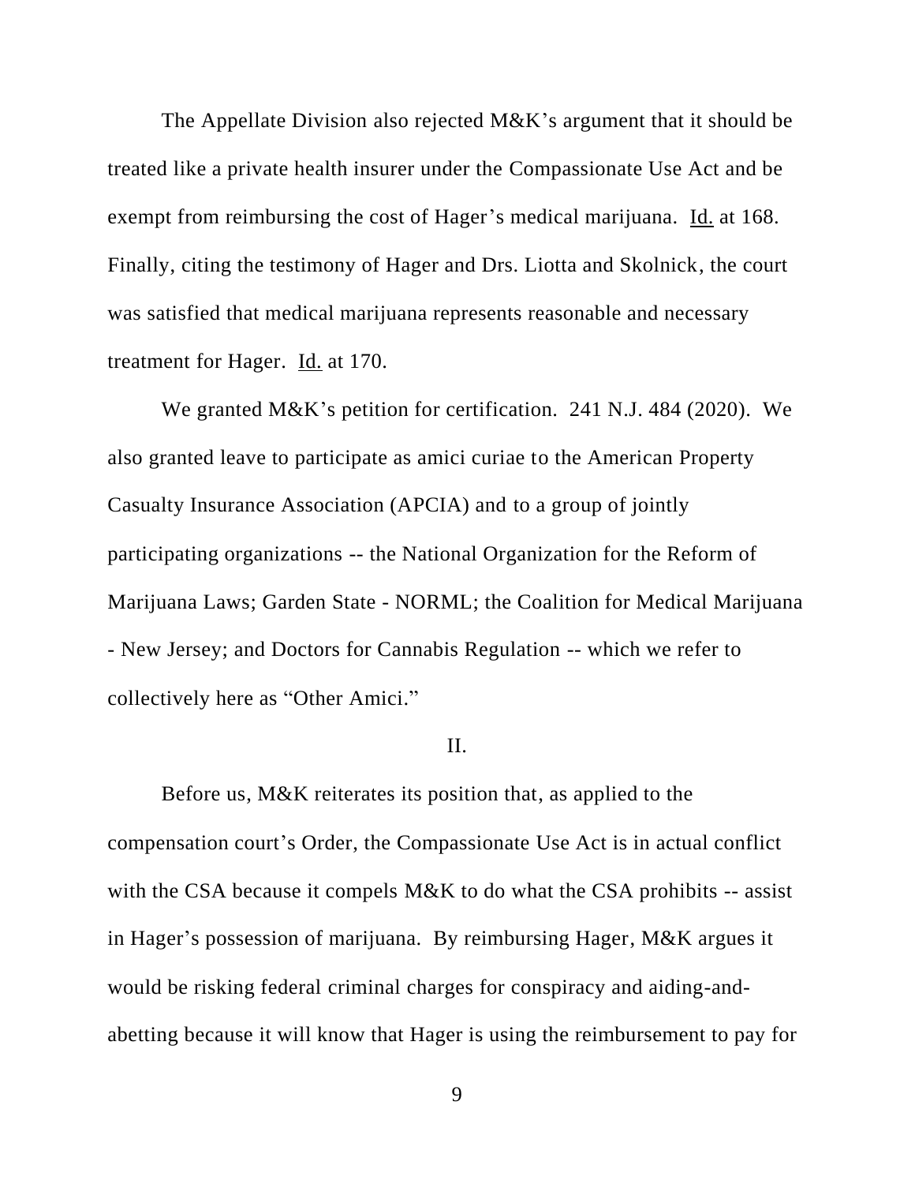The Appellate Division also rejected M&K's argument that it should be treated like a private health insurer under the Compassionate Use Act and be exempt from reimbursing the cost of Hager's medical marijuana. Id. at 168. Finally, citing the testimony of Hager and Drs. Liotta and Skolnick, the court was satisfied that medical marijuana represents reasonable and necessary treatment for Hager. Id. at 170.

We granted M&K's petition for certification. 241 N.J. 484 (2020). We also granted leave to participate as amici curiae to the American Property Casualty Insurance Association (APCIA) and to a group of jointly participating organizations -- the National Organization for the Reform of Marijuana Laws; Garden State - NORML; the Coalition for Medical Marijuana - New Jersey; and Doctors for Cannabis Regulation -- which we refer to collectively here as "Other Amici."

## II.

Before us, M&K reiterates its position that, as applied to the compensation court's Order, the Compassionate Use Act is in actual conflict with the CSA because it compels M&K to do what the CSA prohibits -- assist in Hager's possession of marijuana. By reimbursing Hager, M&K argues it would be risking federal criminal charges for conspiracy and aiding-and-abetting because it will know that Hager is using the reimbursement to pay for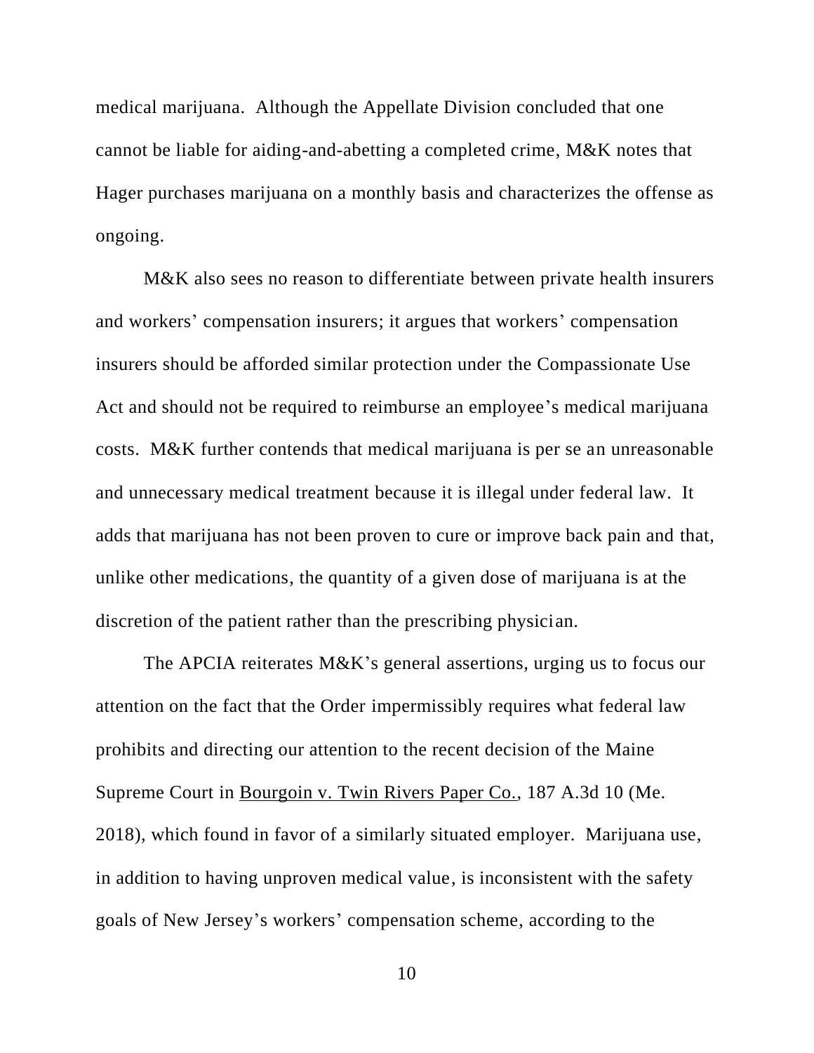medical marijuana. Although the Appellate Division concluded that one cannot be liable for aiding-and-abetting a completed crime, M&K notes that Hager purchases marijuana on a monthly basis and characterizes the offense as ongoing.

M&K also sees no reason to differentiate between private health insurers and workers' compensation insurers; it argues that workers' compensation insurers should be afforded similar protection under the Compassionate Use Act and should not be required to reimburse an employee's medical marijuana costs. M&K further contends that medical marijuana is per se an unreasonable and unnecessary medical treatment because it is illegal under federal law. It adds that marijuana has not been proven to cure or improve back pain and that, unlike other medications, the quantity of a given dose of marijuana is at the discretion of the patient rather than the prescribing physician.

The APCIA reiterates M&K's general assertions, urging us to focus our attention on the fact that the Order impermissibly requires what federal law prohibits and directing our attention to the recent decision of the Maine Supreme Court in Bourgoin v. Twin Rivers Paper Co., 187 A.3d 10 (Me. 2018), which found in favor of a similarly situated employer. Marijuana use, in addition to having unproven medical value, is inconsistent with the safety goals of New Jersey's workers' compensation scheme, according to the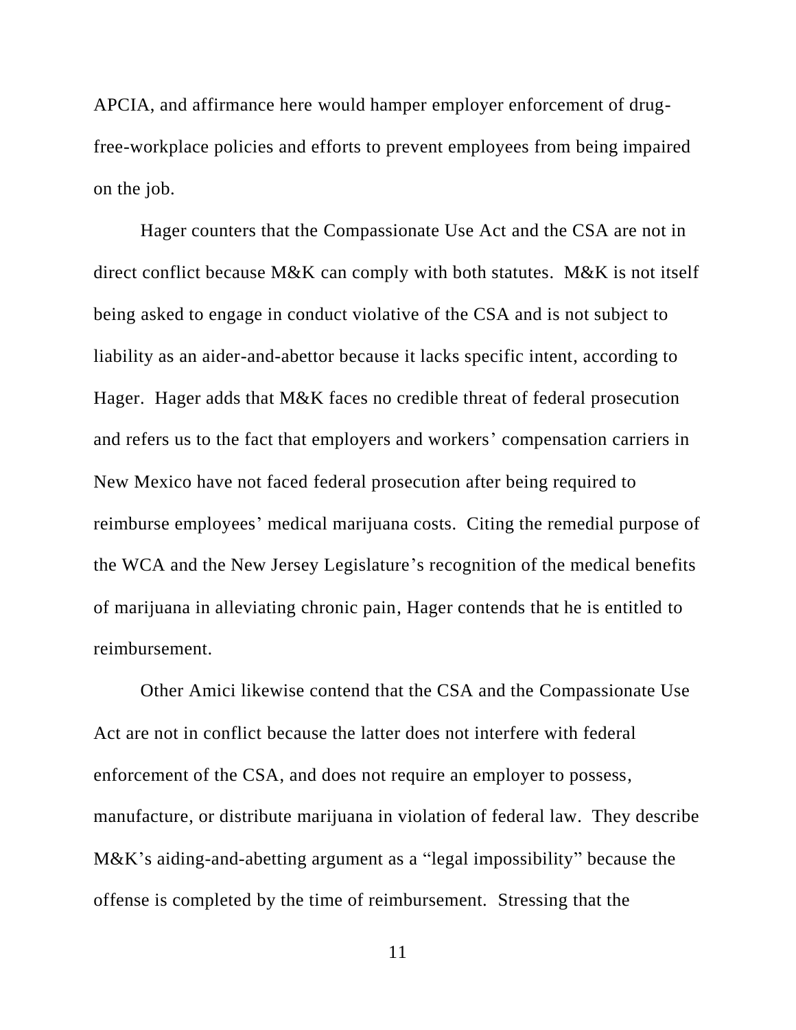APCIA, and affirmance here would hamper employer enforcement of drug-free-workplace policies and efforts to prevent employees from being impaired on the job.

Hager counters that the Compassionate Use Act and the CSA are not in direct conflict because M&K can comply with both statutes. M&K is not itself being asked to engage in conduct violative of the CSA and is not subject to liability as an aider-and-abettor because it lacks specific intent, according to Hager. Hager adds that M&K faces no credible threat of federal prosecution and refers us to the fact that employers and workers' compensation carriers in New Mexico have not faced federal prosecution after being required to reimburse employees' medical marijuana costs. Citing the remedial purpose of the WCA and the New Jersey Legislature's recognition of the medical benefits of marijuana in alleviating chronic pain, Hager contends that he is entitled to reimbursement.

Other Amici likewise contend that the CSA and the Compassionate Use Act are not in conflict because the latter does not interfere with federal enforcement of the CSA, and does not require an employer to possess, manufacture, or distribute marijuana in violation of federal law. They describe M&K's aiding-and-abetting argument as a "legal impossibility" because the offense is completed by the time of reimbursement. Stressing that the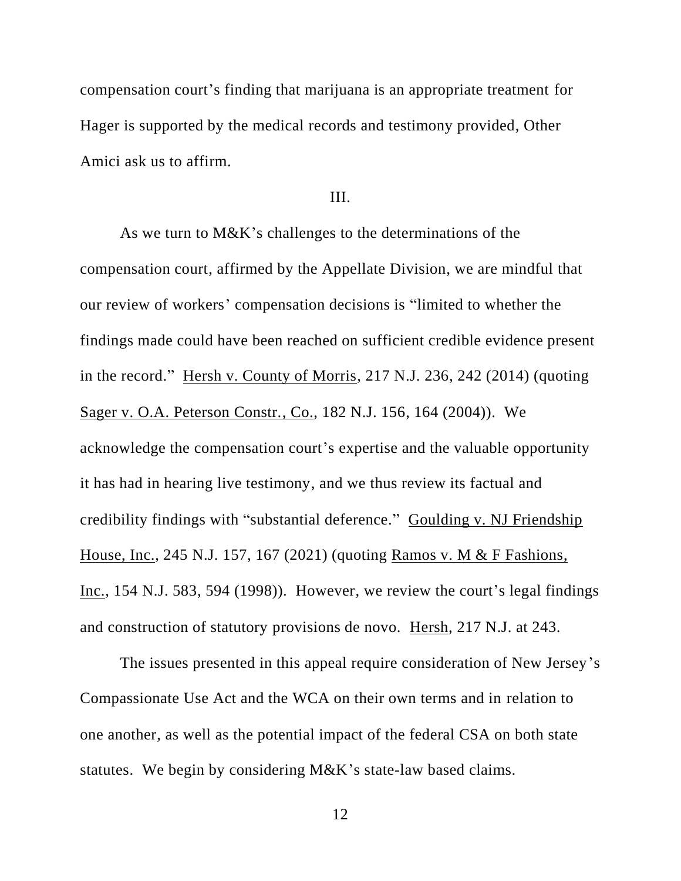compensation court's finding that marijuana is an appropriate treatment for Hager is supported by the medical records and testimony provided, Other Amici ask us to affirm.

## III.

As we turn to M&K's challenges to the determinations of the compensation court, affirmed by the Appellate Division, we are mindful that our review of workers' compensation decisions is "limited to whether the findings made could have been reached on sufficient credible evidence present in the record." Hersh v. County of Morris, 217 N.J. 236, 242 (2014) (quoting Sager v. O.A. Peterson Constr., Co., 182 N.J. 156, 164 (2004)). We acknowledge the compensation court's expertise and the valuable opportunity it has had in hearing live testimony, and we thus review its factual and credibility findings with "substantial deference." Goulding v. NJ Friendship House, Inc., 245 N.J. 157, 167 (2021) (quoting Ramos v. M & F Fashions, Inc., 154 N.J. 583, 594 (1998)). However, we review the court's legal findings and construction of statutory provisions de novo. Hersh, 217 N.J. at 243.

The issues presented in this appeal require consideration of New Jersey's Compassionate Use Act and the WCA on their own terms and in relation to one another, as well as the potential impact of the federal CSA on both state statutes. We begin by considering M&K's state-law based claims.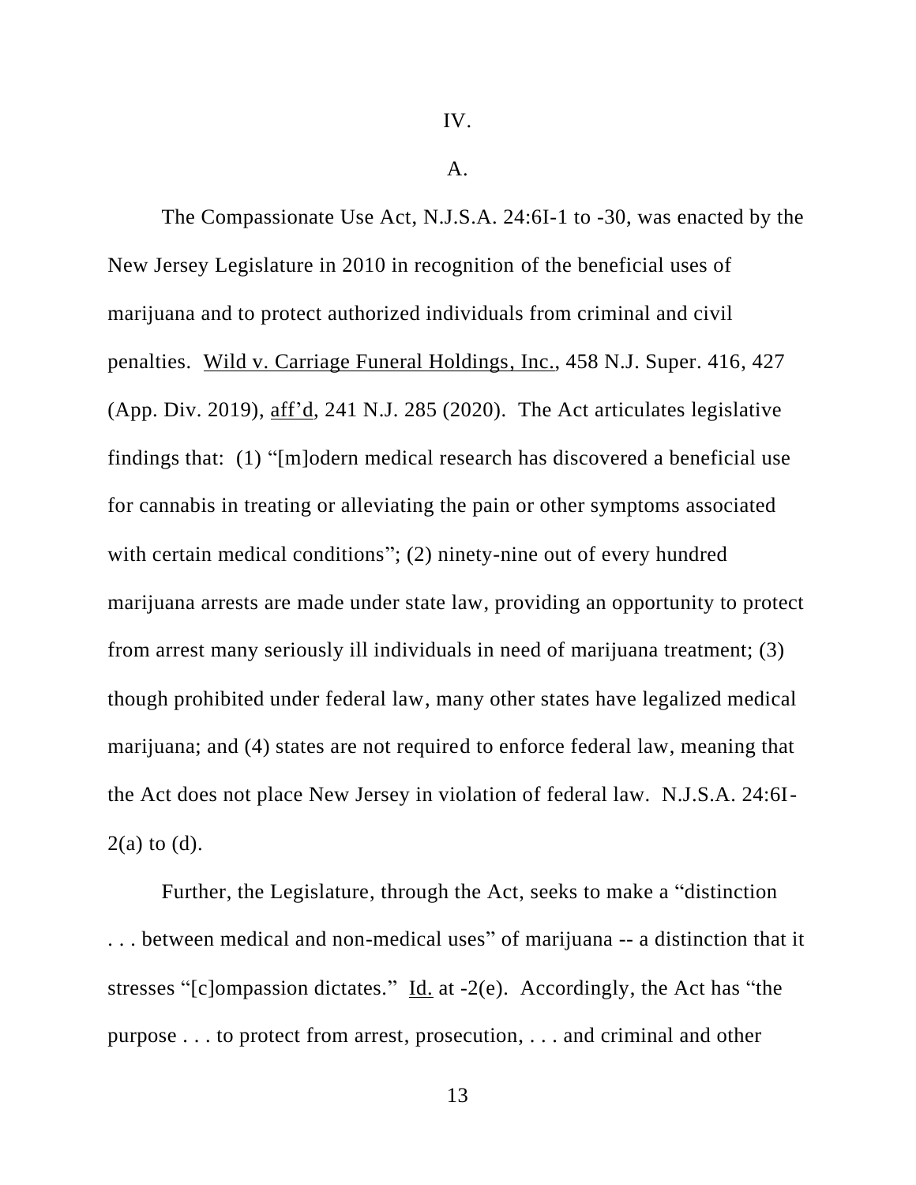IV.

A.

The Compassionate Use Act, N.J.S.A. 24:6I-1 to -30, was enacted by the New Jersey Legislature in 2010 in recognition of the beneficial uses of marijuana and to protect authorized individuals from criminal and civil penalties. Wild v. Carriage Funeral Holdings, Inc., 458 N.J. Super. 416, 427 (App. Div. 2019), aff'd, 241 N.J. 285 (2020). The Act articulates legislative findings that: (1) "[m]odern medical research has discovered a beneficial use for cannabis in treating or alleviating the pain or other symptoms associated with certain medical conditions"; (2) ninety-nine out of every hundred marijuana arrests are made under state law, providing an opportunity to protect from arrest many seriously ill individuals in need of marijuana treatment; (3) though prohibited under federal law, many other states have legalized medical marijuana; and (4) states are not required to enforce federal law, meaning that the Act does not place New Jersey in violation of federal law. N.J.S.A. 24:6I-2(a) to (d).

Further, the Legislature, through the Act, seeks to make a "distinction . . . between medical and non-medical uses" of marijuana -- a distinction that it stresses "[c]ompassion dictates." Id. at -2(e). Accordingly, the Act has "the purpose . . . to protect from arrest, prosecution, . . . and criminal and other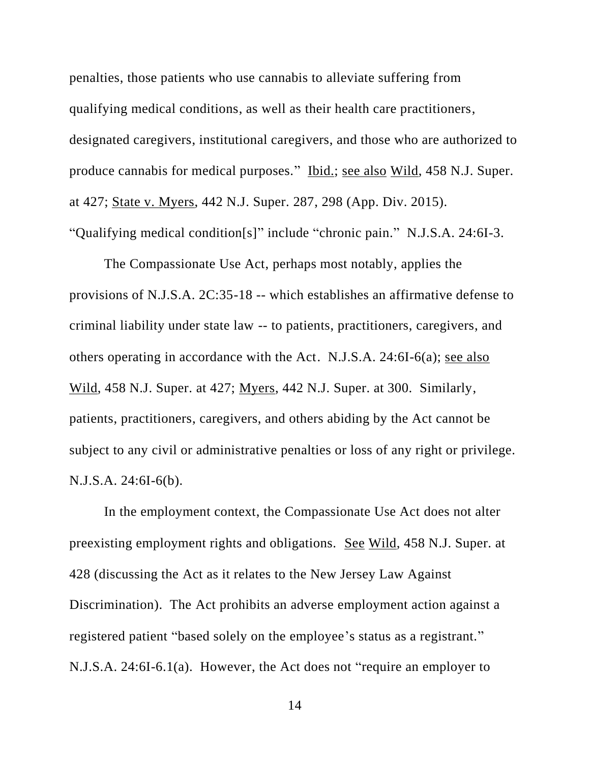penalties, those patients who use cannabis to alleviate suffering from qualifying medical conditions, as well as their health care practitioners, designated caregivers, institutional caregivers, and those who are authorized to produce cannabis for medical purposes." Ibid.; see also Wild, 458 N.J. Super. at 427; State v. Myers, 442 N.J. Super. 287, 298 (App. Div. 2015). "Qualifying medical condition[s]" include "chronic pain." N.J.S.A. 24:6I-3.

The Compassionate Use Act, perhaps most notably, applies the provisions of N.J.S.A. 2C:35-18 -- which establishes an affirmative defense to criminal liability under state law -- to patients, practitioners, caregivers, and others operating in accordance with the Act. N.J.S.A. 24:6I-6(a); see also Wild, 458 N.J. Super. at 427; Myers, 442 N.J. Super. at 300. Similarly, patients, practitioners, caregivers, and others abiding by the Act cannot be subject to any civil or administrative penalties or loss of any right or privilege. N.J.S.A. 24:6I-6(b).

In the employment context, the Compassionate Use Act does not alter preexisting employment rights and obligations. See Wild, 458 N.J. Super. at 428 (discussing the Act as it relates to the New Jersey Law Against Discrimination). The Act prohibits an adverse employment action against a registered patient "based solely on the employee's status as a registrant." N.J.S.A. 24:6I-6.1(a). However, the Act does not "require an employer to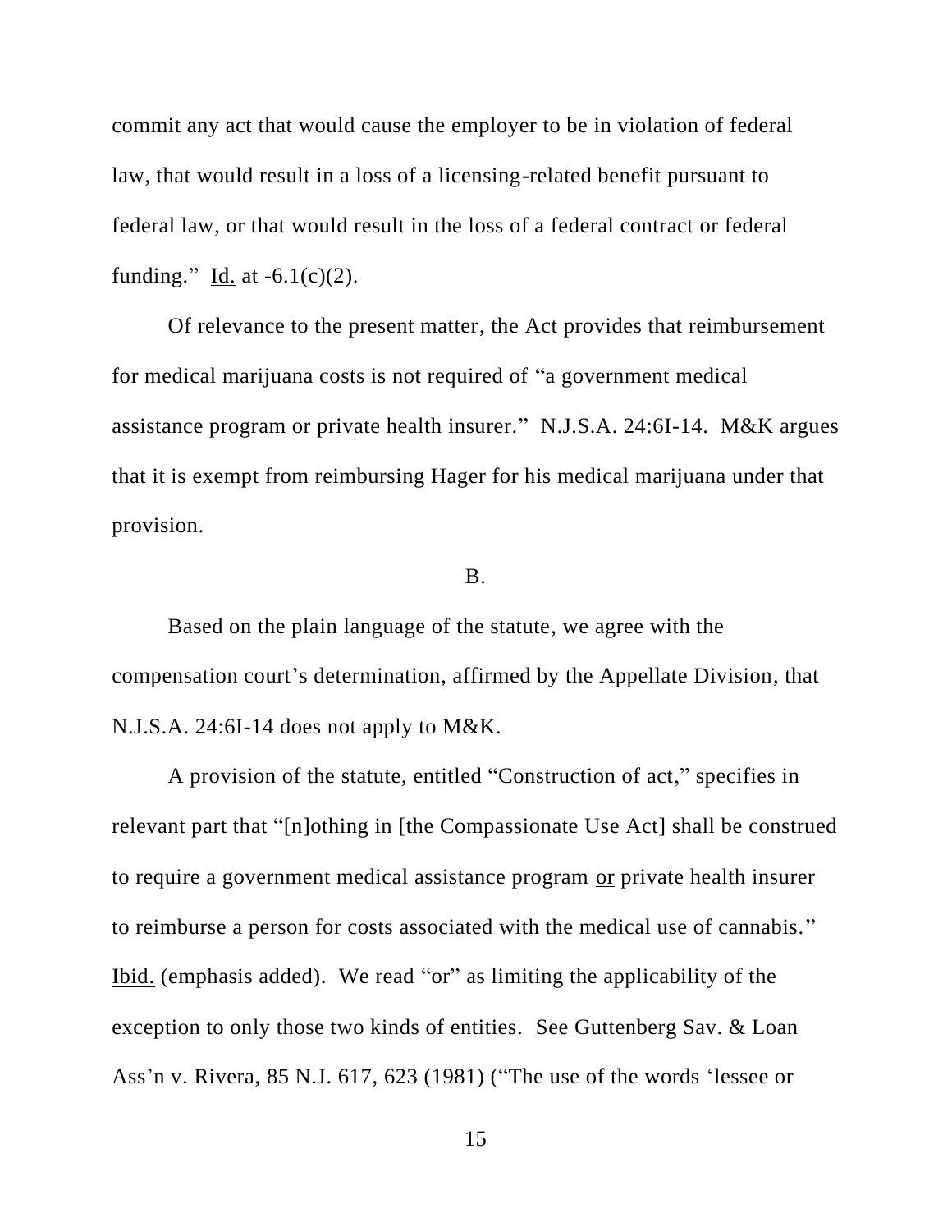commit any act that would cause the employer to be in violation of federal law, that would result in a loss of a licensing-related benefit pursuant to federal law, or that would result in the loss of a federal contract or federal funding." Id. at -6.1(c)(2).

Of relevance to the present matter, the Act provides that reimbursement for medical marijuana costs is not required of "a government medical assistance program or private health insurer." N.J.S.A. 24:6I-14. M&K argues that it is exempt from reimbursing Hager for his medical marijuana under that provision.

B.

Based on the plain language of the statute, we agree with the compensation court's determination, affirmed by the Appellate Division, that N.J.S.A. 24:6I-14 does not apply to M&K.

A provision of the statute, entitled "Construction of act," specifies in relevant part that "[n]othing in [the Compassionate Use Act] shall be construed to require a government medical assistance program or private health insurer to reimburse a person for costs associated with the medical use of cannabis." Ibid. (emphasis added). We read "or" as limiting the applicability of the exception to only those two kinds of entities. See Guttenberg Sav. & Loan Ass'n v. Rivera, 85 N.J. 617, 623 (1981) ("The use of the words 'lessee or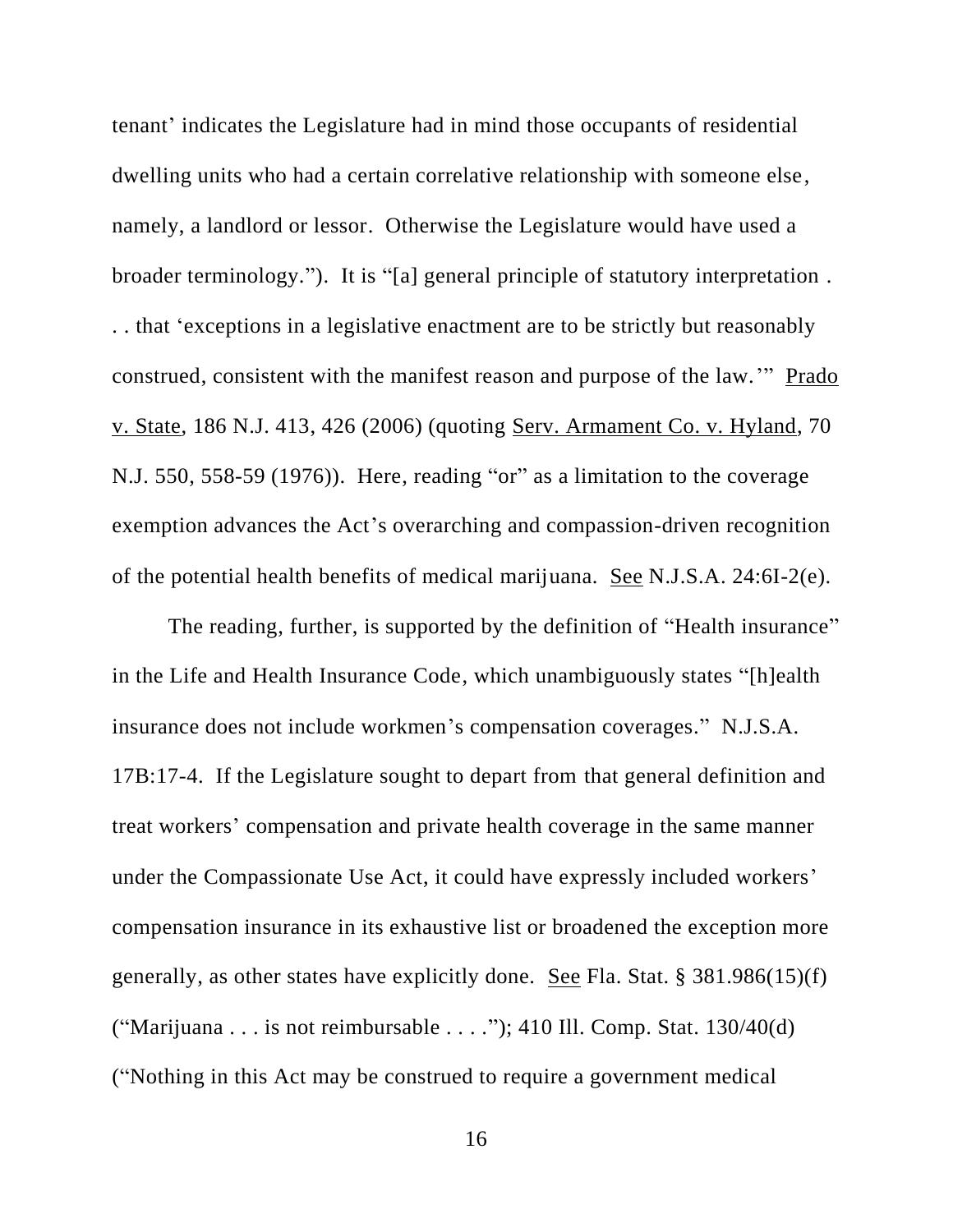tenant' indicates the Legislature had in mind those occupants of residential dwelling units who had a certain correlative relationship with someone else, namely, a landlord or lessor. Otherwise the Legislature would have used a broader terminology."). It is "[a] general principle of statutory interpretation . . . that 'exceptions in a legislative enactment are to be strictly but reasonably construed, consistent with the manifest reason and purpose of the law.'" Prado v. State, 186 N.J. 413, 426 (2006) (quoting Serv. Armament Co. v. Hyland, 70 N.J. 550, 558-59 (1976)). Here, reading "or" as a limitation to the coverage exemption advances the Act's overarching and compassion-driven recognition of the potential health benefits of medical marijuana. See N.J.S.A. 24:6I-2(e).

The reading, further, is supported by the definition of "Health insurance" in the Life and Health Insurance Code, which unambiguously states "[h]ealth insurance does not include workmen's compensation coverages." N.J.S.A. 17B:17-4. If the Legislature sought to depart from that general definition and treat workers' compensation and private health coverage in the same manner under the Compassionate Use Act, it could have expressly included workers' compensation insurance in its exhaustive list or broadened the exception more generally, as other states have explicitly done. See Fla. Stat. § 381.986(15)(f) ("Marijuana . . . is not reimbursable . . . ."); 410 Ill. Comp. Stat. 130/40(d) ("Nothing in this Act may be construed to require a government medical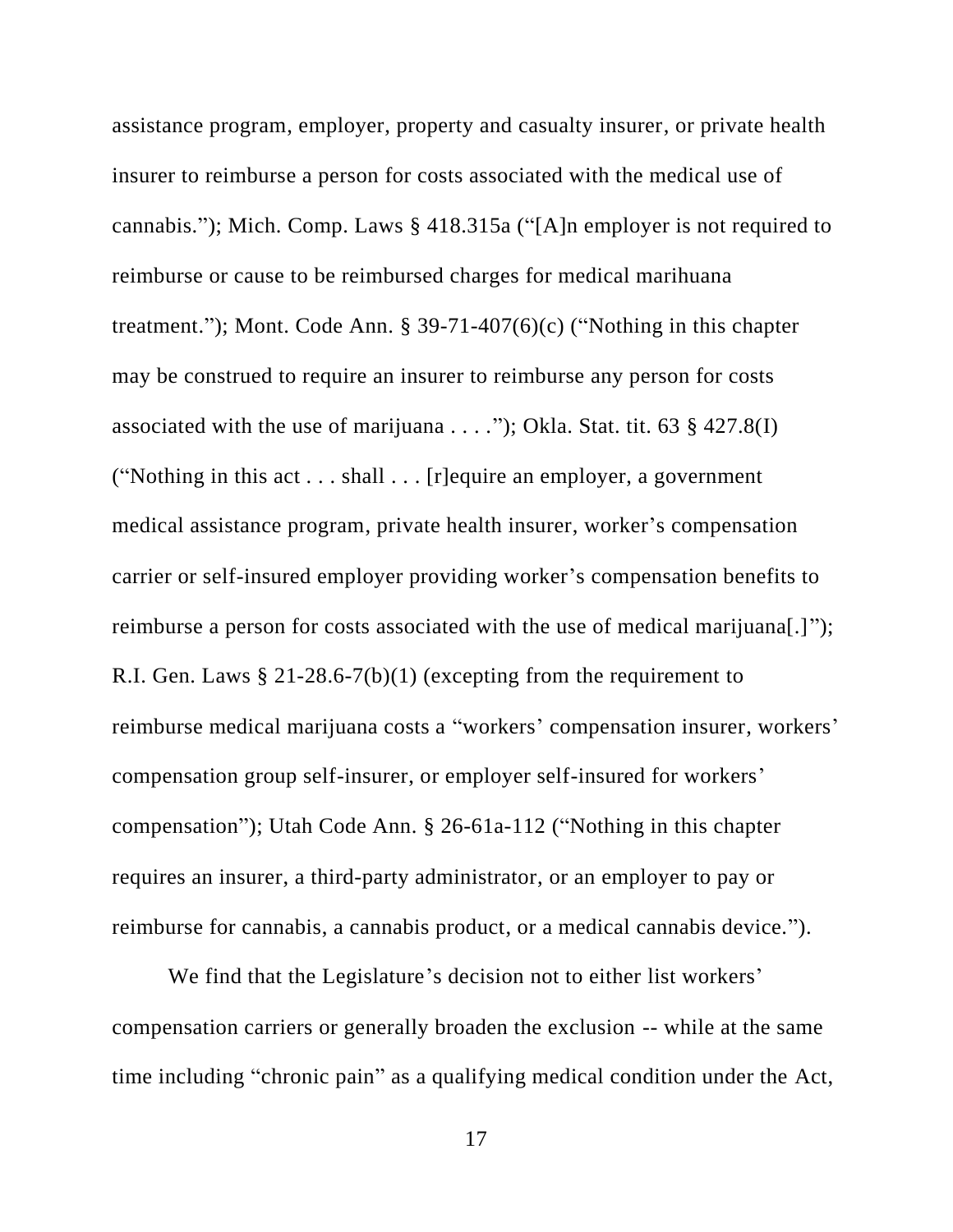assistance program, employer, property and casualty insurer, or private health insurer to reimburse a person for costs associated with the medical use of cannabis."); Mich. Comp. Laws § 418.315a ("[A]n employer is not required to reimburse or cause to be reimbursed charges for medical marihuana treatment."); Mont. Code Ann. § 39-71-407(6)(c) ("Nothing in this chapter may be construed to require an insurer to reimburse any person for costs associated with the use of marijuana . . . ."); Okla. Stat. tit. 63 § 427.8(I) ("Nothing in this act . . . shall . . . [r]equire an employer, a government medical assistance program, private health insurer, worker's compensation carrier or self-insured employer providing worker's compensation benefits to reimburse a person for costs associated with the use of medical marijuana[.]"); R.I. Gen. Laws § 21-28.6-7(b)(1) (excepting from the requirement to reimburse medical marijuana costs a "workers' compensation insurer, workers' compensation group self-insurer, or employer self-insured for workers' compensation"); Utah Code Ann. § 26-61a-112 ("Nothing in this chapter requires an insurer, a third-party administrator, or an employer to pay or reimburse for cannabis, a cannabis product, or a medical cannabis device.").

We find that the Legislature's decision not to either list workers' compensation carriers or generally broaden the exclusion -- while at the same time including "chronic pain" as a qualifying medical condition under the Act,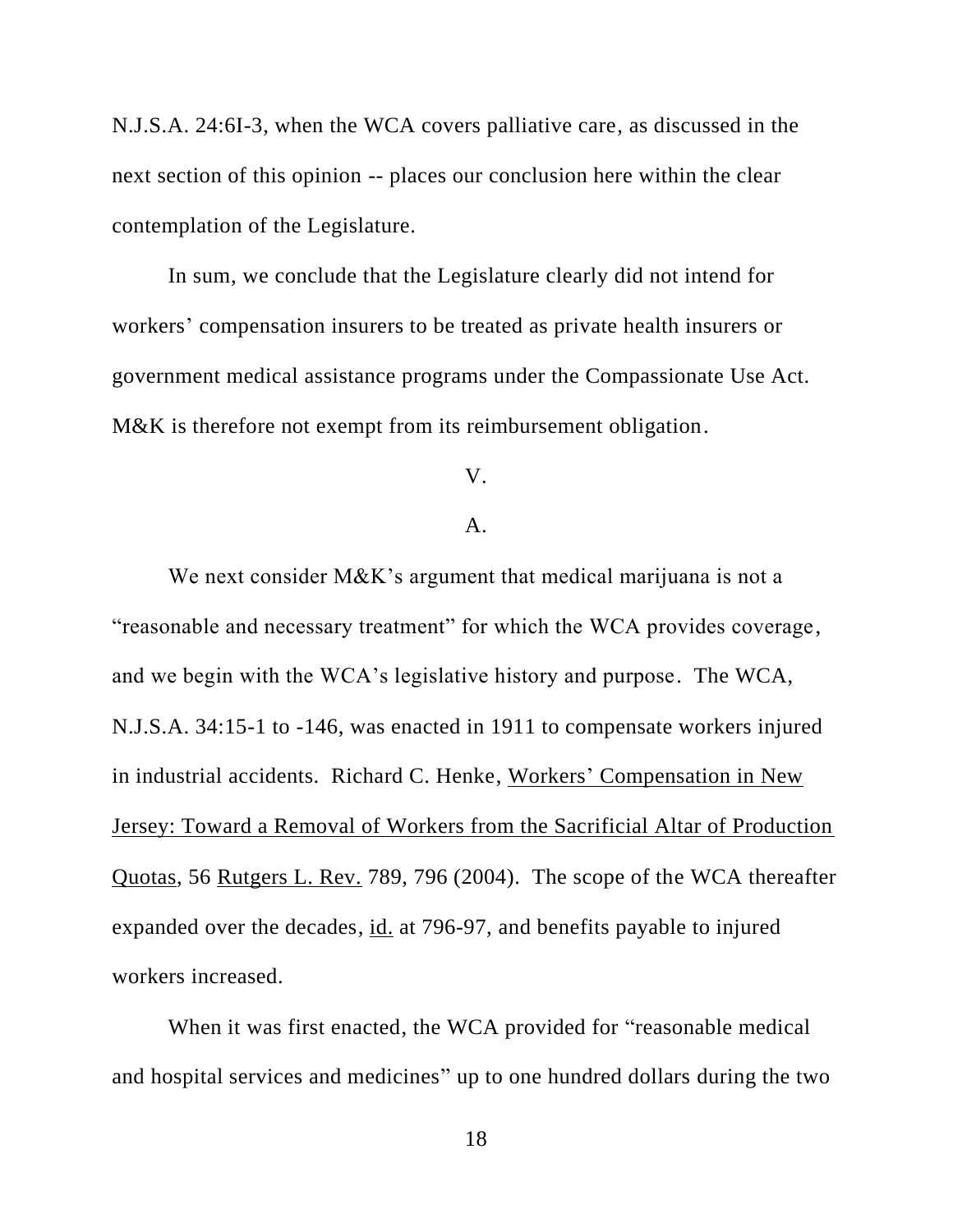N.J.S.A. 24:6I-3, when the WCA covers palliative care, as discussed in the next section of this opinion -- places our conclusion here within the clear contemplation of the Legislature.

In sum, we conclude that the Legislature clearly did not intend for workers' compensation insurers to be treated as private health insurers or government medical assistance programs under the Compassionate Use Act. M&K is therefore not exempt from its reimbursement obligation.

## V.

### A.

We next consider M&K's argument that medical marijuana is not a "reasonable and necessary treatment" for which the WCA provides coverage, and we begin with the WCA's legislative history and purpose. The WCA, N.J.S.A. 34:15-1 to -146, was enacted in 1911 to compensate workers injured in industrial accidents. Richard C. Henke, Workers' Compensation in New Jersey: Toward a Removal of Workers from the Sacrificial Altar of Production Quotas, 56 Rutgers L. Rev. 789, 796 (2004). The scope of the WCA thereafter expanded over the decades, id. at 796-97, and benefits payable to injured workers increased.

When it was first enacted, the WCA provided for "reasonable medical and hospital services and medicines" up to one hundred dollars during the two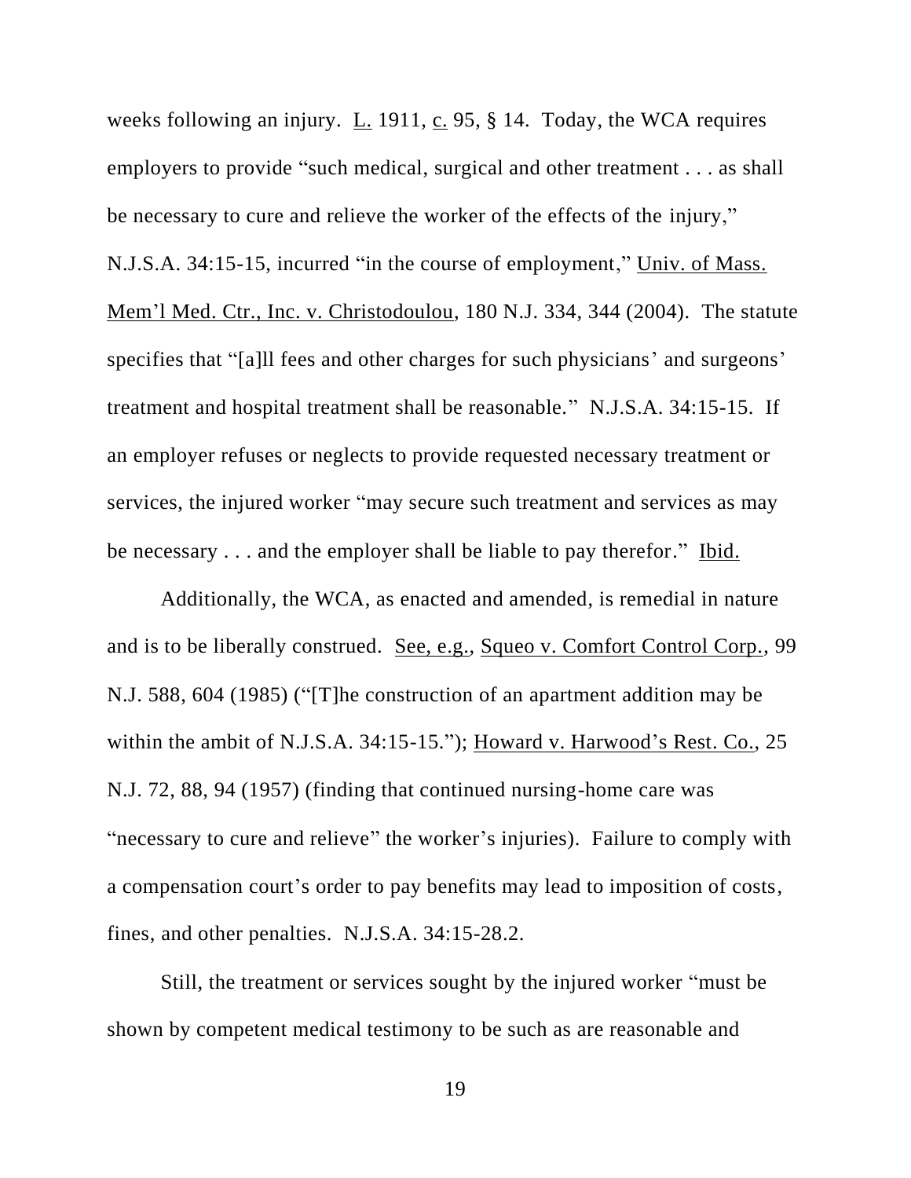weeks following an injury. L. 1911, c. 95, § 14. Today, the WCA requires employers to provide "such medical, surgical and other treatment . . . as shall be necessary to cure and relieve the worker of the effects of the injury," N.J.S.A. 34:15-15, incurred "in the course of employment," Univ. of Mass. Mem'l Med. Ctr., Inc. v. Christodoulou, 180 N.J. 334, 344 (2004). The statute specifies that "[a]ll fees and other charges for such physicians' and surgeons' treatment and hospital treatment shall be reasonable." N.J.S.A. 34:15-15. If an employer refuses or neglects to provide requested necessary treatment or services, the injured worker "may secure such treatment and services as may be necessary . . . and the employer shall be liable to pay therefor." Ibid.

Additionally, the WCA, as enacted and amended, is remedial in nature and is to be liberally construed. See, e.g., Squeo v. Comfort Control Corp., 99 N.J. 588, 604 (1985) ("[T]he construction of an apartment addition may be within the ambit of N.J.S.A. 34:15-15."); Howard v. Harwood's Rest. Co., 25 N.J. 72, 88, 94 (1957) (finding that continued nursing-home care was "necessary to cure and relieve" the worker's injuries). Failure to comply with a compensation court's order to pay benefits may lead to imposition of costs, fines, and other penalties. N.J.S.A. 34:15-28.2.

Still, the treatment or services sought by the injured worker "must be shown by competent medical testimony to be such as are reasonable and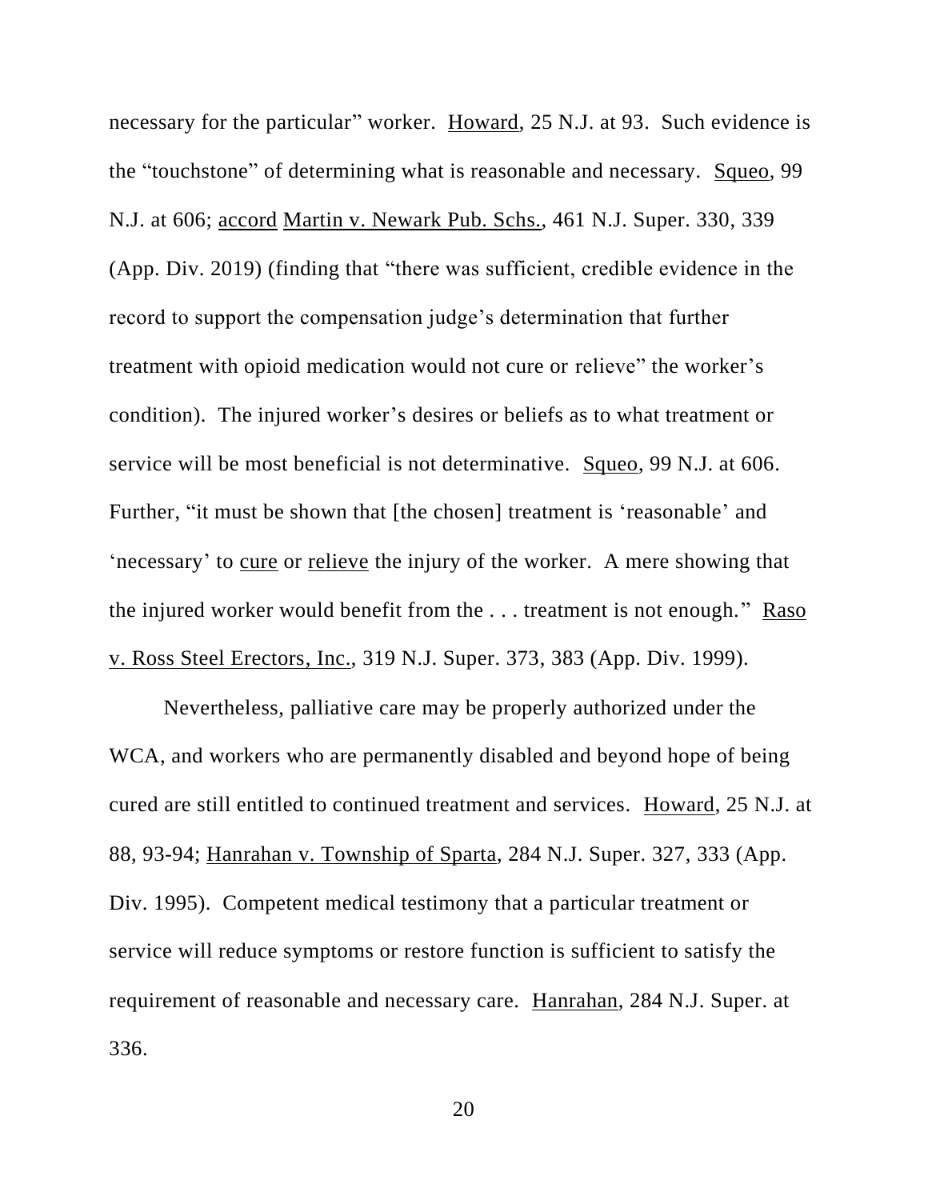necessary for the particular" worker. Howard, 25 N.J. at 93. Such evidence is the "touchstone" of determining what is reasonable and necessary. Squeo, 99 N.J. at 606; accord Martin v. Newark Pub. Schs., 461 N.J. Super. 330, 339 (App. Div. 2019) (finding that "there was sufficient, credible evidence in the record to support the compensation judge's determination that further treatment with opioid medication would not cure or relieve" the worker's condition). The injured worker's desires or beliefs as to what treatment or service will be most beneficial is not determinative. Squeo, 99 N.J. at 606. Further, "it must be shown that [the chosen] treatment is 'reasonable' and 'necessary' to cure or relieve the injury of the worker. A mere showing that the injured worker would benefit from the . . . treatment is not enough." Raso v. Ross Steel Erectors, Inc., 319 N.J. Super. 373, 383 (App. Div. 1999).

Nevertheless, palliative care may be properly authorized under the WCA, and workers who are permanently disabled and beyond hope of being cured are still entitled to continued treatment and services. Howard, 25 N.J. at 88, 93-94; Hanrahan v. Township of Sparta, 284 N.J. Super. 327, 333 (App. Div. 1995). Competent medical testimony that a particular treatment or service will reduce symptoms or restore function is sufficient to satisfy the requirement of reasonable and necessary care. Hanrahan, 284 N.J. Super. at 336.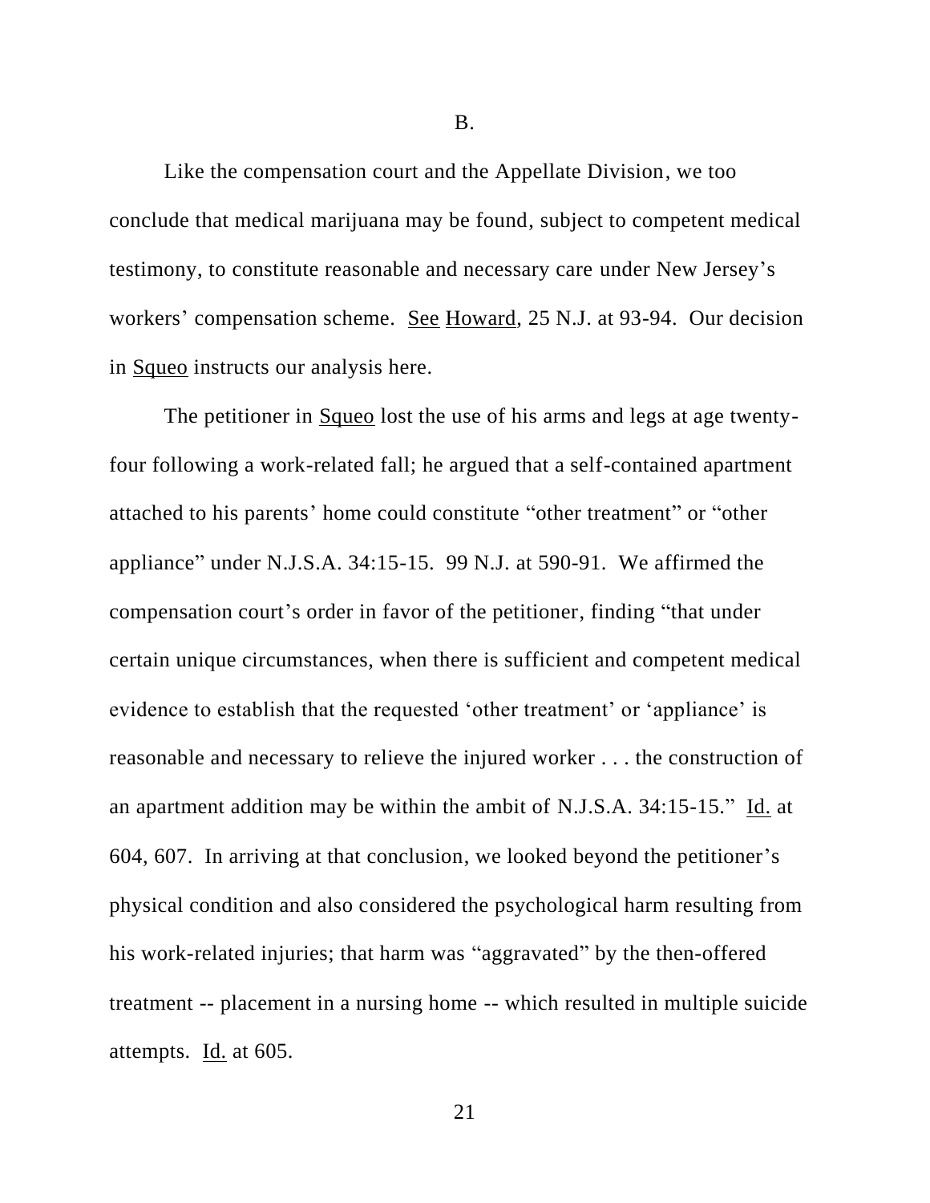## B.

Like the compensation court and the Appellate Division, we too conclude that medical marijuana may be found, subject to competent medical testimony, to constitute reasonable and necessary care under New Jersey's workers' compensation scheme. See Howard, 25 N.J. at 93-94. Our decision in Squeo instructs our analysis here.

The petitioner in Squeo lost the use of his arms and legs at age twenty-four following a work-related fall; he argued that a self-contained apartment attached to his parents' home could constitute "other treatment" or "other appliance" under N.J.S.A. 34:15-15. 99 N.J. at 590-91. We affirmed the compensation court's order in favor of the petitioner, finding "that under certain unique circumstances, when there is sufficient and competent medical evidence to establish that the requested 'other treatment' or 'appliance' is reasonable and necessary to relieve the injured worker . . . the construction of an apartment addition may be within the ambit of N.J.S.A. 34:15-15." Id. at 604, 607. In arriving at that conclusion, we looked beyond the petitioner's physical condition and also considered the psychological harm resulting from his work-related injuries; that harm was "aggravated" by the then-offered treatment -- placement in a nursing home -- which resulted in multiple suicide attempts. Id. at 605.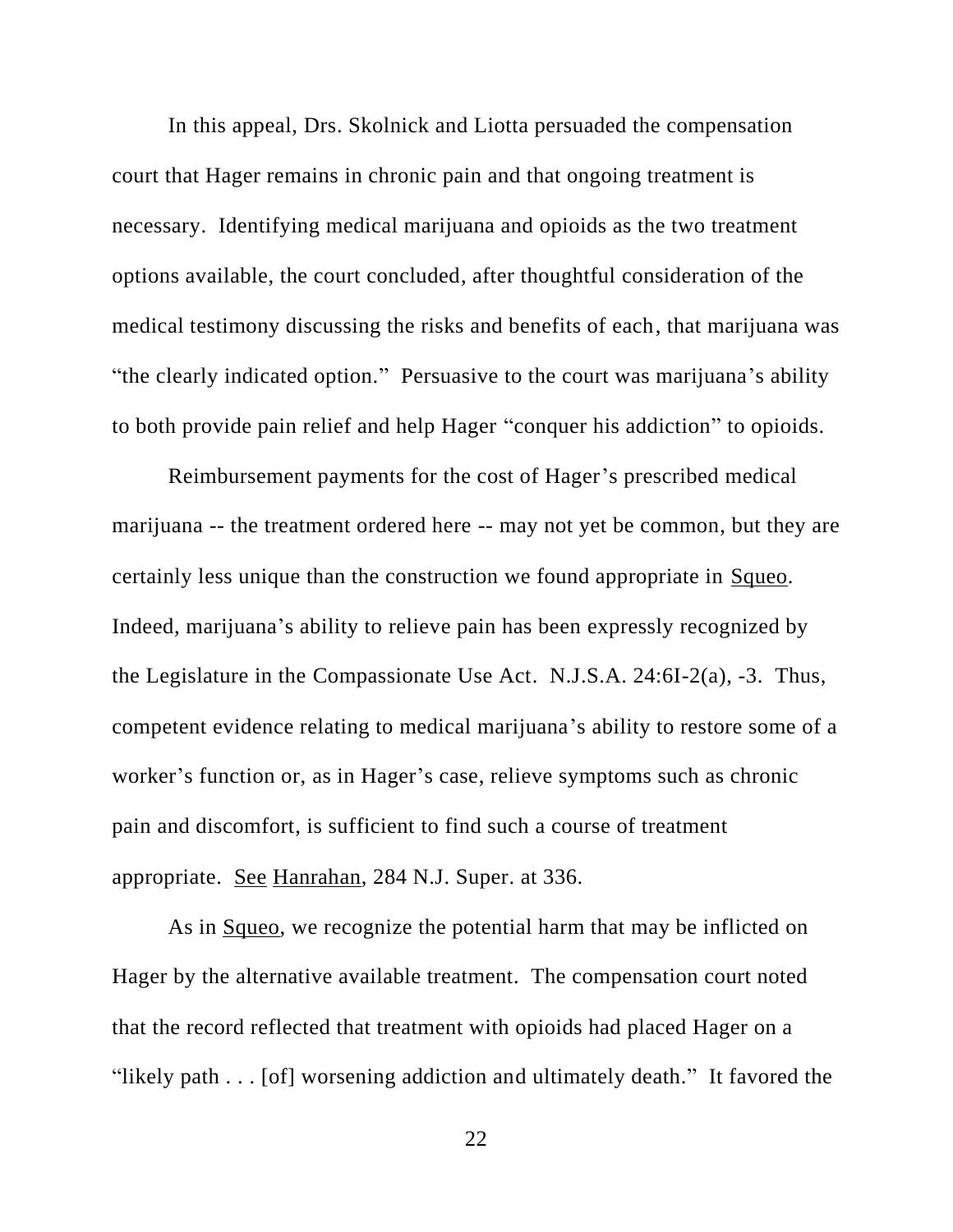In this appeal, Drs. Skolnick and Liotta persuaded the compensation court that Hager remains in chronic pain and that ongoing treatment is necessary. Identifying medical marijuana and opioids as the two treatment options available, the court concluded, after thoughtful consideration of the medical testimony discussing the risks and benefits of each, that marijuana was "the clearly indicated option." Persuasive to the court was marijuana's ability to both provide pain relief and help Hager "conquer his addiction" to opioids.

Reimbursement payments for the cost of Hager's prescribed medical marijuana -- the treatment ordered here -- may not yet be common, but they are certainly less unique than the construction we found appropriate in Squeo. Indeed, marijuana's ability to relieve pain has been expressly recognized by the Legislature in the Compassionate Use Act. N.J.S.A. 24:6I-2(a), -3. Thus, competent evidence relating to medical marijuana's ability to restore some of a worker's function or, as in Hager's case, relieve symptoms such as chronic pain and discomfort, is sufficient to find such a course of treatment appropriate. See Hanrahan, 284 N.J. Super. at 336.

As in Squeo, we recognize the potential harm that may be inflicted on Hager by the alternative available treatment. The compensation court noted that the record reflected that treatment with opioids had placed Hager on a "likely path . . . [of] worsening addiction and ultimately death." It favored the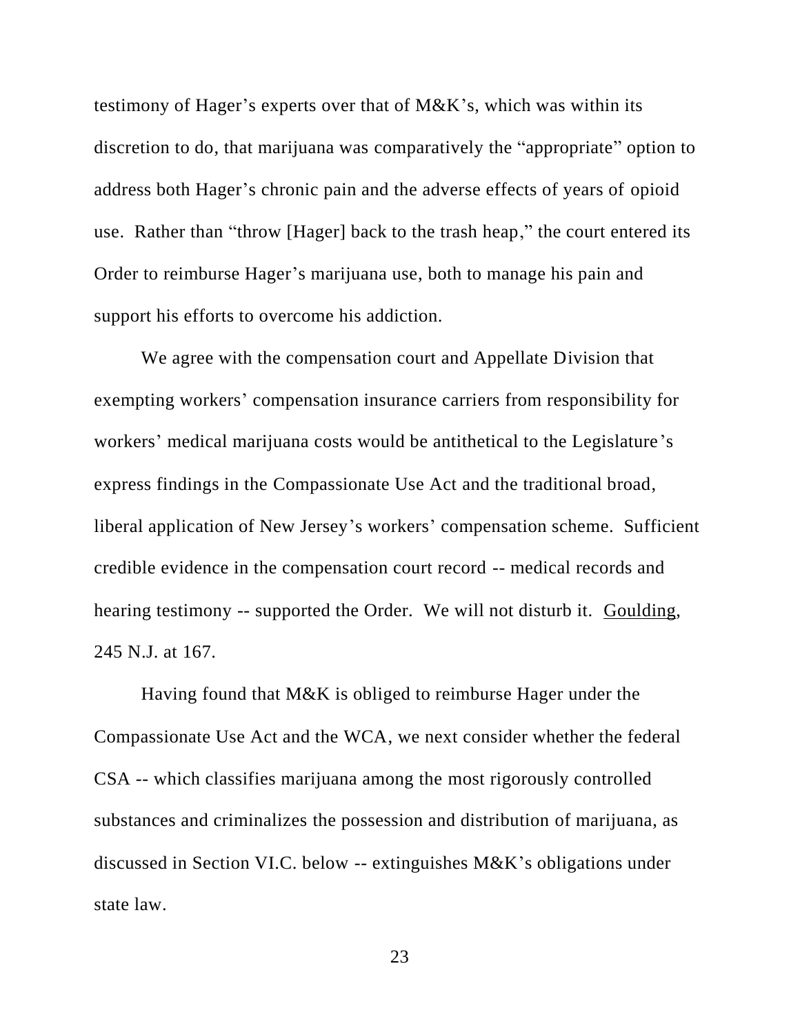testimony of Hager's experts over that of M&K's, which was within its discretion to do, that marijuana was comparatively the "appropriate" option to address both Hager's chronic pain and the adverse effects of years of opioid use. Rather than "throw [Hager] back to the trash heap," the court entered its Order to reimburse Hager's marijuana use, both to manage his pain and support his efforts to overcome his addiction.

We agree with the compensation court and Appellate Division that exempting workers' compensation insurance carriers from responsibility for workers' medical marijuana costs would be antithetical to the Legislature's express findings in the Compassionate Use Act and the traditional broad, liberal application of New Jersey's workers' compensation scheme. Sufficient credible evidence in the compensation court record -- medical records and hearing testimony -- supported the Order. We will not disturb it. Goulding, 245 N.J. at 167.

Having found that M&K is obliged to reimburse Hager under the Compassionate Use Act and the WCA, we next consider whether the federal CSA -- which classifies marijuana among the most rigorously controlled substances and criminalizes the possession and distribution of marijuana, as discussed in Section VI.C. below -- extinguishes M&K's obligations under state law.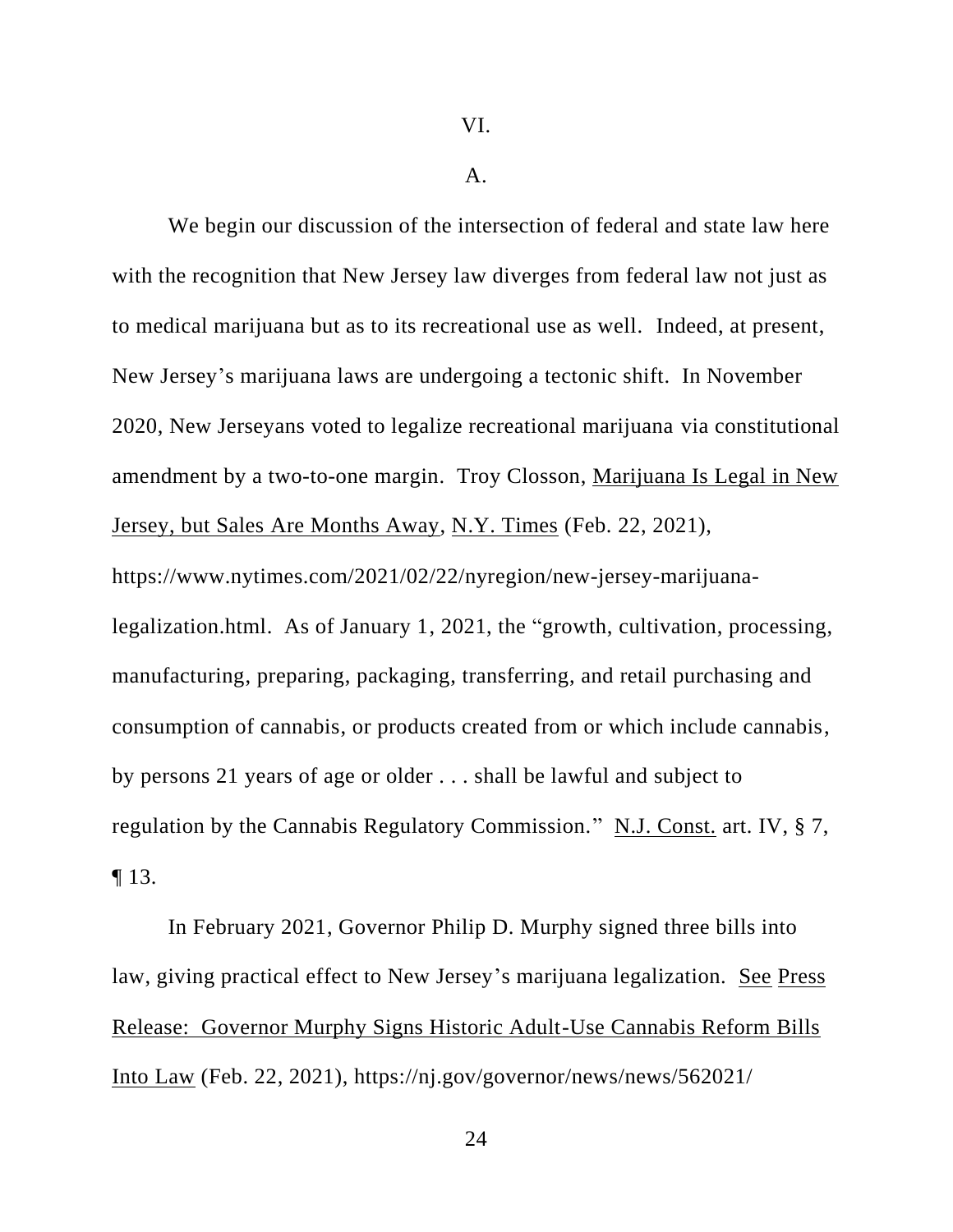VI.

A.

We begin our discussion of the intersection of federal and state law here with the recognition that New Jersey law diverges from federal law not just as to medical marijuana but as to its recreational use as well. Indeed, at present, New Jersey's marijuana laws are undergoing a tectonic shift. In November 2020, New Jerseyans voted to legalize recreational marijuana via constitutional amendment by a two-to-one margin. Troy Closson, Marijuana Is Legal in New Jersey, but Sales Are Months Away, N.Y. Times (Feb. 22, 2021), https://www.nytimes.com/2021/02/22/nyregion/new-jersey-marijuana-legalization.html. As of January 1, 2021, the "growth, cultivation, processing, manufacturing, preparing, packaging, transferring, and retail purchasing and consumption of cannabis, or products created from or which include cannabis, by persons 21 years of age or older . . . shall be lawful and subject to regulation by the Cannabis Regulatory Commission." N.J. Const. art. IV, § 7, ¶ 13.

In February 2021, Governor Philip D. Murphy signed three bills into law, giving practical effect to New Jersey's marijuana legalization. See Press Release: Governor Murphy Signs Historic Adult-Use Cannabis Reform Bills Into Law (Feb. 22, 2021), https://nj.gov/governor/news/news/562021/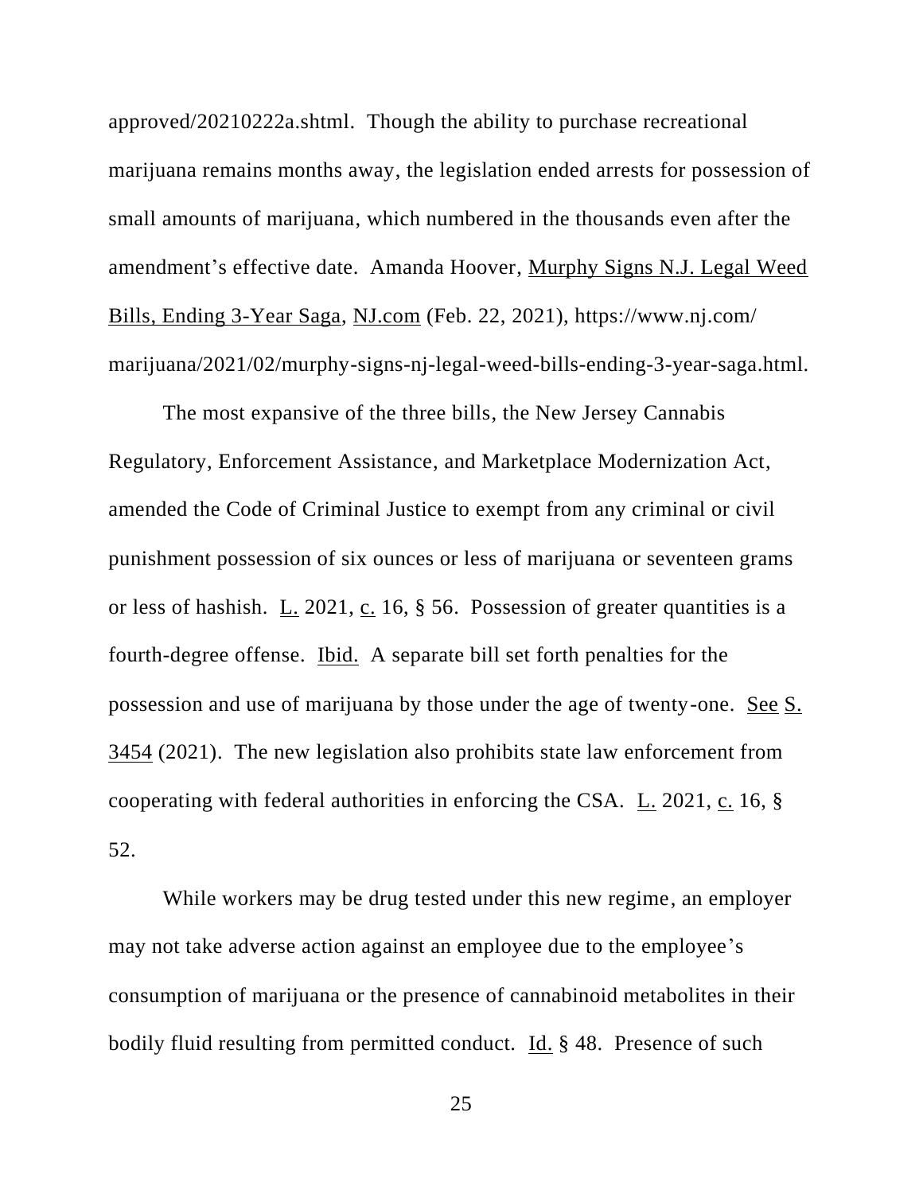approved/20210222a.shtml. Though the ability to purchase recreational marijuana remains months away, the legislation ended arrests for possession of small amounts of marijuana, which numbered in the thousands even after the amendment's effective date. Amanda Hoover, Murphy Signs N.J. Legal Weed Bills, Ending 3-Year Saga, NJ.com (Feb. 22, 2021), https://www.nj.com/marijuana/2021/02/murphy-signs-nj-legal-weed-bills-ending-3-year-saga.html.

The most expansive of the three bills, the New Jersey Cannabis Regulatory, Enforcement Assistance, and Marketplace Modernization Act, amended the Code of Criminal Justice to exempt from any criminal or civil punishment possession of six ounces or less of marijuana or seventeen grams or less of hashish. L. 2021, c. 16, § 56. Possession of greater quantities is a fourth-degree offense. Ibid. A separate bill set forth penalties for the possession and use of marijuana by those under the age of twenty-one. See S. 3454 (2021). The new legislation also prohibits state law enforcement from cooperating with federal authorities in enforcing the CSA. L. 2021, c. 16, § 52.

While workers may be drug tested under this new regime, an employer may not take adverse action against an employee due to the employee's consumption of marijuana or the presence of cannabinoid metabolites in their bodily fluid resulting from permitted conduct. Id. § 48. Presence of such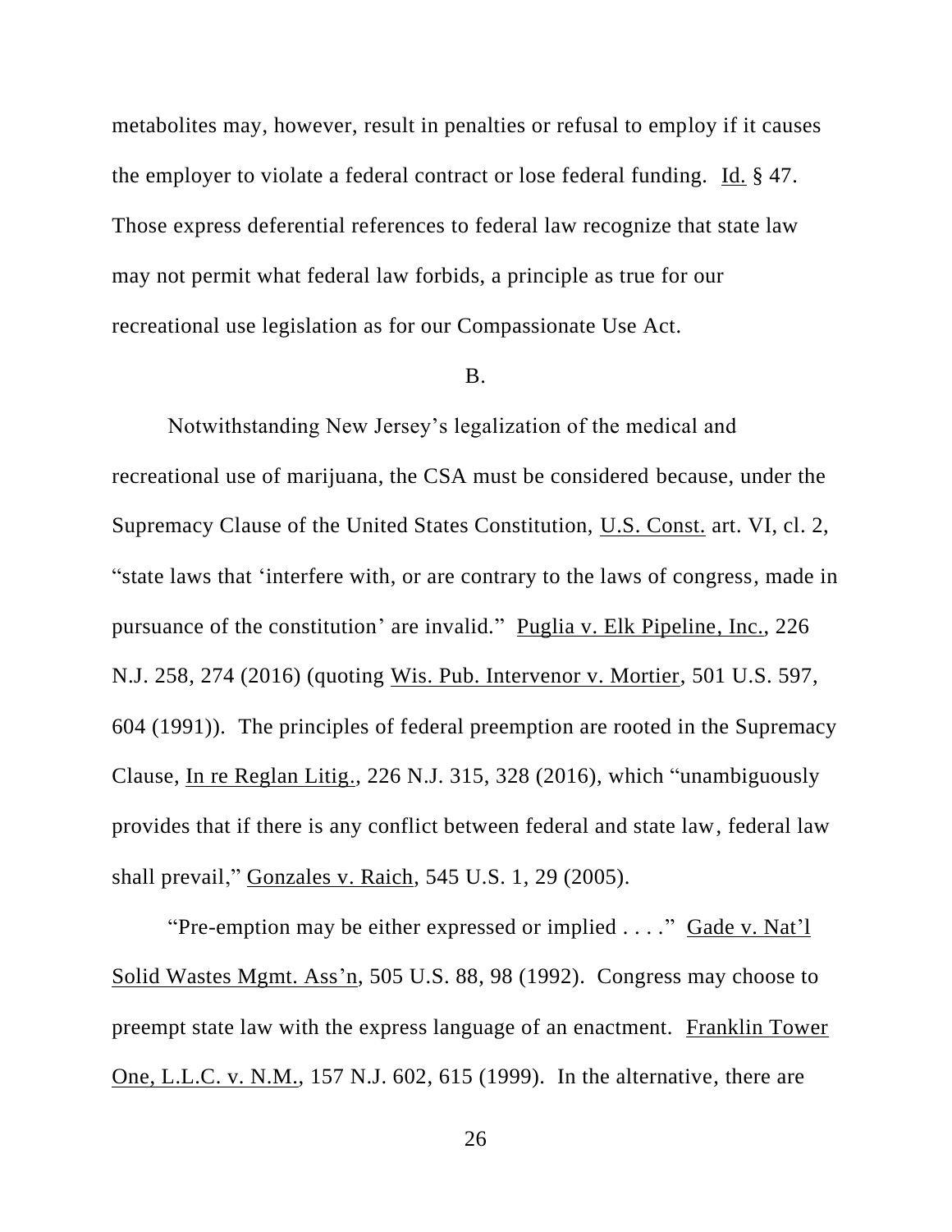metabolites may, however, result in penalties or refusal to employ if it causes the employer to violate a federal contract or lose federal funding. Id. § 47. Those express deferential references to federal law recognize that state law may not permit what federal law forbids, a principle as true for our recreational use legislation as for our Compassionate Use Act.

B.

Notwithstanding New Jersey's legalization of the medical and recreational use of marijuana, the CSA must be considered because, under the Supremacy Clause of the United States Constitution, U.S. Const. art. VI, cl. 2, "state laws that 'interfere with, or are contrary to the laws of congress, made in pursuance of the constitution' are invalid." Puglia v. Elk Pipeline, Inc., 226 N.J. 258, 274 (2016) (quoting Wis. Pub. Intervenor v. Mortier, 501 U.S. 597, 604 (1991)). The principles of federal preemption are rooted in the Supremacy Clause, In re Reglan Litig., 226 N.J. 315, 328 (2016), which "unambiguously provides that if there is any conflict between federal and state law, federal law shall prevail," Gonzales v. Raich, 545 U.S. 1, 29 (2005).

"Pre-emption may be either expressed or implied . . . ." Gade v. Nat'l Solid Wastes Mgmt. Ass'n, 505 U.S. 88, 98 (1992). Congress may choose to preempt state law with the express language of an enactment. Franklin Tower One, L.L.C. v. N.M., 157 N.J. 602, 615 (1999). In the alternative, there are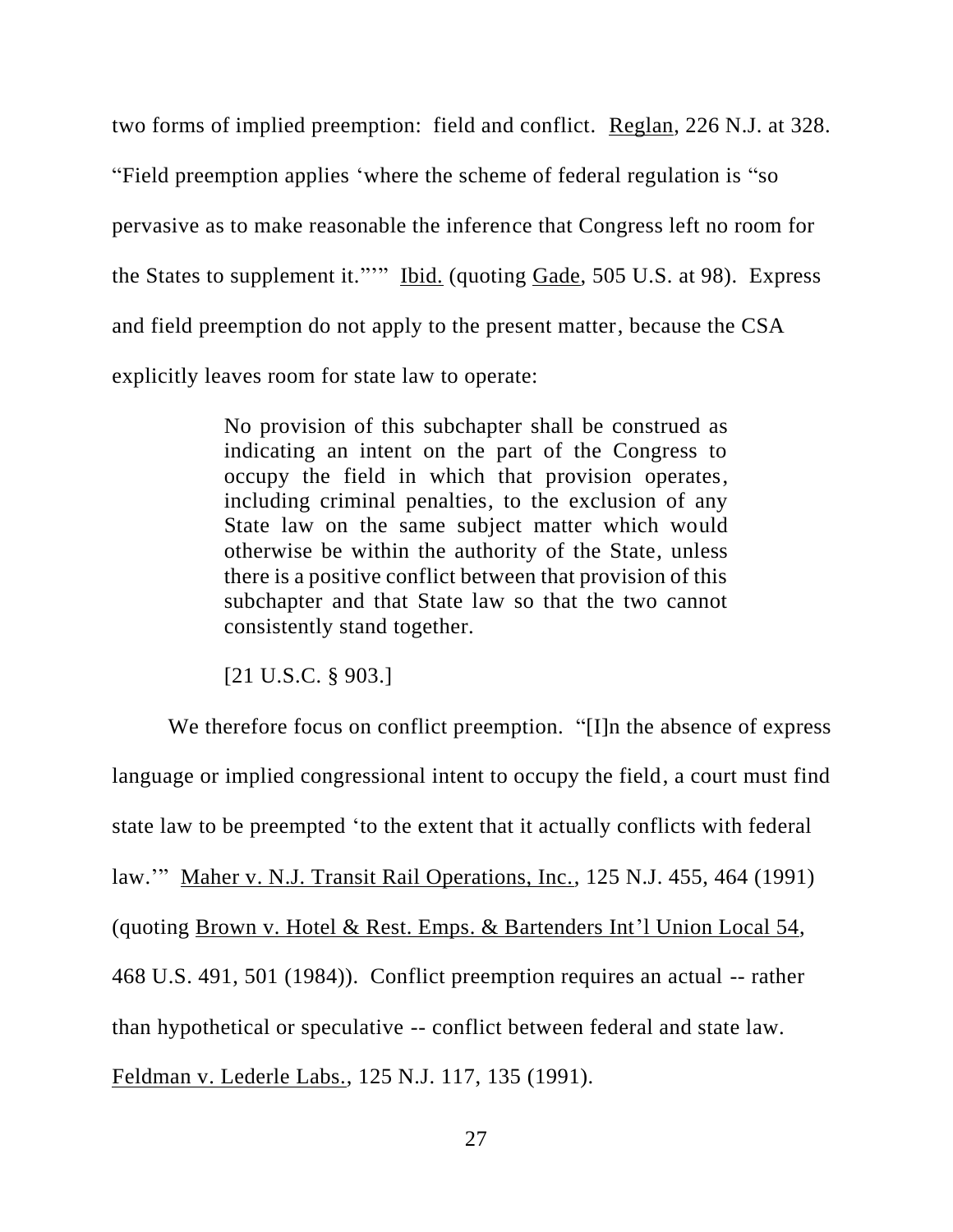two forms of implied preemption: field and conflict. Reglan, 226 N.J. at 328. "Field preemption applies 'where the scheme of federal regulation is "so pervasive as to make reasonable the inference that Congress left no room for the States to supplement it."'" Ibid. (quoting Gade, 505 U.S. at 98). Express and field preemption do not apply to the present matter, because the CSA explicitly leaves room for state law to operate:

> No provision of this subchapter shall be construed as indicating an intent on the part of the Congress to occupy the field in which that provision operates, including criminal penalties, to the exclusion of any State law on the same subject matter which would otherwise be within the authority of the State, unless there is a positive conflict between that provision of this subchapter and that State law so that the two cannot consistently stand together.
>
> [21 U.S.C. § 903.]

We therefore focus on conflict preemption. "[I]n the absence of express language or implied congressional intent to occupy the field, a court must find state law to be preempted 'to the extent that it actually conflicts with federal law.'" Maher v. N.J. Transit Rail Operations, Inc., 125 N.J. 455, 464 (1991) (quoting Brown v. Hotel & Rest. Emps. & Bartenders Int'l Union Local 54, 468 U.S. 491, 501 (1984)). Conflict preemption requires an actual -- rather than hypothetical or speculative -- conflict between federal and state law. Feldman v. Lederle Labs., 125 N.J. 117, 135 (1991).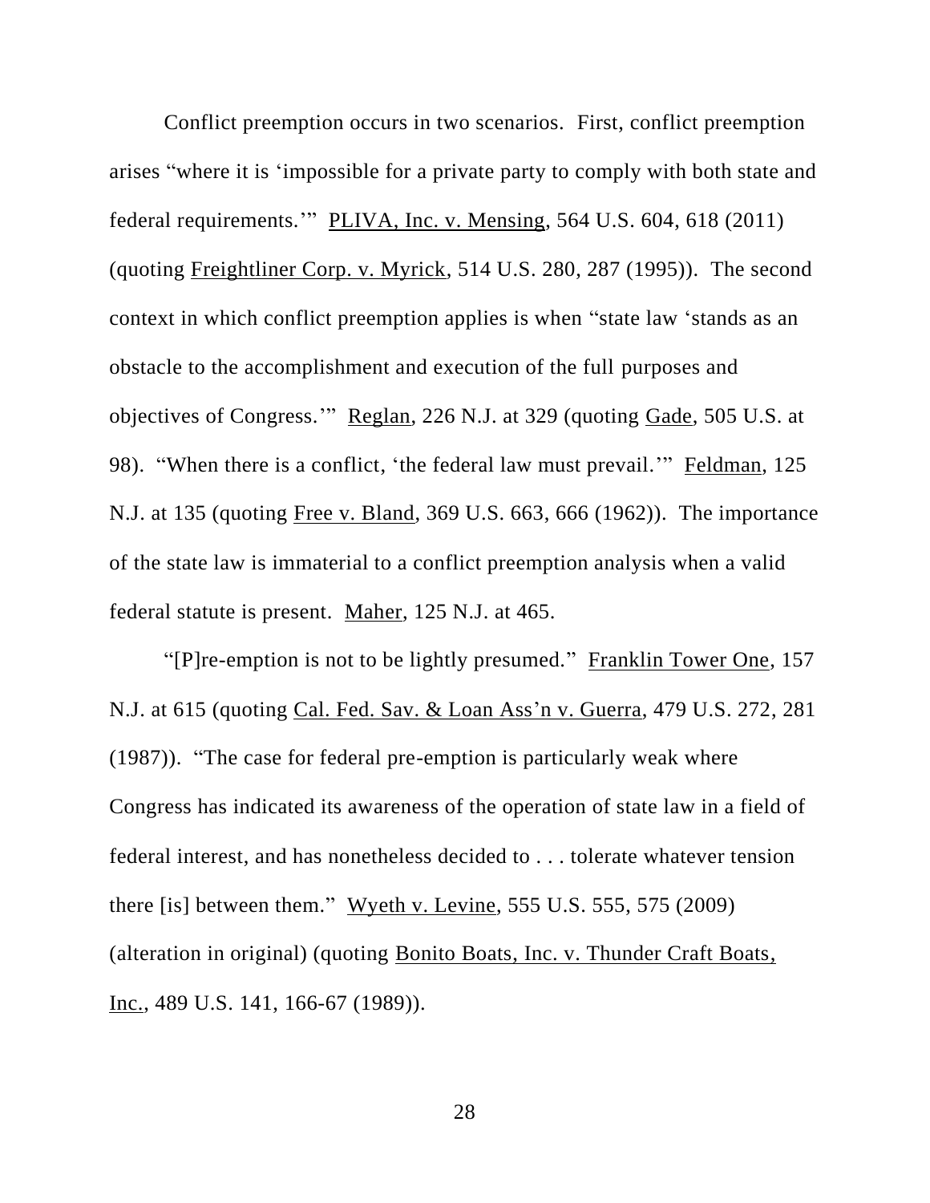Conflict preemption occurs in two scenarios. First, conflict preemption arises "where it is 'impossible for a private party to comply with both state and federal requirements.'" PLIVA, Inc. v. Mensing, 564 U.S. 604, 618 (2011) (quoting Freightliner Corp. v. Myrick, 514 U.S. 280, 287 (1995)). The second context in which conflict preemption applies is when "state law 'stands as an obstacle to the accomplishment and execution of the full purposes and objectives of Congress.'" Reglan, 226 N.J. at 329 (quoting Gade, 505 U.S. at 98). "When there is a conflict, 'the federal law must prevail.'" Feldman, 125 N.J. at 135 (quoting Free v. Bland, 369 U.S. 663, 666 (1962)). The importance of the state law is immaterial to a conflict preemption analysis when a valid federal statute is present. Maher, 125 N.J. at 465.

"[P]re-emption is not to be lightly presumed." Franklin Tower One, 157 N.J. at 615 (quoting Cal. Fed. Sav. & Loan Ass'n v. Guerra, 479 U.S. 272, 281 (1987)). "The case for federal pre-emption is particularly weak where Congress has indicated its awareness of the operation of state law in a field of federal interest, and has nonetheless decided to . . . tolerate whatever tension there [is] between them." Wyeth v. Levine, 555 U.S. 555, 575 (2009) (alteration in original) (quoting Bonito Boats, Inc. v. Thunder Craft Boats, Inc., 489 U.S. 141, 166-67 (1989)).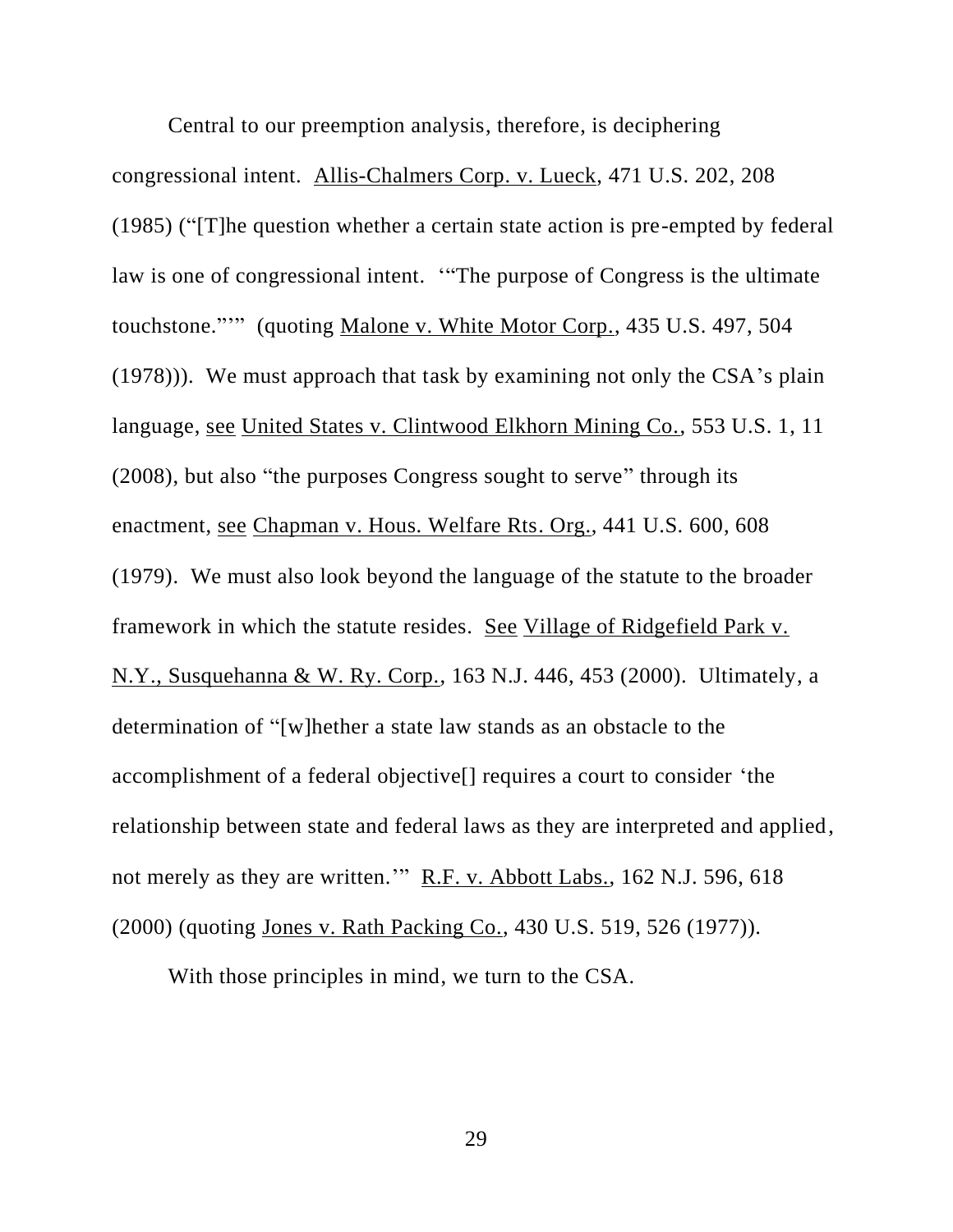Central to our preemption analysis, therefore, is deciphering congressional intent. Allis-Chalmers Corp. v. Lueck, 471 U.S. 202, 208 (1985) ("[T]he question whether a certain state action is pre-empted by federal law is one of congressional intent. '"The purpose of Congress is the ultimate touchstone."'" (quoting Malone v. White Motor Corp., 435 U.S. 497, 504 (1978))). We must approach that task by examining not only the CSA's plain language, see United States v. Clintwood Elkhorn Mining Co., 553 U.S. 1, 11 (2008), but also "the purposes Congress sought to serve" through its enactment, see Chapman v. Hous. Welfare Rts. Org., 441 U.S. 600, 608 (1979). We must also look beyond the language of the statute to the broader framework in which the statute resides. See Village of Ridgefield Park v. N.Y., Susquehanna & W. Ry. Corp., 163 N.J. 446, 453 (2000). Ultimately, a determination of "[w]hether a state law stands as an obstacle to the accomplishment of a federal objective[] requires a court to consider 'the relationship between state and federal laws as they are interpreted and applied, not merely as they are written.'" R.F. v. Abbott Labs., 162 N.J. 596, 618 (2000) (quoting Jones v. Rath Packing Co., 430 U.S. 519, 526 (1977)).

With those principles in mind, we turn to the CSA.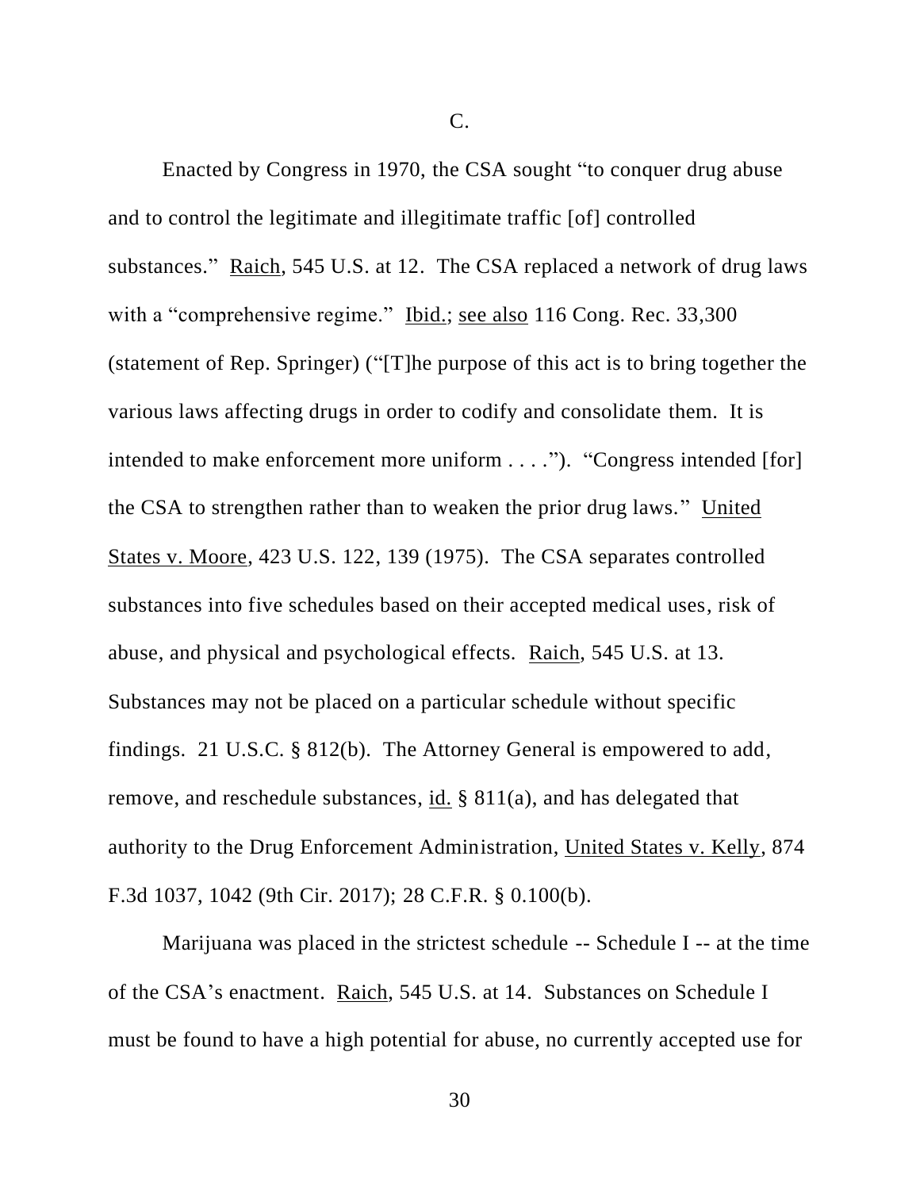C.

Enacted by Congress in 1970, the CSA sought "to conquer drug abuse and to control the legitimate and illegitimate traffic [of] controlled substances." Raich, 545 U.S. at 12. The CSA replaced a network of drug laws with a "comprehensive regime." Ibid.; see also 116 Cong. Rec. 33,300 (statement of Rep. Springer) ("[T]he purpose of this act is to bring together the various laws affecting drugs in order to codify and consolidate them. It is intended to make enforcement more uniform . . . ."). "Congress intended [for] the CSA to strengthen rather than to weaken the prior drug laws." United States v. Moore, 423 U.S. 122, 139 (1975). The CSA separates controlled substances into five schedules based on their accepted medical uses, risk of abuse, and physical and psychological effects. Raich, 545 U.S. at 13. Substances may not be placed on a particular schedule without specific findings. 21 U.S.C. § 812(b). The Attorney General is empowered to add, remove, and reschedule substances, id. § 811(a), and has delegated that authority to the Drug Enforcement Administration, United States v. Kelly, 874 F.3d 1037, 1042 (9th Cir. 2017); 28 C.F.R. § 0.100(b).

Marijuana was placed in the strictest schedule -- Schedule I -- at the time of the CSA's enactment. Raich, 545 U.S. at 14. Substances on Schedule I must be found to have a high potential for abuse, no currently accepted use for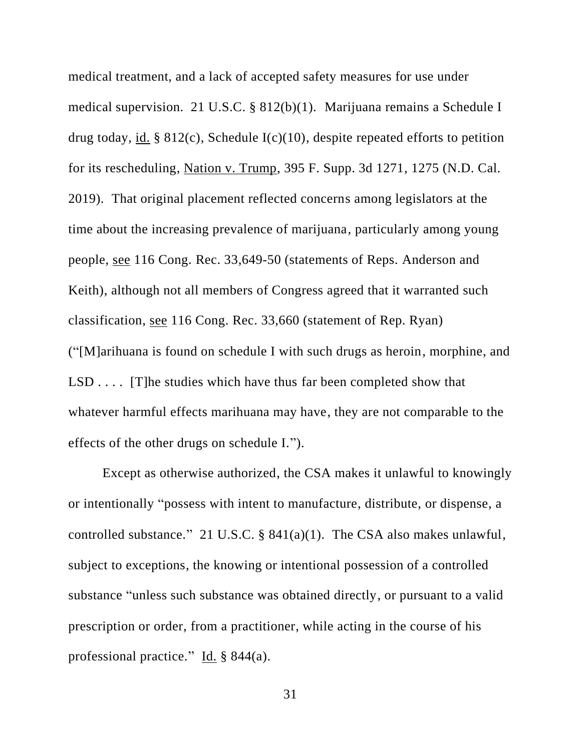medical treatment, and a lack of accepted safety measures for use under medical supervision. 21 U.S.C. § 812(b)(1). Marijuana remains a Schedule I drug today, id. § 812(c), Schedule I(c)(10), despite repeated efforts to petition for its rescheduling, Nation v. Trump, 395 F. Supp. 3d 1271, 1275 (N.D. Cal. 2019). That original placement reflected concerns among legislators at the time about the increasing prevalence of marijuana, particularly among young people, see 116 Cong. Rec. 33,649-50 (statements of Reps. Anderson and Keith), although not all members of Congress agreed that it warranted such classification, see 116 Cong. Rec. 33,660 (statement of Rep. Ryan) ("[M]arihuana is found on schedule I with such drugs as heroin, morphine, and LSD . . . . [T]he studies which have thus far been completed show that whatever harmful effects marihuana may have, they are not comparable to the effects of the other drugs on schedule I.").

Except as otherwise authorized, the CSA makes it unlawful to knowingly or intentionally "possess with intent to manufacture, distribute, or dispense, a controlled substance." 21 U.S.C. § 841(a)(1). The CSA also makes unlawful, subject to exceptions, the knowing or intentional possession of a controlled substance "unless such substance was obtained directly, or pursuant to a valid prescription or order, from a practitioner, while acting in the course of his professional practice." Id. § 844(a).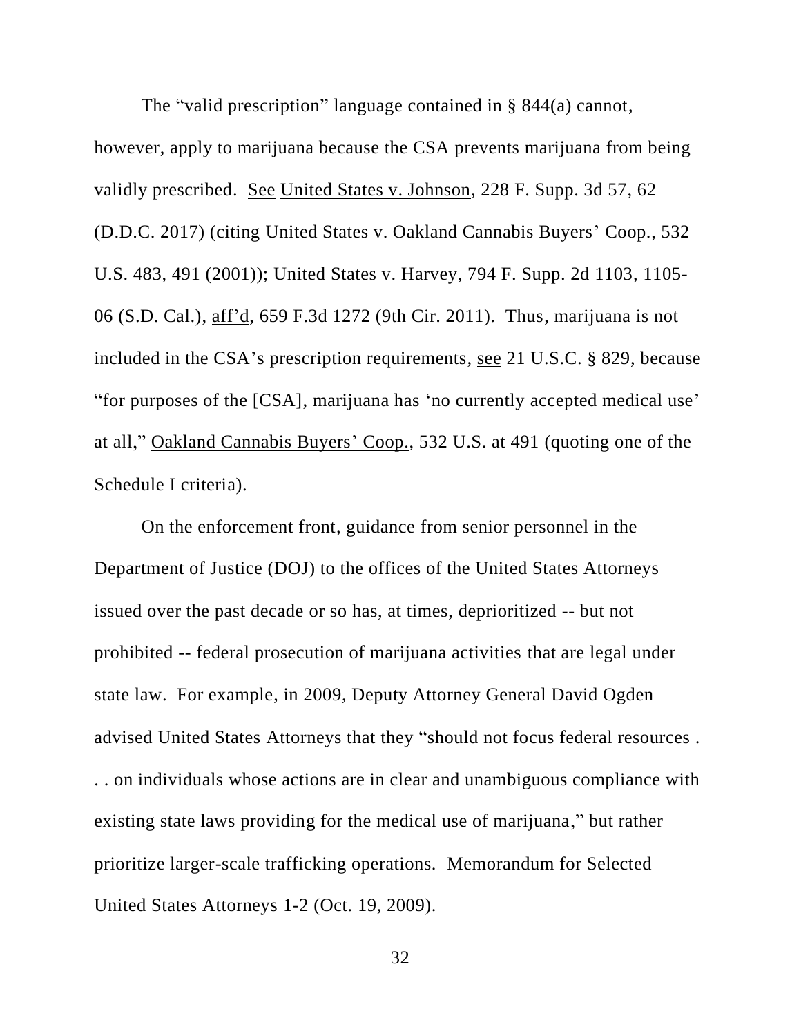The "valid prescription" language contained in § 844(a) cannot, however, apply to marijuana because the CSA prevents marijuana from being validly prescribed. See United States v. Johnson, 228 F. Supp. 3d 57, 62 (D.D.C. 2017) (citing United States v. Oakland Cannabis Buyers' Coop., 532 U.S. 483, 491 (2001)); United States v. Harvey, 794 F. Supp. 2d 1103, 1105-06 (S.D. Cal.), aff'd, 659 F.3d 1272 (9th Cir. 2011). Thus, marijuana is not included in the CSA's prescription requirements, see 21 U.S.C. § 829, because "for purposes of the [CSA], marijuana has 'no currently accepted medical use' at all," Oakland Cannabis Buyers' Coop., 532 U.S. at 491 (quoting one of the Schedule I criteria).

On the enforcement front, guidance from senior personnel in the Department of Justice (DOJ) to the offices of the United States Attorneys issued over the past decade or so has, at times, deprioritized -- but not prohibited -- federal prosecution of marijuana activities that are legal under state law. For example, in 2009, Deputy Attorney General David Ogden advised United States Attorneys that they "should not focus federal resources . . . on individuals whose actions are in clear and unambiguous compliance with existing state laws providing for the medical use of marijuana," but rather prioritize larger-scale trafficking operations. Memorandum for Selected United States Attorneys 1-2 (Oct. 19, 2009).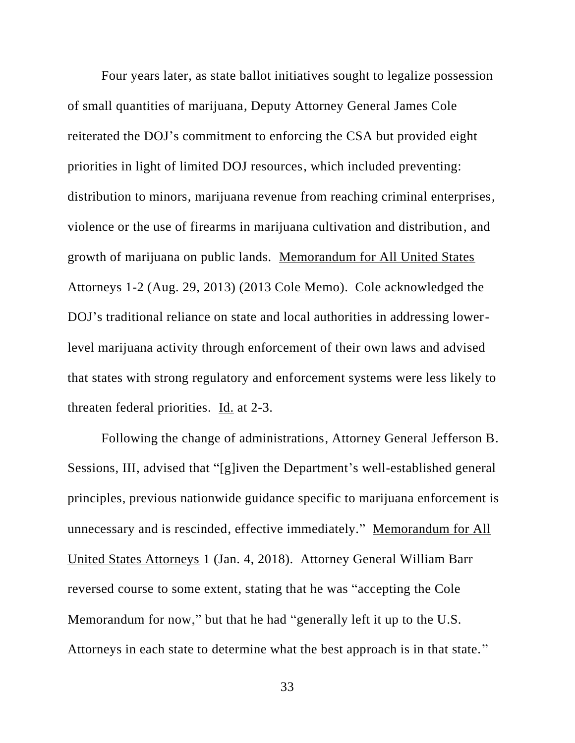Four years later, as state ballot initiatives sought to legalize possession of small quantities of marijuana, Deputy Attorney General James Cole reiterated the DOJ's commitment to enforcing the CSA but provided eight priorities in light of limited DOJ resources, which included preventing: distribution to minors, marijuana revenue from reaching criminal enterprises, violence or the use of firearms in marijuana cultivation and distribution, and growth of marijuana on public lands. Memorandum for All United States Attorneys 1-2 (Aug. 29, 2013) (2013 Cole Memo). Cole acknowledged the DOJ's traditional reliance on state and local authorities in addressing lower-level marijuana activity through enforcement of their own laws and advised that states with strong regulatory and enforcement systems were less likely to threaten federal priorities. Id. at 2-3.

Following the change of administrations, Attorney General Jefferson B. Sessions, III, advised that "[g]iven the Department's well-established general principles, previous nationwide guidance specific to marijuana enforcement is unnecessary and is rescinded, effective immediately." Memorandum for All United States Attorneys 1 (Jan. 4, 2018). Attorney General William Barr reversed course to some extent, stating that he was "accepting the Cole Memorandum for now," but that he had "generally left it up to the U.S. Attorneys in each state to determine what the best approach is in that state."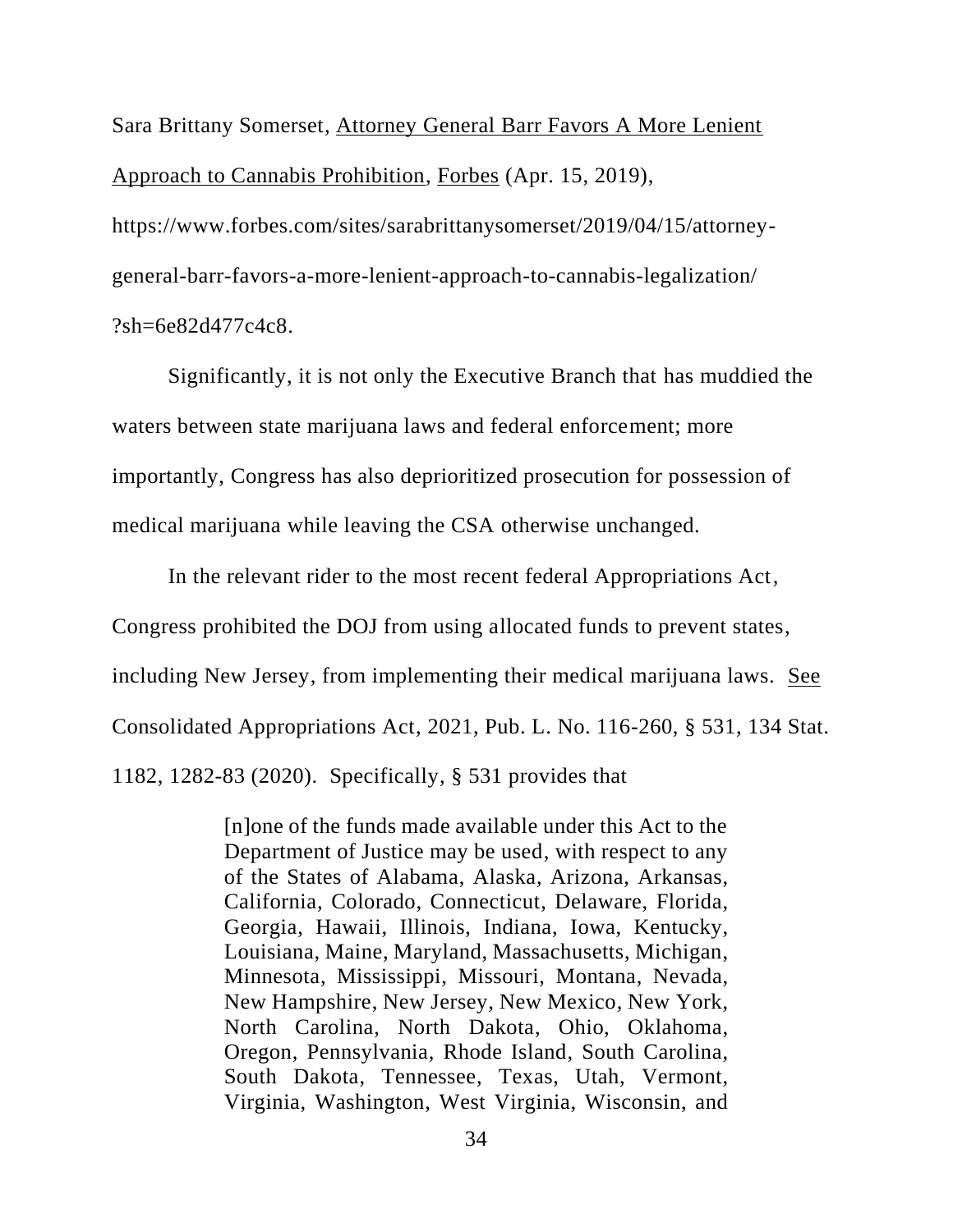Sara Brittany Somerset, Attorney General Barr Favors A More Lenient Approach to Cannabis Prohibition, Forbes (Apr. 15, 2019), https://www.forbes.com/sites/sarabrittanysomerset/2019/04/15/attorney-general-barr-favors-a-more-lenient-approach-to-cannabis-legalization/?sh=6e82d477c4c8.

Significantly, it is not only the Executive Branch that has muddied the waters between state marijuana laws and federal enforcement; more importantly, Congress has also deprioritized prosecution for possession of medical marijuana while leaving the CSA otherwise unchanged.

In the relevant rider to the most recent federal Appropriations Act, Congress prohibited the DOJ from using allocated funds to prevent states, including New Jersey, from implementing their medical marijuana laws. See Consolidated Appropriations Act, 2021, Pub. L. No. 116-260, § 531, 134 Stat. 1182, 1282-83 (2020). Specifically, § 531 provides that

> [n]one of the funds made available under this Act to the Department of Justice may be used, with respect to any of the States of Alabama, Alaska, Arizona, Arkansas, California, Colorado, Connecticut, Delaware, Florida, Georgia, Hawaii, Illinois, Indiana, Iowa, Kentucky, Louisiana, Maine, Maryland, Massachusetts, Michigan, Minnesota, Mississippi, Missouri, Montana, Nevada, New Hampshire, New Jersey, New Mexico, New York, North Carolina, North Dakota, Ohio, Oklahoma, Oregon, Pennsylvania, Rhode Island, South Carolina, South Dakota, Tennessee, Texas, Utah, Vermont, Virginia, Washington, West Virginia, Wisconsin, and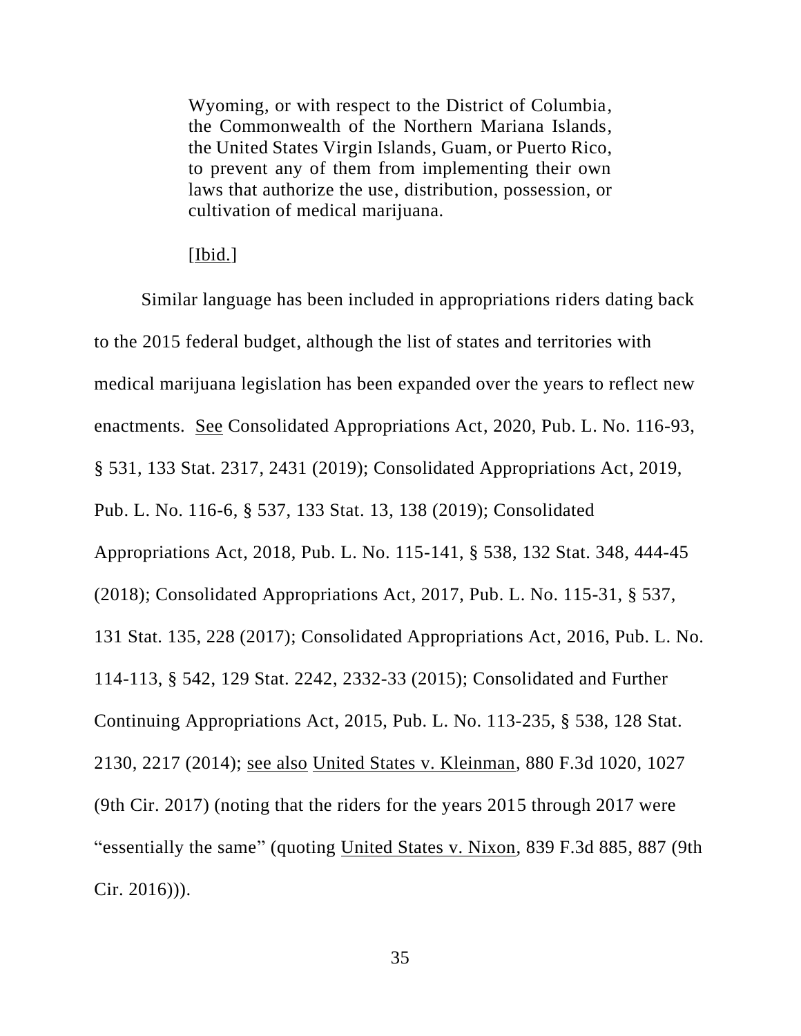> Wyoming, or with respect to the District of Columbia, the Commonwealth of the Northern Mariana Islands, the United States Virgin Islands, Guam, or Puerto Rico, to prevent any of them from implementing their own laws that authorize the use, distribution, possession, or cultivation of medical marijuana.
>
> [Ibid.]

Similar language has been included in appropriations riders dating back to the 2015 federal budget, although the list of states and territories with medical marijuana legislation has been expanded over the years to reflect new enactments. See Consolidated Appropriations Act, 2020, Pub. L. No. 116-93, § 531, 133 Stat. 2317, 2431 (2019); Consolidated Appropriations Act, 2019, Pub. L. No. 116-6, § 537, 133 Stat. 13, 138 (2019); Consolidated Appropriations Act, 2018, Pub. L. No. 115-141, § 538, 132 Stat. 348, 444-45 (2018); Consolidated Appropriations Act, 2017, Pub. L. No. 115-31, § 537, 131 Stat. 135, 228 (2017); Consolidated Appropriations Act, 2016, Pub. L. No. 114-113, § 542, 129 Stat. 2242, 2332-33 (2015); Consolidated and Further Continuing Appropriations Act, 2015, Pub. L. No. 113-235, § 538, 128 Stat. 2130, 2217 (2014); see also United States v. Kleinman, 880 F.3d 1020, 1027 (9th Cir. 2017) (noting that the riders for the years 2015 through 2017 were "essentially the same" (quoting United States v. Nixon, 839 F.3d 885, 887 (9th Cir. 2016))).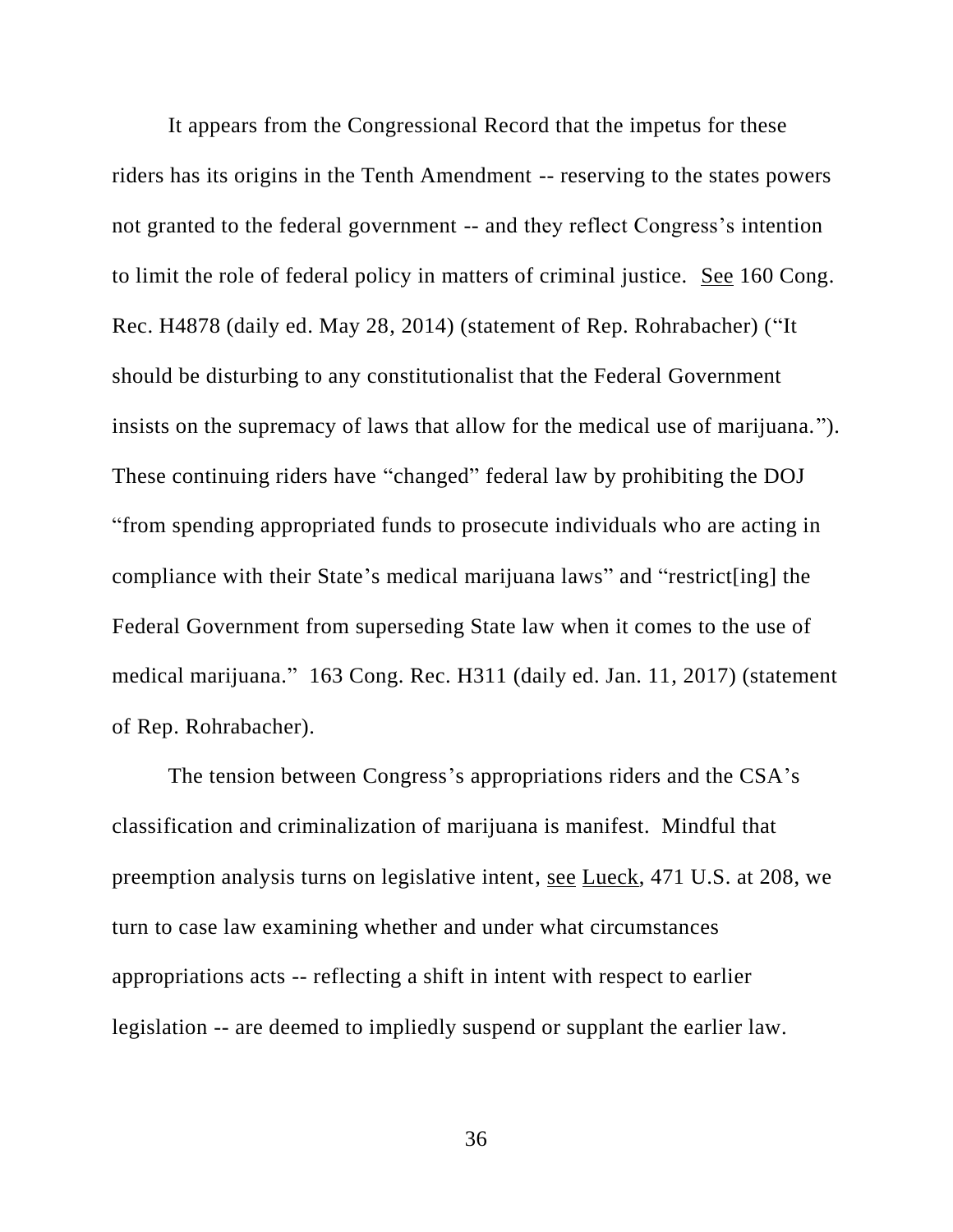It appears from the Congressional Record that the impetus for these riders has its origins in the Tenth Amendment -- reserving to the states powers not granted to the federal government -- and they reflect Congress's intention to limit the role of federal policy in matters of criminal justice. See 160 Cong. Rec. H4878 (daily ed. May 28, 2014) (statement of Rep. Rohrabacher) ("It should be disturbing to any constitutionalist that the Federal Government insists on the supremacy of laws that allow for the medical use of marijuana."). These continuing riders have "changed" federal law by prohibiting the DOJ "from spending appropriated funds to prosecute individuals who are acting in compliance with their State's medical marijuana laws" and "restrict[ing] the Federal Government from superseding State law when it comes to the use of medical marijuana." 163 Cong. Rec. H311 (daily ed. Jan. 11, 2017) (statement of Rep. Rohrabacher).

The tension between Congress's appropriations riders and the CSA's classification and criminalization of marijuana is manifest. Mindful that preemption analysis turns on legislative intent, see Lueck, 471 U.S. at 208, we turn to case law examining whether and under what circumstances appropriations acts -- reflecting a shift in intent with respect to earlier legislation -- are deemed to impliedly suspend or supplant the earlier law.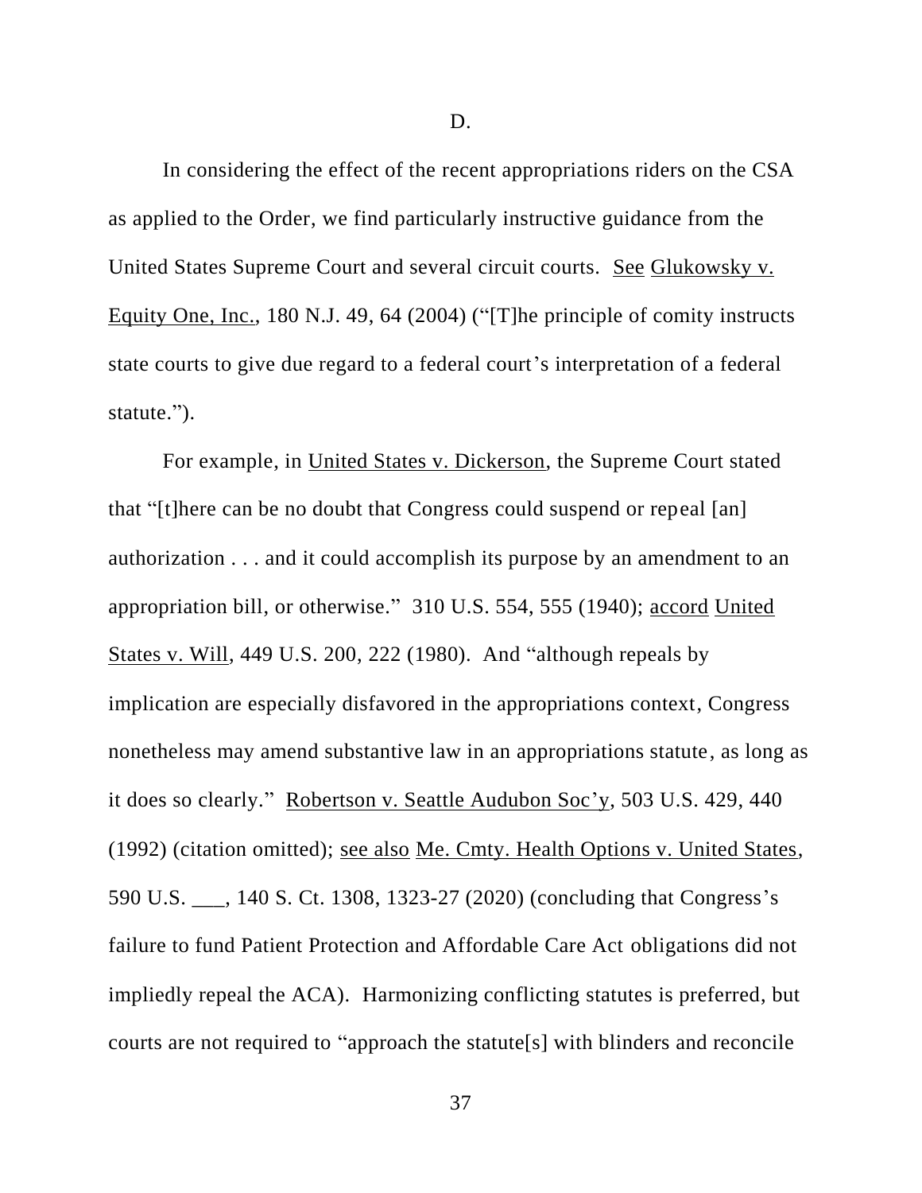D.

In considering the effect of the recent appropriations riders on the CSA as applied to the Order, we find particularly instructive guidance from the United States Supreme Court and several circuit courts. See Glukowsky v. Equity One, Inc., 180 N.J. 49, 64 (2004) ("[T]he principle of comity instructs state courts to give due regard to a federal court's interpretation of a federal statute.").

For example, in United States v. Dickerson, the Supreme Court stated that "[t]here can be no doubt that Congress could suspend or repeal [an] authorization . . . and it could accomplish its purpose by an amendment to an appropriation bill, or otherwise." 310 U.S. 554, 555 (1940); accord United States v. Will, 449 U.S. 200, 222 (1980). And "although repeals by implication are especially disfavored in the appropriations context, Congress nonetheless may amend substantive law in an appropriations statute, as long as it does so clearly." Robertson v. Seattle Audubon Soc'y, 503 U.S. 429, 440 (1992) (citation omitted); see also Me. Cmty. Health Options v. United States, 590 U.S. ___, 140 S. Ct. 1308, 1323-27 (2020) (concluding that Congress's failure to fund Patient Protection and Affordable Care Act obligations did not impliedly repeal the ACA). Harmonizing conflicting statutes is preferred, but courts are not required to "approach the statute[s] with blinders and reconcile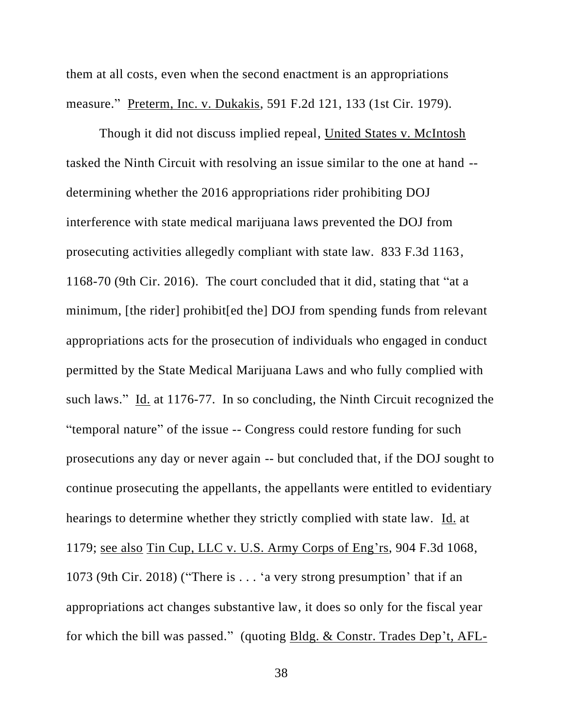them at all costs, even when the second enactment is an appropriations measure." Preterm, Inc. v. Dukakis, 591 F.2d 121, 133 (1st Cir. 1979).

Though it did not discuss implied repeal, United States v. McIntosh tasked the Ninth Circuit with resolving an issue similar to the one at hand -- determining whether the 2016 appropriations rider prohibiting DOJ interference with state medical marijuana laws prevented the DOJ from prosecuting activities allegedly compliant with state law. 833 F.3d 1163, 1168-70 (9th Cir. 2016). The court concluded that it did, stating that "at a minimum, [the rider] prohibit[ed the] DOJ from spending funds from relevant appropriations acts for the prosecution of individuals who engaged in conduct permitted by the State Medical Marijuana Laws and who fully complied with such laws." Id. at 1176-77. In so concluding, the Ninth Circuit recognized the "temporal nature" of the issue -- Congress could restore funding for such prosecutions any day or never again -- but concluded that, if the DOJ sought to continue prosecuting the appellants, the appellants were entitled to evidentiary hearings to determine whether they strictly complied with state law. Id. at 1179; see also Tin Cup, LLC v. U.S. Army Corps of Eng'rs, 904 F.3d 1068, 1073 (9th Cir. 2018) ("There is . . . 'a very strong presumption' that if an appropriations act changes substantive law, it does so only for the fiscal year for which the bill was passed." (quoting Bldg. & Constr. Trades Dep't, AFL-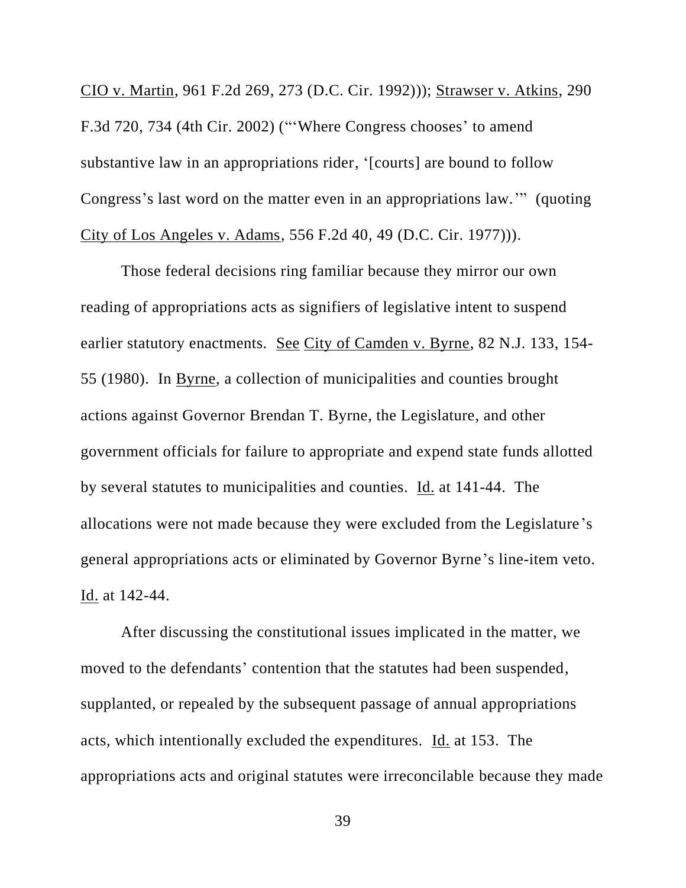CIO v. Martin, 961 F.2d 269, 273 (D.C. Cir. 1992))); Strawser v. Atkins, 290 F.3d 720, 734 (4th Cir. 2002) ("'Where Congress chooses' to amend substantive law in an appropriations rider, '[courts] are bound to follow Congress's last word on the matter even in an appropriations law.'" (quoting City of Los Angeles v. Adams, 556 F.2d 40, 49 (D.C. Cir. 1977))).

Those federal decisions ring familiar because they mirror our own reading of appropriations acts as signifiers of legislative intent to suspend earlier statutory enactments. See City of Camden v. Byrne, 82 N.J. 133, 154-55 (1980). In Byrne, a collection of municipalities and counties brought actions against Governor Brendan T. Byrne, the Legislature, and other government officials for failure to appropriate and expend state funds allotted by several statutes to municipalities and counties. Id. at 141-44. The allocations were not made because they were excluded from the Legislature's general appropriations acts or eliminated by Governor Byrne's line-item veto. Id. at 142-44.

After discussing the constitutional issues implicated in the matter, we moved to the defendants' contention that the statutes had been suspended, supplanted, or repealed by the subsequent passage of annual appropriations acts, which intentionally excluded the expenditures. Id. at 153. The appropriations acts and original statutes were irreconcilable because they made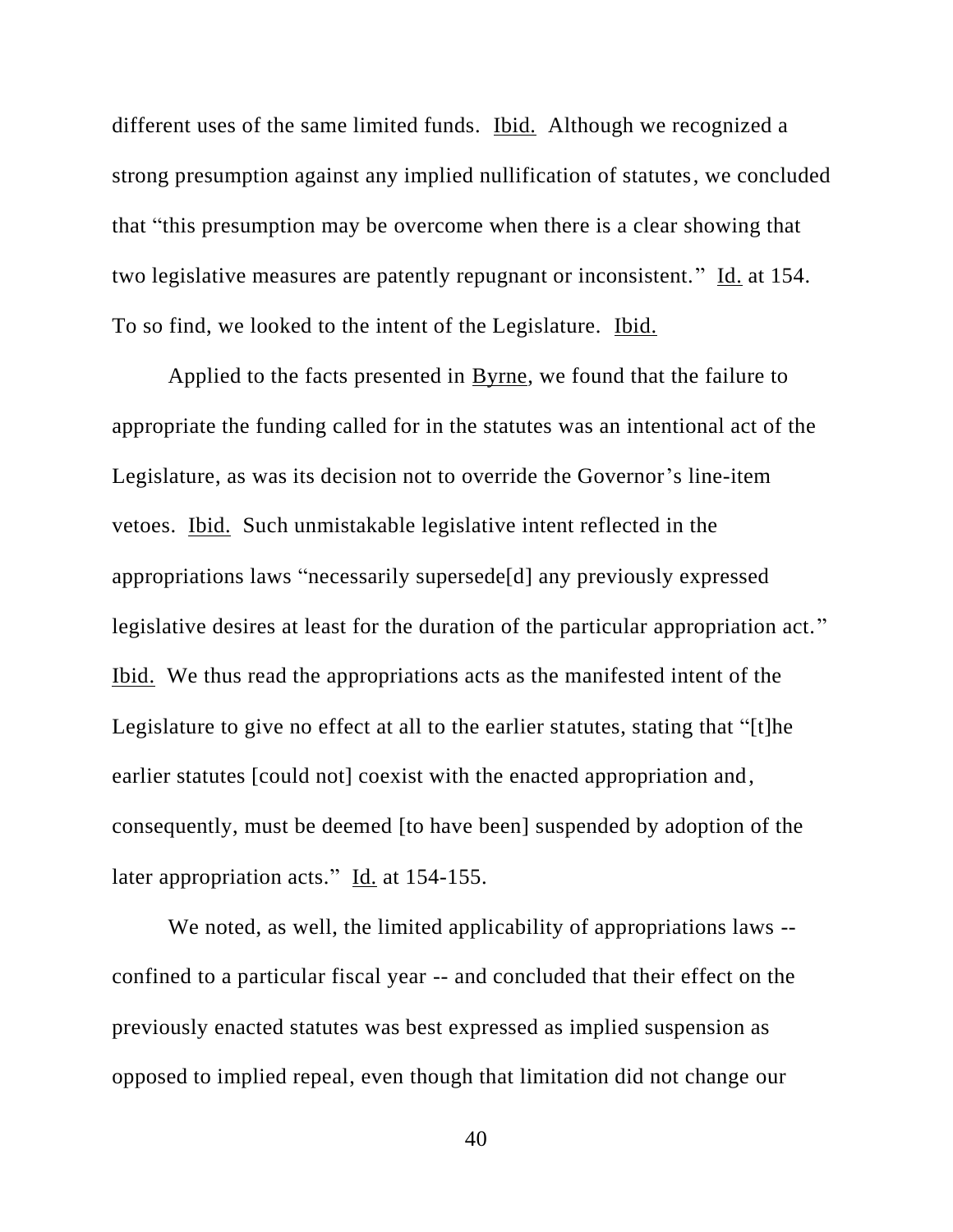different uses of the same limited funds. Ibid. Although we recognized a strong presumption against any implied nullification of statutes, we concluded that "this presumption may be overcome when there is a clear showing that two legislative measures are patently repugnant or inconsistent." Id. at 154. To so find, we looked to the intent of the Legislature. Ibid.

Applied to the facts presented in Byrne, we found that the failure to appropriate the funding called for in the statutes was an intentional act of the Legislature, as was its decision not to override the Governor's line-item vetoes. Ibid. Such unmistakable legislative intent reflected in the appropriations laws "necessarily supersede[d] any previously expressed legislative desires at least for the duration of the particular appropriation act." Ibid. We thus read the appropriations acts as the manifested intent of the Legislature to give no effect at all to the earlier statutes, stating that "[t]he earlier statutes [could not] coexist with the enacted appropriation and, consequently, must be deemed [to have been] suspended by adoption of the later appropriation acts." Id. at 154-155.

We noted, as well, the limited applicability of appropriations laws -- confined to a particular fiscal year -- and concluded that their effect on the previously enacted statutes was best expressed as implied suspension as opposed to implied repeal, even though that limitation did not change our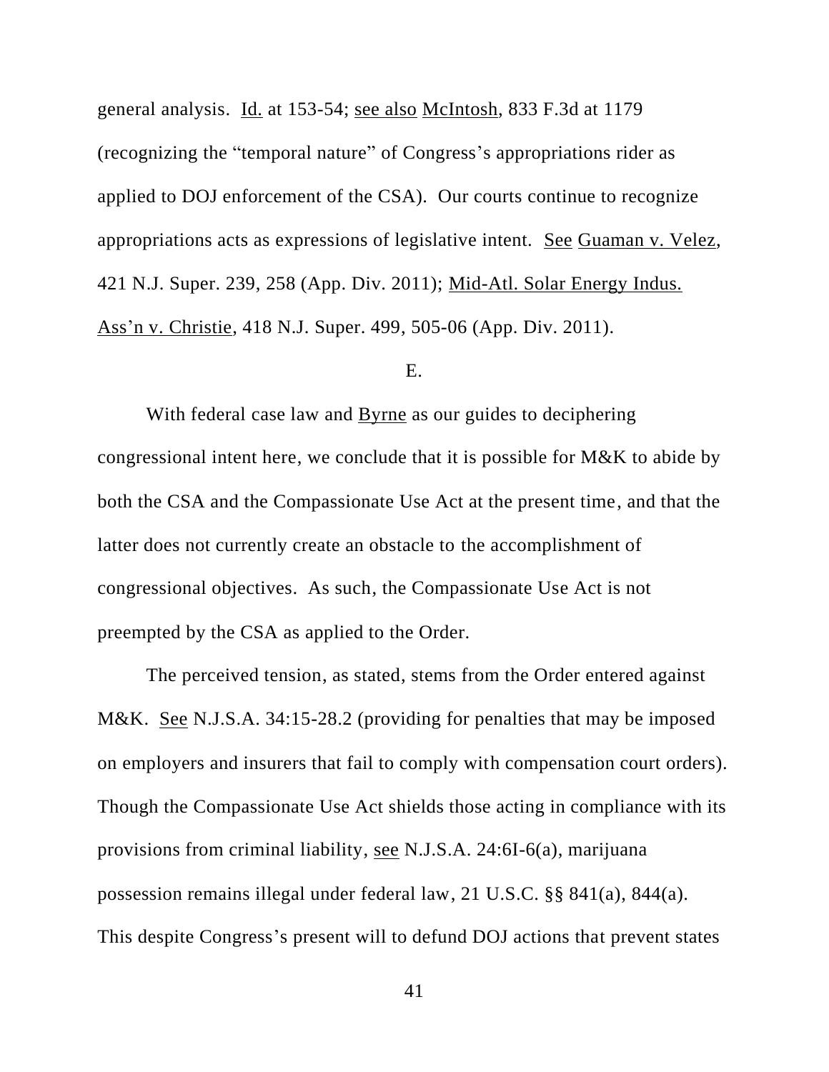general analysis. Id. at 153-54; see also McIntosh, 833 F.3d at 1179 (recognizing the "temporal nature" of Congress's appropriations rider as applied to DOJ enforcement of the CSA). Our courts continue to recognize appropriations acts as expressions of legislative intent. See Guaman v. Velez, 421 N.J. Super. 239, 258 (App. Div. 2011); Mid-Atl. Solar Energy Indus. Ass'n v. Christie, 418 N.J. Super. 499, 505-06 (App. Div. 2011).

E.

With federal case law and Byrne as our guides to deciphering congressional intent here, we conclude that it is possible for M&K to abide by both the CSA and the Compassionate Use Act at the present time, and that the latter does not currently create an obstacle to the accomplishment of congressional objectives. As such, the Compassionate Use Act is not preempted by the CSA as applied to the Order.

The perceived tension, as stated, stems from the Order entered against M&K. See N.J.S.A. 34:15-28.2 (providing for penalties that may be imposed on employers and insurers that fail to comply with compensation court orders). Though the Compassionate Use Act shields those acting in compliance with its provisions from criminal liability, see N.J.S.A. 24:6I-6(a), marijuana possession remains illegal under federal law, 21 U.S.C. §§ 841(a), 844(a). This despite Congress's present will to defund DOJ actions that prevent states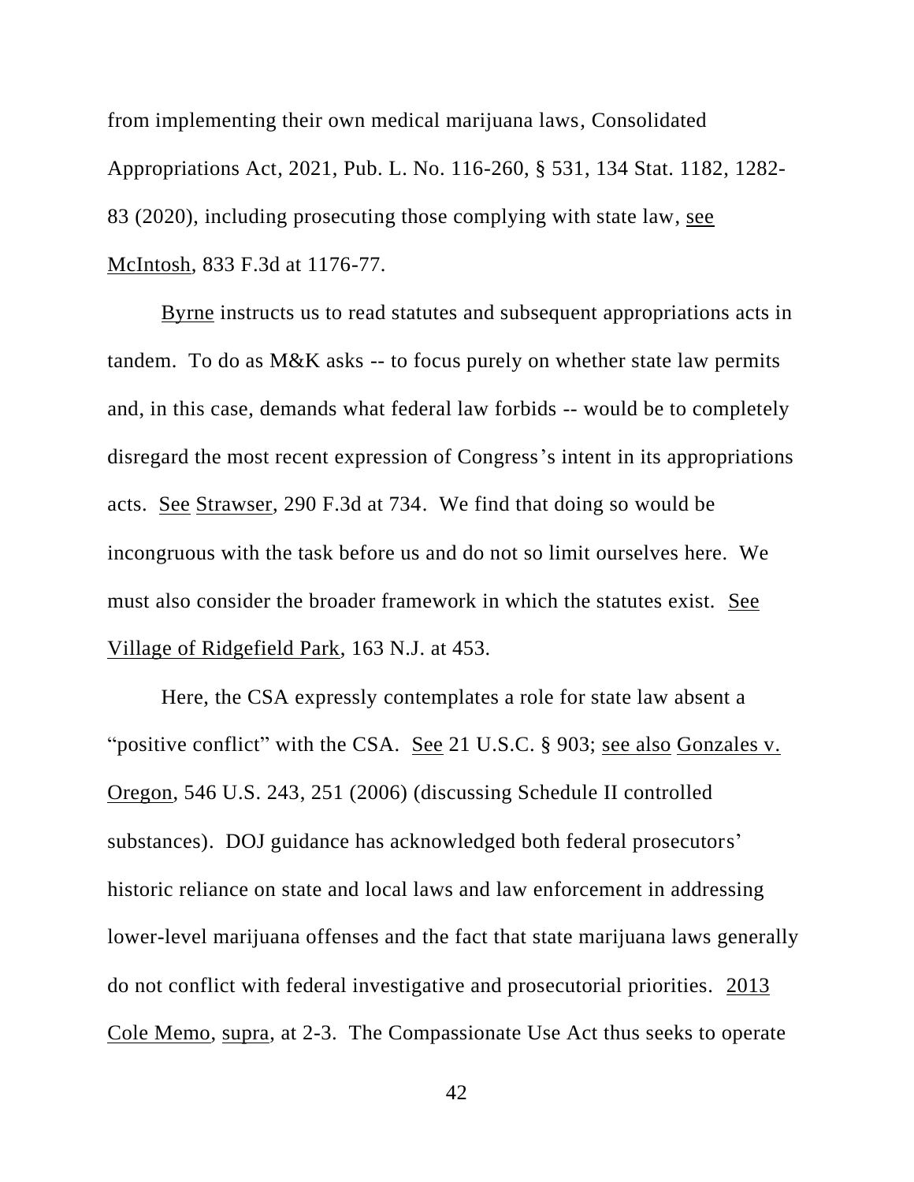from implementing their own medical marijuana laws, Consolidated Appropriations Act, 2021, Pub. L. No. 116-260, § 531, 134 Stat. 1182, 1282-83 (2020), including prosecuting those complying with state law, see McIntosh, 833 F.3d at 1176-77.

Byrne instructs us to read statutes and subsequent appropriations acts in tandem. To do as M&K asks -- to focus purely on whether state law permits and, in this case, demands what federal law forbids -- would be to completely disregard the most recent expression of Congress's intent in its appropriations acts. See Strawser, 290 F.3d at 734. We find that doing so would be incongruous with the task before us and do not so limit ourselves here. We must also consider the broader framework in which the statutes exist. See Village of Ridgefield Park, 163 N.J. at 453.

Here, the CSA expressly contemplates a role for state law absent a "positive conflict" with the CSA. See 21 U.S.C. § 903; see also Gonzales v. Oregon, 546 U.S. 243, 251 (2006) (discussing Schedule II controlled substances). DOJ guidance has acknowledged both federal prosecutors' historic reliance on state and local laws and law enforcement in addressing lower-level marijuana offenses and the fact that state marijuana laws generally do not conflict with federal investigative and prosecutorial priorities. 2013 Cole Memo, supra, at 2-3. The Compassionate Use Act thus seeks to operate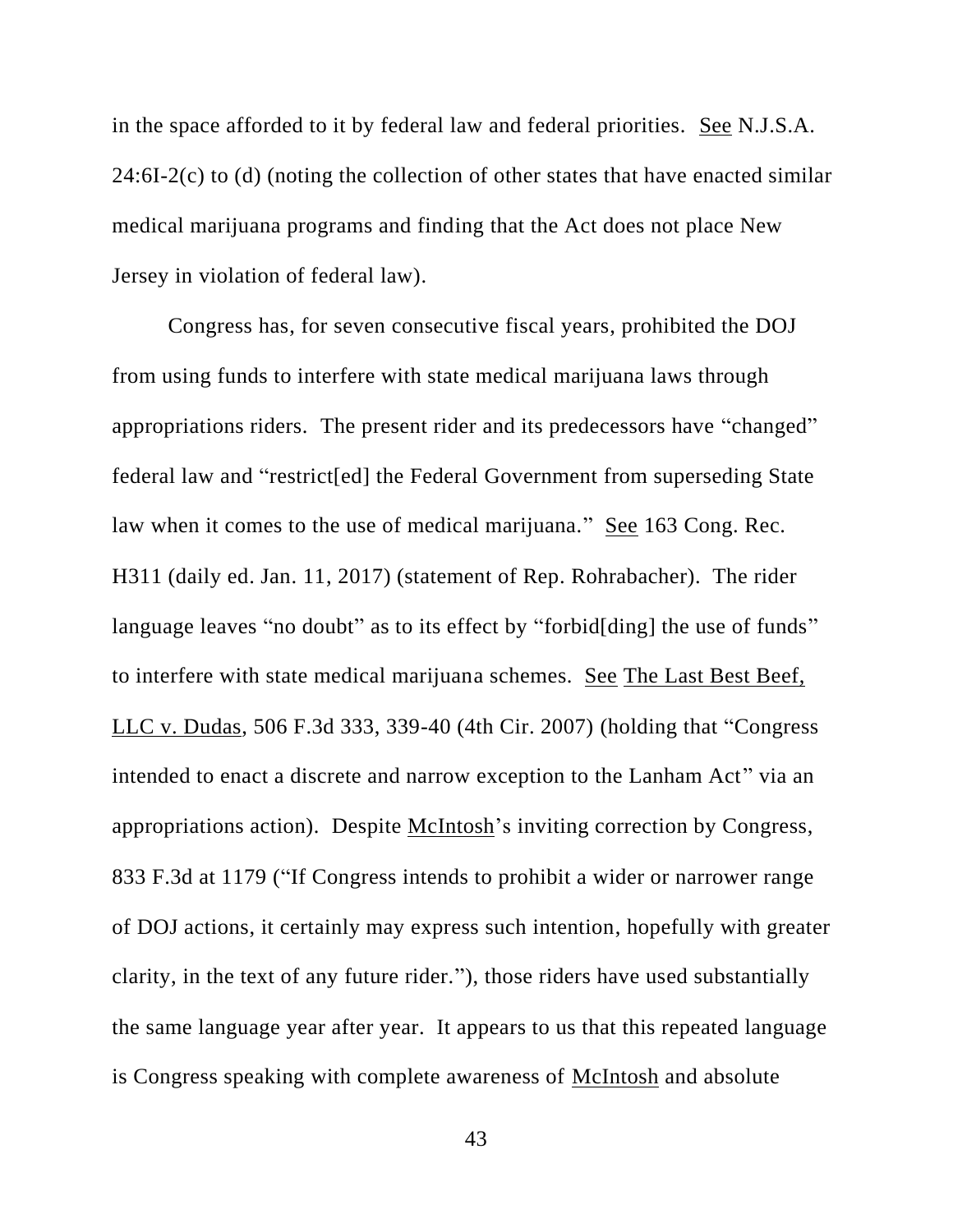in the space afforded to it by federal law and federal priorities. See N.J.S.A. 24:6I-2(c) to (d) (noting the collection of other states that have enacted similar medical marijuana programs and finding that the Act does not place New Jersey in violation of federal law).

Congress has, for seven consecutive fiscal years, prohibited the DOJ from using funds to interfere with state medical marijuana laws through appropriations riders. The present rider and its predecessors have "changed" federal law and "restrict[ed] the Federal Government from superseding State law when it comes to the use of medical marijuana." See 163 Cong. Rec. H311 (daily ed. Jan. 11, 2017) (statement of Rep. Rohrabacher). The rider language leaves "no doubt" as to its effect by "forbid[ding] the use of funds" to interfere with state medical marijuana schemes. See The Last Best Beef, LLC v. Dudas, 506 F.3d 333, 339-40 (4th Cir. 2007) (holding that "Congress intended to enact a discrete and narrow exception to the Lanham Act" via an appropriations action). Despite McIntosh's inviting correction by Congress, 833 F.3d at 1179 ("If Congress intends to prohibit a wider or narrower range of DOJ actions, it certainly may express such intention, hopefully with greater clarity, in the text of any future rider."), those riders have used substantially the same language year after year. It appears to us that this repeated language is Congress speaking with complete awareness of McIntosh and absolute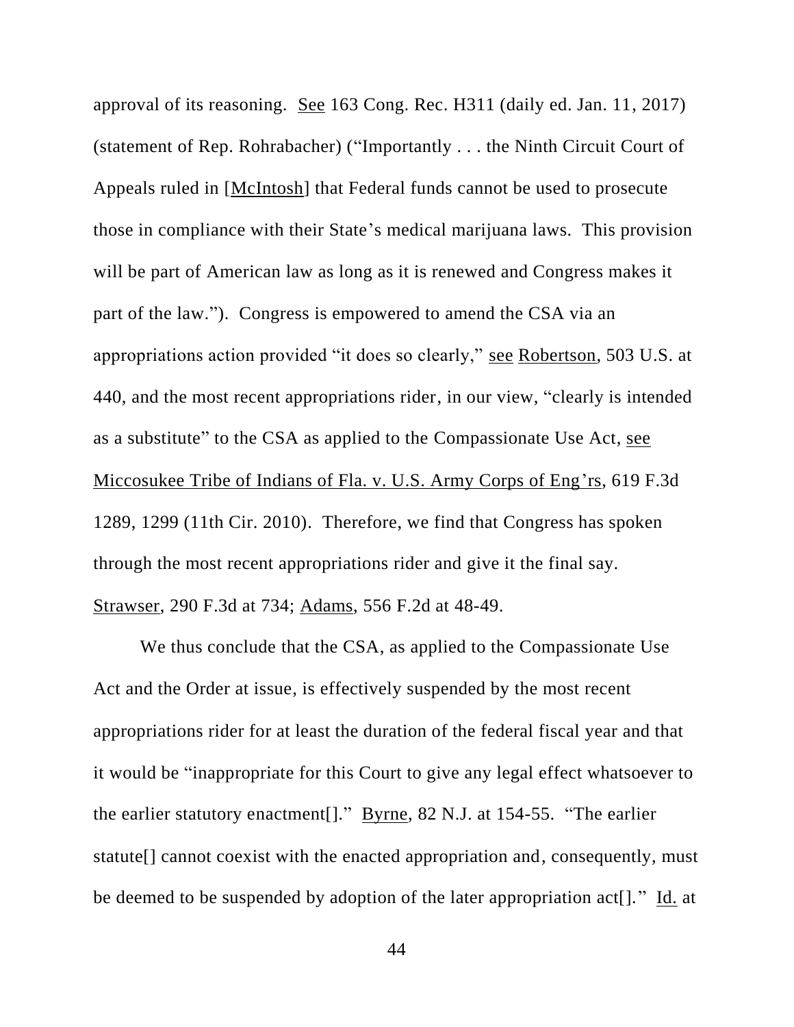approval of its reasoning. See 163 Cong. Rec. H311 (daily ed. Jan. 11, 2017) (statement of Rep. Rohrabacher) ("Importantly . . . the Ninth Circuit Court of Appeals ruled in [McIntosh] that Federal funds cannot be used to prosecute those in compliance with their State's medical marijuana laws. This provision will be part of American law as long as it is renewed and Congress makes it part of the law."). Congress is empowered to amend the CSA via an appropriations action provided "it does so clearly," see Robertson, 503 U.S. at 440, and the most recent appropriations rider, in our view, "clearly is intended as a substitute" to the CSA as applied to the Compassionate Use Act, see Miccosukee Tribe of Indians of Fla. v. U.S. Army Corps of Eng'rs, 619 F.3d 1289, 1299 (11th Cir. 2010). Therefore, we find that Congress has spoken through the most recent appropriations rider and give it the final say. Strawser, 290 F.3d at 734; Adams, 556 F.2d at 48-49.

We thus conclude that the CSA, as applied to the Compassionate Use Act and the Order at issue, is effectively suspended by the most recent appropriations rider for at least the duration of the federal fiscal year and that it would be "inappropriate for this Court to give any legal effect whatsoever to the earlier statutory enactment[]." Byrne, 82 N.J. at 154-55. "The earlier statute[] cannot coexist with the enacted appropriation and, consequently, must be deemed to be suspended by adoption of the later appropriation act[]." Id. at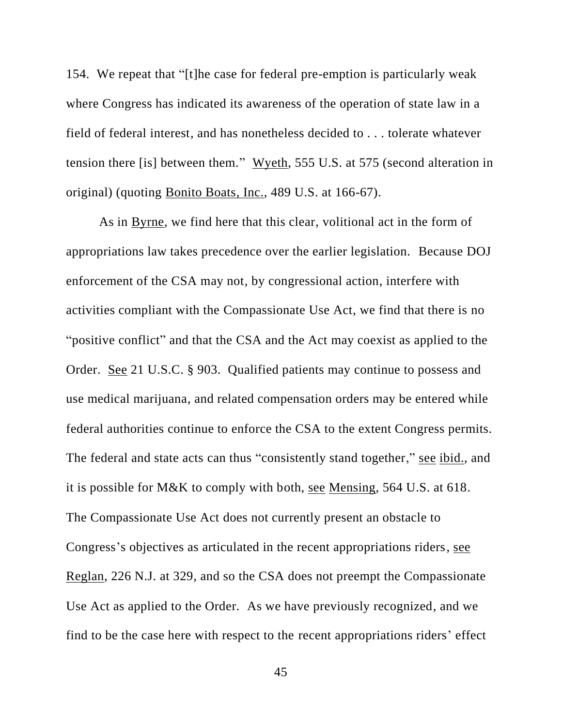154. We repeat that "[t]he case for federal pre-emption is particularly weak where Congress has indicated its awareness of the operation of state law in a field of federal interest, and has nonetheless decided to . . . tolerate whatever tension there [is] between them." Wyeth, 555 U.S. at 575 (second alteration in original) (quoting Bonito Boats, Inc., 489 U.S. at 166-67).

As in Byrne, we find here that this clear, volitional act in the form of appropriations law takes precedence over the earlier legislation. Because DOJ enforcement of the CSA may not, by congressional action, interfere with activities compliant with the Compassionate Use Act, we find that there is no "positive conflict" and that the CSA and the Act may coexist as applied to the Order. See 21 U.S.C. § 903. Qualified patients may continue to possess and use medical marijuana, and related compensation orders may be entered while federal authorities continue to enforce the CSA to the extent Congress permits. The federal and state acts can thus "consistently stand together," see ibid., and it is possible for M&K to comply with both, see Mensing, 564 U.S. at 618. The Compassionate Use Act does not currently present an obstacle to Congress's objectives as articulated in the recent appropriations riders, see Reglan, 226 N.J. at 329, and so the CSA does not preempt the Compassionate Use Act as applied to the Order. As we have previously recognized, and we find to be the case here with respect to the recent appropriations riders' effect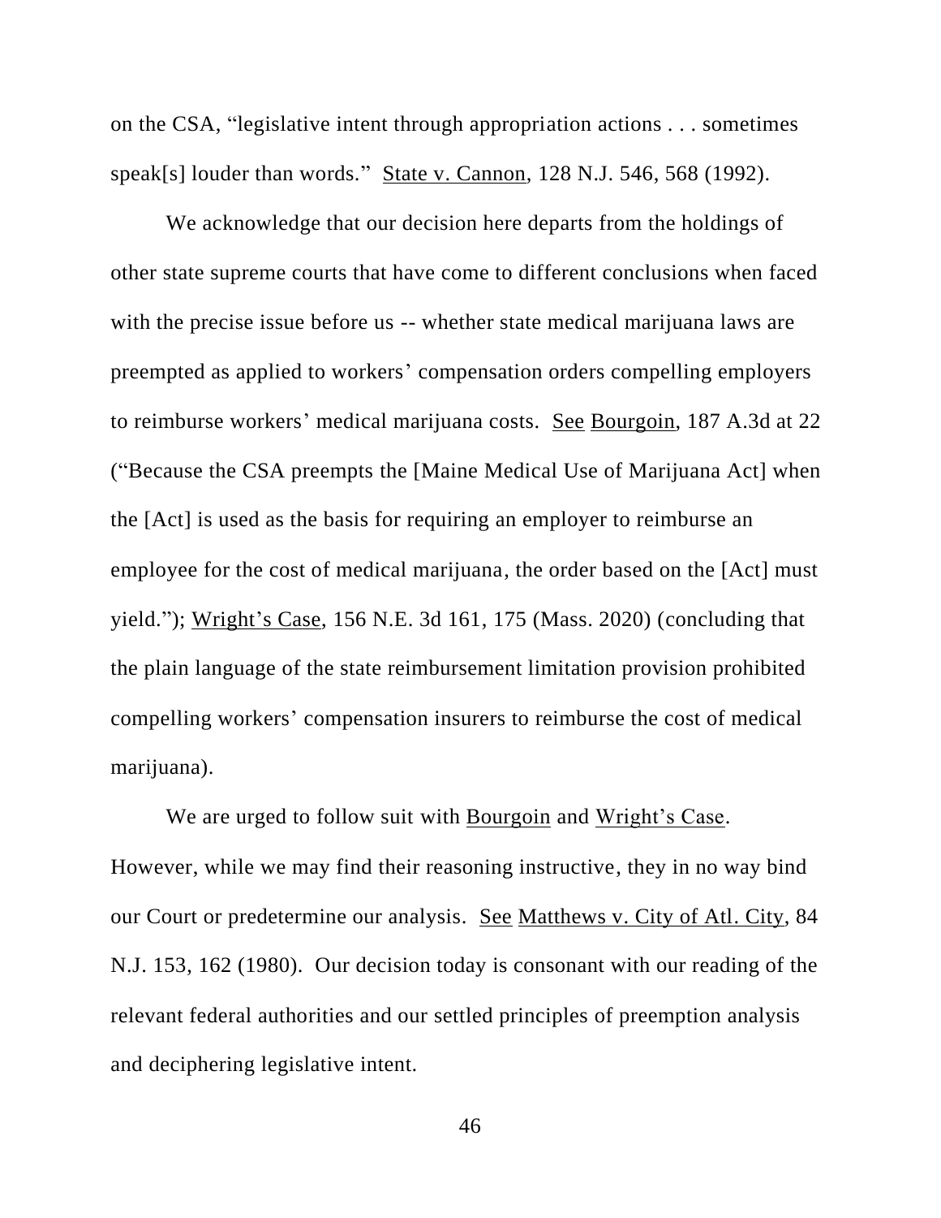on the CSA, "legislative intent through appropriation actions . . . sometimes speak[s] louder than words." State v. Cannon, 128 N.J. 546, 568 (1992).

We acknowledge that our decision here departs from the holdings of other state supreme courts that have come to different conclusions when faced with the precise issue before us -- whether state medical marijuana laws are preempted as applied to workers' compensation orders compelling employers to reimburse workers' medical marijuana costs. See Bourgoin, 187 A.3d at 22 ("Because the CSA preempts the [Maine Medical Use of Marijuana Act] when the [Act] is used as the basis for requiring an employer to reimburse an employee for the cost of medical marijuana, the order based on the [Act] must yield."); Wright's Case, 156 N.E. 3d 161, 175 (Mass. 2020) (concluding that the plain language of the state reimbursement limitation provision prohibited compelling workers' compensation insurers to reimburse the cost of medical marijuana).

We are urged to follow suit with Bourgoin and Wright's Case. However, while we may find their reasoning instructive, they in no way bind our Court or predetermine our analysis. See Matthews v. City of Atl. City, 84 N.J. 153, 162 (1980). Our decision today is consonant with our reading of the relevant federal authorities and our settled principles of preemption analysis and deciphering legislative intent.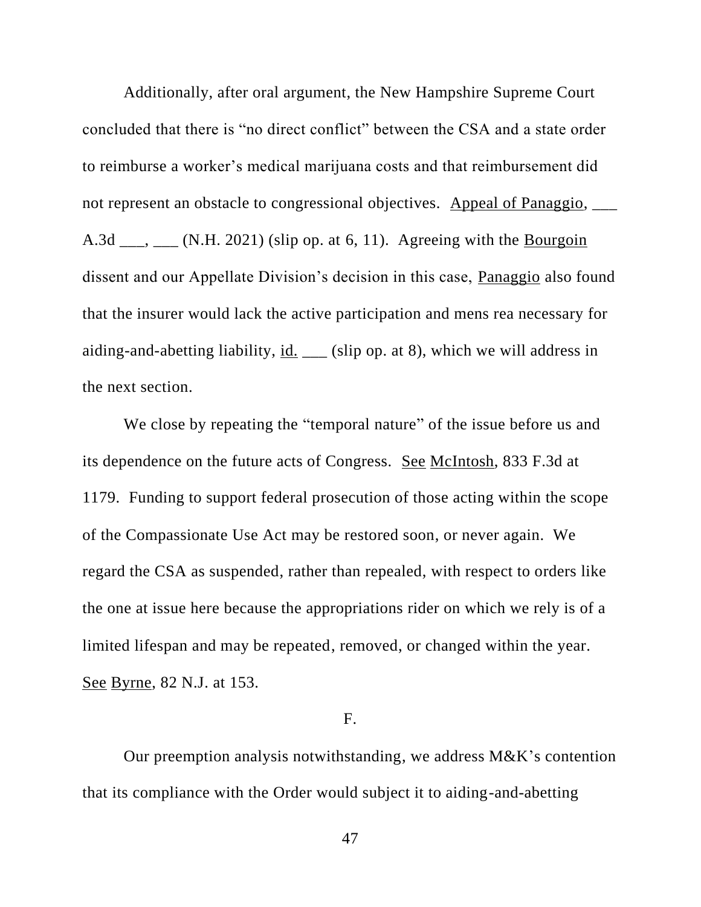Additionally, after oral argument, the New Hampshire Supreme Court concluded that there is "no direct conflict" between the CSA and a state order to reimburse a worker's medical marijuana costs and that reimbursement did not represent an obstacle to congressional objectives. Appeal of Panaggio, ___ A.3d ___, ___ (N.H. 2021) (slip op. at 6, 11). Agreeing with the Bourgoin dissent and our Appellate Division's decision in this case, Panaggio also found that the insurer would lack the active participation and mens rea necessary for aiding-and-abetting liability, id. ___ (slip op. at 8), which we will address in the next section.

We close by repeating the "temporal nature" of the issue before us and its dependence on the future acts of Congress. See McIntosh, 833 F.3d at 1179. Funding to support federal prosecution of those acting within the scope of the Compassionate Use Act may be restored soon, or never again. We regard the CSA as suspended, rather than repealed, with respect to orders like the one at issue here because the appropriations rider on which we rely is of a limited lifespan and may be repeated, removed, or changed within the year. See Byrne, 82 N.J. at 153.

F.

Our preemption analysis notwithstanding, we address M&K's contention that its compliance with the Order would subject it to aiding-and-abetting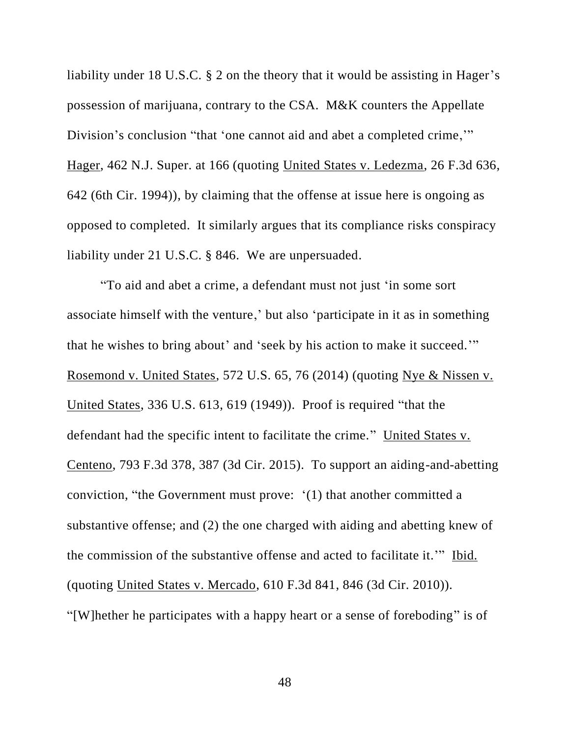liability under 18 U.S.C. § 2 on the theory that it would be assisting in Hager's possession of marijuana, contrary to the CSA. M&K counters the Appellate Division's conclusion "that 'one cannot aid and abet a completed crime,'" Hager, 462 N.J. Super. at 166 (quoting United States v. Ledezma, 26 F.3d 636, 642 (6th Cir. 1994)), by claiming that the offense at issue here is ongoing as opposed to completed. It similarly argues that its compliance risks conspiracy liability under 21 U.S.C. § 846. We are unpersuaded.

"To aid and abet a crime, a defendant must not just 'in some sort associate himself with the venture,' but also 'participate in it as in something that he wishes to bring about' and 'seek by his action to make it succeed.'" Rosemond v. United States, 572 U.S. 65, 76 (2014) (quoting Nye & Nissen v. United States, 336 U.S. 613, 619 (1949)). Proof is required "that the defendant had the specific intent to facilitate the crime." United States v. Centeno, 793 F.3d 378, 387 (3d Cir. 2015). To support an aiding-and-abetting conviction, "the Government must prove: '(1) that another committed a substantive offense; and (2) the one charged with aiding and abetting knew of the commission of the substantive offense and acted to facilitate it.'" Ibid. (quoting United States v. Mercado, 610 F.3d 841, 846 (3d Cir. 2010)). "[W]hether he participates with a happy heart or a sense of foreboding" is of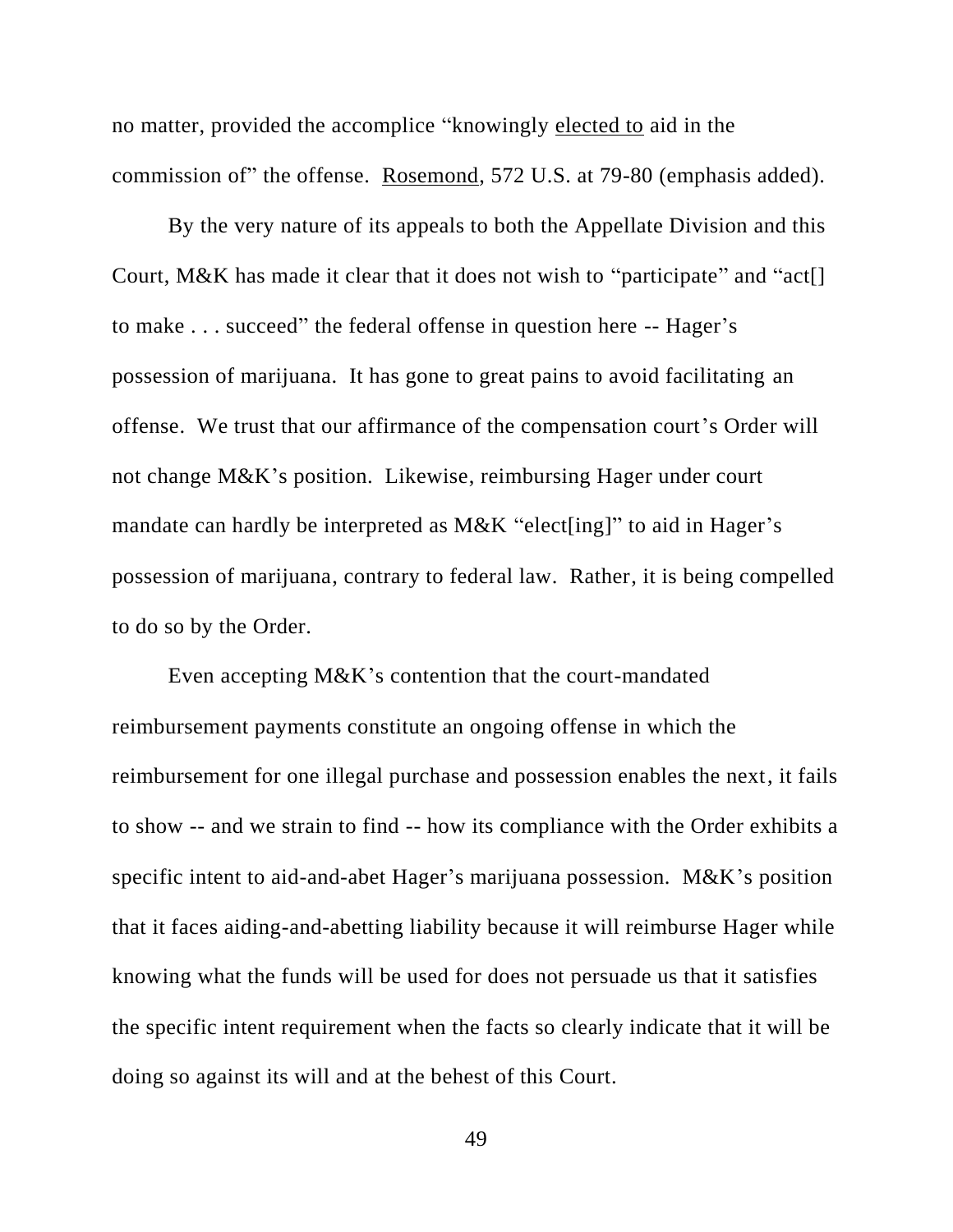no matter, provided the accomplice "knowingly <u>elected to</u> aid in the commission of" the offense. <u>Rosemond</u>, 572 U.S. at 79-80 (emphasis added).

By the very nature of its appeals to both the Appellate Division and this Court, M&K has made it clear that it does not wish to "participate" and "act[] to make . . . succeed" the federal offense in question here -- Hager's possession of marijuana. It has gone to great pains to avoid facilitating an offense. We trust that our affirmance of the compensation court's Order will not change M&K's position. Likewise, reimbursing Hager under court mandate can hardly be interpreted as M&K "elect[ing]" to aid in Hager's possession of marijuana, contrary to federal law. Rather, it is being compelled to do so by the Order.

Even accepting M&K's contention that the court-mandated reimbursement payments constitute an ongoing offense in which the reimbursement for one illegal purchase and possession enables the next, it fails to show -- and we strain to find -- how its compliance with the Order exhibits a specific intent to aid-and-abet Hager's marijuana possession. M&K's position that it faces aiding-and-abetting liability because it will reimburse Hager while knowing what the funds will be used for does not persuade us that it satisfies the specific intent requirement when the facts so clearly indicate that it will be doing so against its will and at the behest of this Court.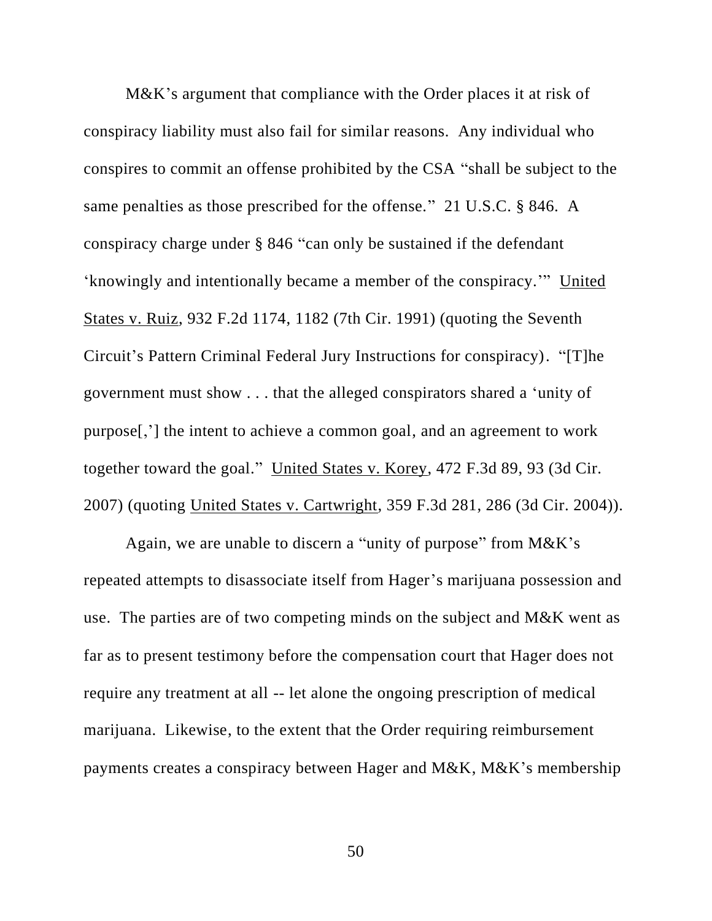M&K's argument that compliance with the Order places it at risk of conspiracy liability must also fail for similar reasons. Any individual who conspires to commit an offense prohibited by the CSA "shall be subject to the same penalties as those prescribed for the offense." 21 U.S.C. § 846. A conspiracy charge under § 846 "can only be sustained if the defendant 'knowingly and intentionally became a member of the conspiracy.'" United States v. Ruiz, 932 F.2d 1174, 1182 (7th Cir. 1991) (quoting the Seventh Circuit's Pattern Criminal Federal Jury Instructions for conspiracy). "[T]he government must show . . . that the alleged conspirators shared a 'unity of purpose[,'] the intent to achieve a common goal, and an agreement to work together toward the goal." United States v. Korey, 472 F.3d 89, 93 (3d Cir. 2007) (quoting United States v. Cartwright, 359 F.3d 281, 286 (3d Cir. 2004)).

Again, we are unable to discern a "unity of purpose" from M&K's repeated attempts to disassociate itself from Hager's marijuana possession and use. The parties are of two competing minds on the subject and M&K went as far as to present testimony before the compensation court that Hager does not require any treatment at all -- let alone the ongoing prescription of medical marijuana. Likewise, to the extent that the Order requiring reimbursement payments creates a conspiracy between Hager and M&K, M&K's membership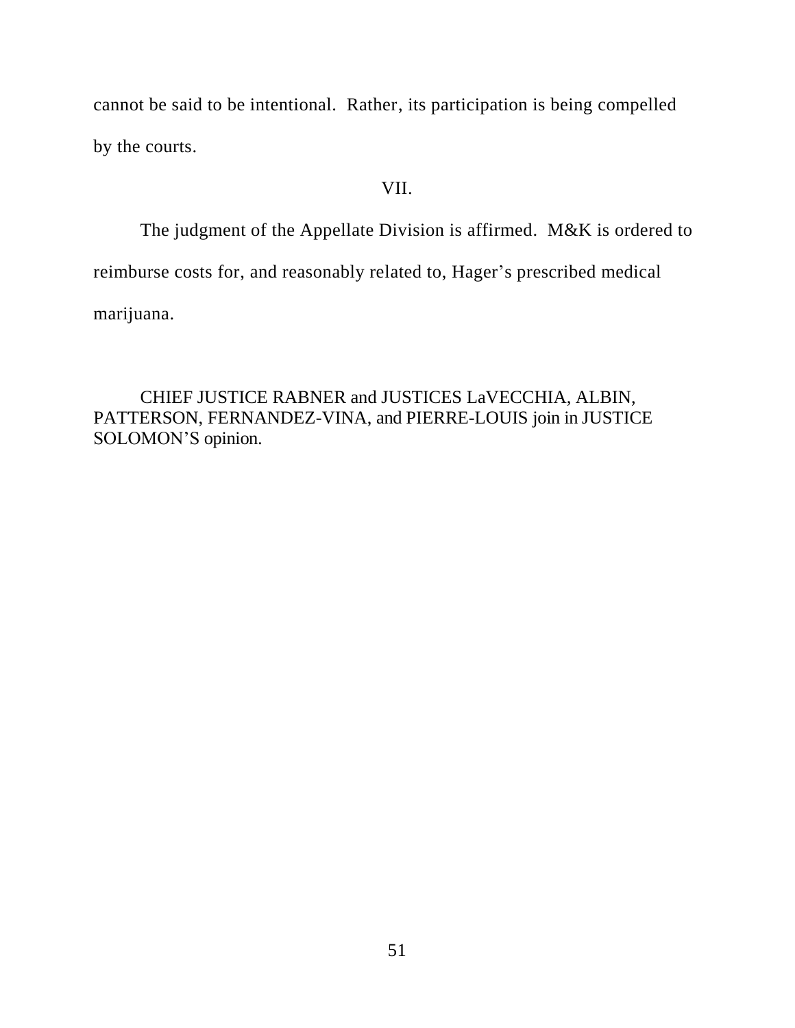cannot be said to be intentional. Rather, its participation is being compelled by the courts.

## VII.

The judgment of the Appellate Division is affirmed. M&K is ordered to reimburse costs for, and reasonably related to, Hager's prescribed medical marijuana.

CHIEF JUSTICE RABNER and JUSTICES LaVECCHIA, ALBIN, PATTERSON, FERNANDEZ-VINA, and PIERRE-LOUIS join in JUSTICE SOLOMON'S opinion.